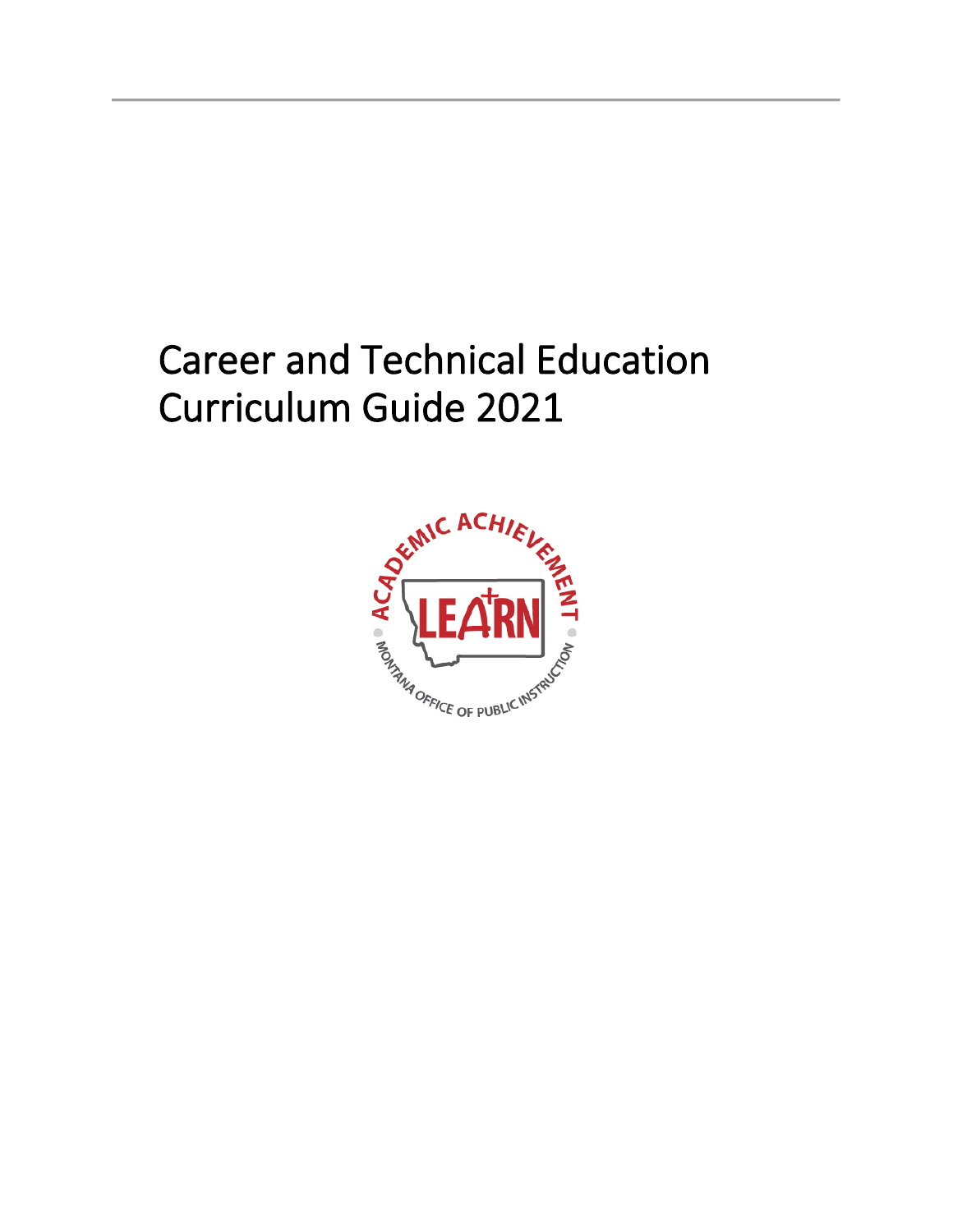# Career and Technical Education Curriculum Guide 2021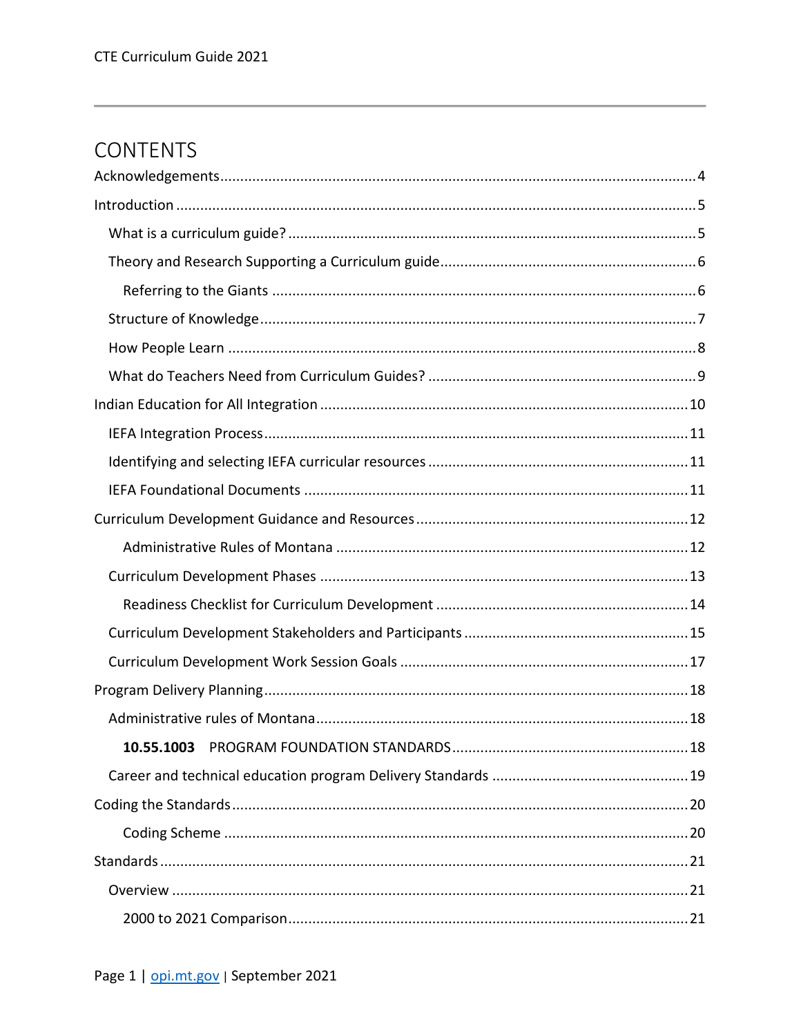# CONTENTS

Acknowledgements....4

Introduction....5

- What is a curriculum guide?....5
- Theory and Research Supporting a Curriculum guide....6
  - Referring to the Giants....6
- Structure of Knowledge....7
- How People Learn....8
- What do Teachers Need from Curriculum Guides?....9

Indian Education for All Integration....10

- IEFA Integration Process....11
- Identifying and selecting IEFA curricular resources....11
- IEFA Foundational Documents....11

Curriculum Development Guidance and Resources....12

  - Administrative Rules of Montana....12
- Curriculum Development Phases....13
  - Readiness Checklist for Curriculum Development....14
- Curriculum Development Stakeholders and Participants....15
- Curriculum Development Work Session Goals....17

Program Delivery Planning....18

- Administrative rules of Montana....18
  - **10.55.1003** PROGRAM FOUNDATION STANDARDS....18
- Career and technical education program Delivery Standards....19

Coding the Standards....20

  - Coding Scheme....20

Standards....21

- Overview....21
  - 2000 to 2021 Comparison....21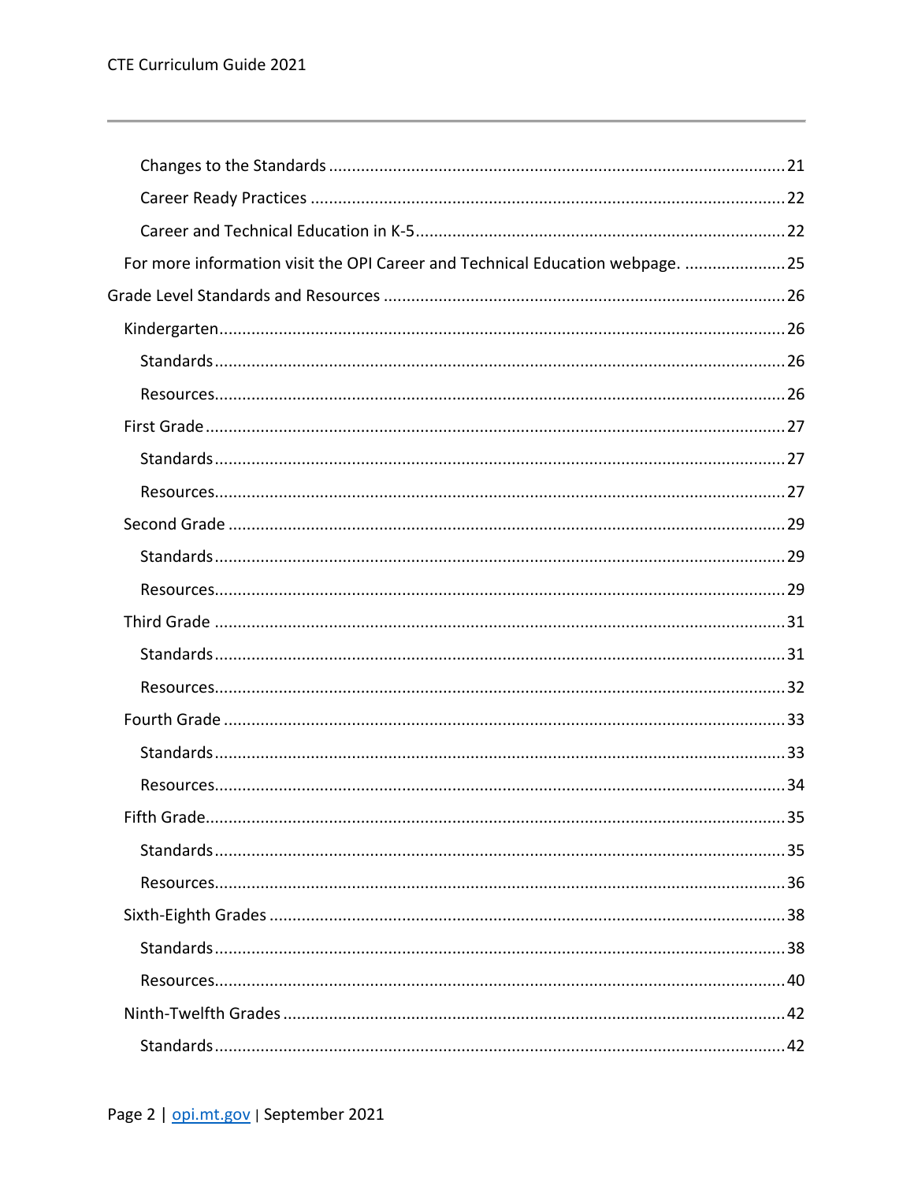- Changes to the Standards ........ 21
- Career Ready Practices ........ 22
- Career and Technical Education in K-5 ........ 22

For more information visit the OPI Career and Technical Education webpage. ........ 25

Grade Level Standards and Resources ........ 26

- Kindergarten ........ 26
  - Standards ........ 26
  - Resources ........ 26
- First Grade ........ 27
  - Standards ........ 27
  - Resources ........ 27
- Second Grade ........ 29
  - Standards ........ 29
  - Resources ........ 29
- Third Grade ........ 31
  - Standards ........ 31
  - Resources ........ 32
- Fourth Grade ........ 33
  - Standards ........ 33
  - Resources ........ 34
- Fifth Grade ........ 35
  - Standards ........ 35
  - Resources ........ 36
- Sixth-Eighth Grades ........ 38
  - Standards ........ 38
  - Resources ........ 40
- Ninth-Twelfth Grades ........ 42
  - Standards ........ 42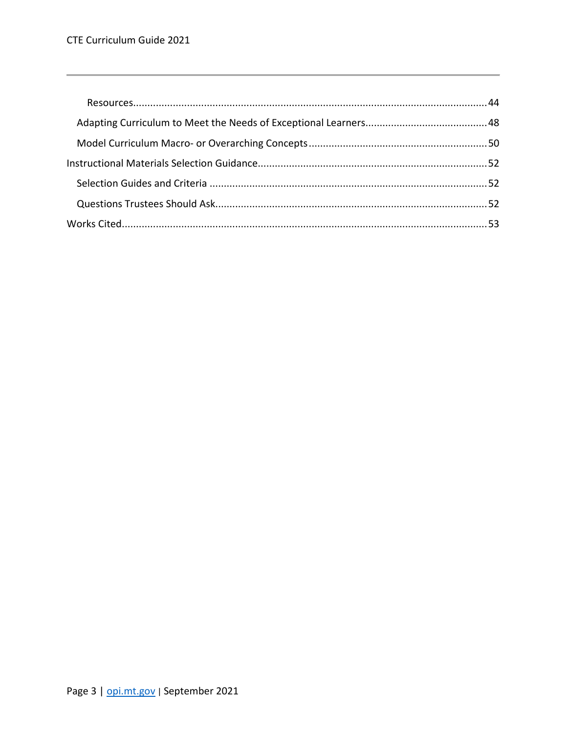Resources....................................................................................................................44

Adapting Curriculum to Meet the Needs of Exceptional Learners..........................................48

Model Curriculum Macro- or Overarching Concepts.............................................................50

Instructional Materials Selection Guidance................................................................................52

Selection Guides and Criteria ................................................................................................52

Questions Trustees Should Ask..............................................................................................52

Works Cited................................................................................................................................53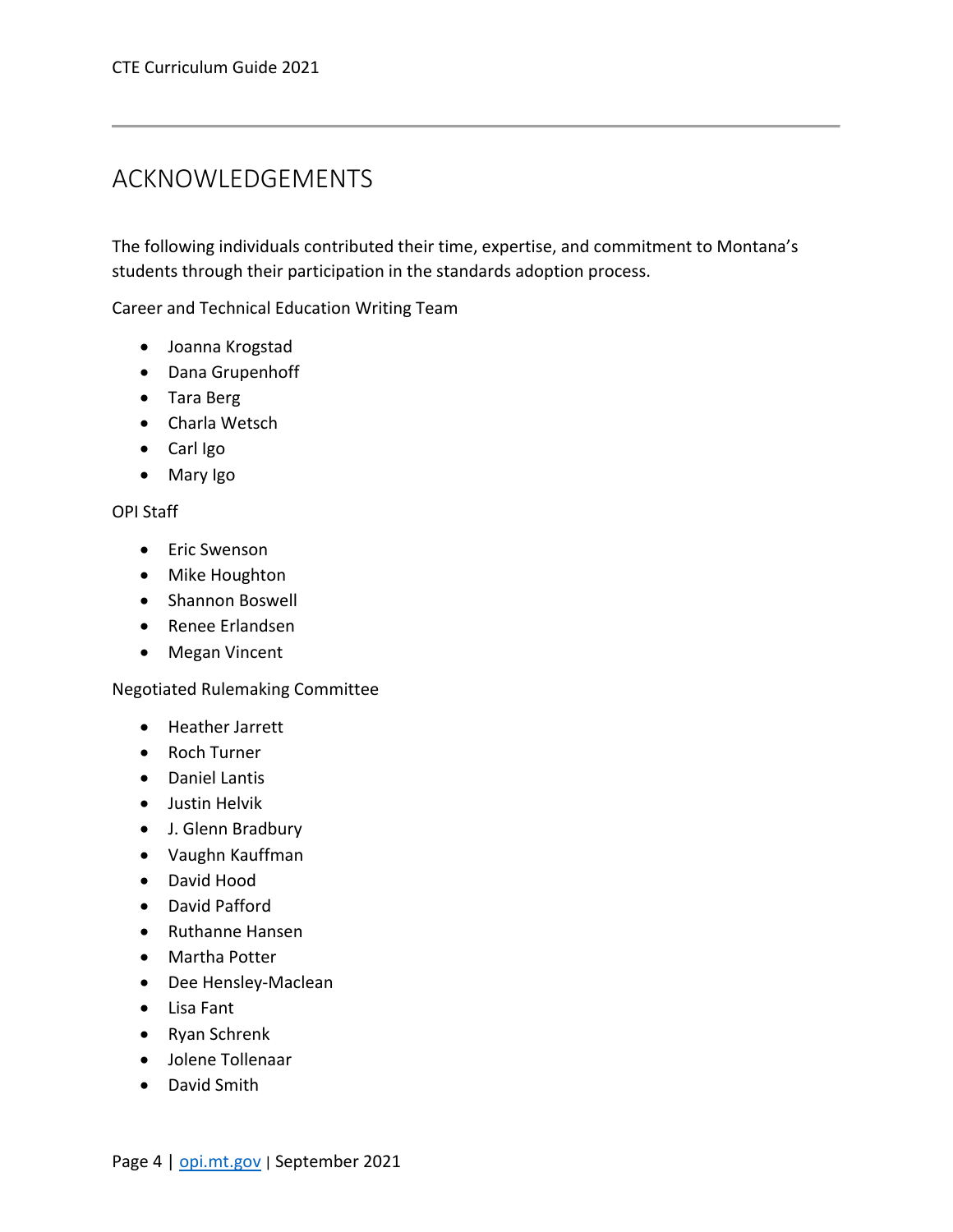# ACKNOWLEDGEMENTS

The following individuals contributed their time, expertise, and commitment to Montana's students through their participation in the standards adoption process.

Career and Technical Education Writing Team

- Joanna Krogstad
- Dana Grupenhoff
- Tara Berg
- Charla Wetsch
- Carl Igo
- Mary Igo

OPI Staff

- Eric Swenson
- Mike Houghton
- Shannon Boswell
- Renee Erlandsen
- Megan Vincent

Negotiated Rulemaking Committee

- Heather Jarrett
- Roch Turner
- Daniel Lantis
- Justin Helvik
- J. Glenn Bradbury
- Vaughn Kauffman
- David Hood
- David Pafford
- Ruthanne Hansen
- Martha Potter
- Dee Hensley-Maclean
- Lisa Fant
- Ryan Schrenk
- Jolene Tollenaar
- David Smith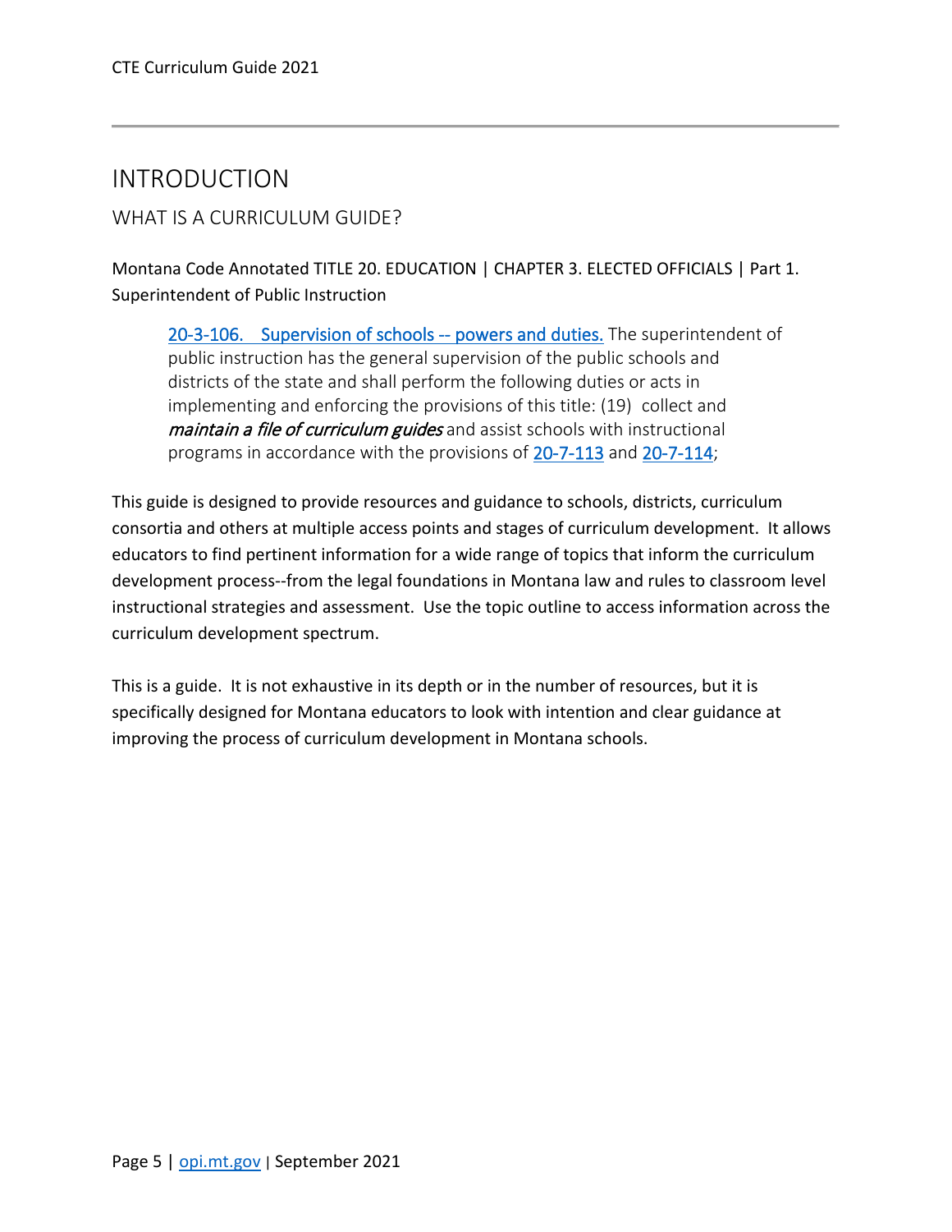# INTRODUCTION

## WHAT IS A CURRICULUM GUIDE?

Montana Code Annotated TITLE 20. EDUCATION | CHAPTER 3. ELECTED OFFICIALS | Part 1. Superintendent of Public Instruction

> 20-3-106. Supervision of schools -- powers and duties. The superintendent of public instruction has the general supervision of the public schools and districts of the state and shall perform the following duties or acts in implementing and enforcing the provisions of this title: (19) collect and ***maintain a file of curriculum guides*** and assist schools with instructional programs in accordance with the provisions of 20-7-113 and 20-7-114;

This guide is designed to provide resources and guidance to schools, districts, curriculum consortia and others at multiple access points and stages of curriculum development. It allows educators to find pertinent information for a wide range of topics that inform the curriculum development process--from the legal foundations in Montana law and rules to classroom level instructional strategies and assessment. Use the topic outline to access information across the curriculum development spectrum.

This is a guide. It is not exhaustive in its depth or in the number of resources, but it is specifically designed for Montana educators to look with intention and clear guidance at improving the process of curriculum development in Montana schools.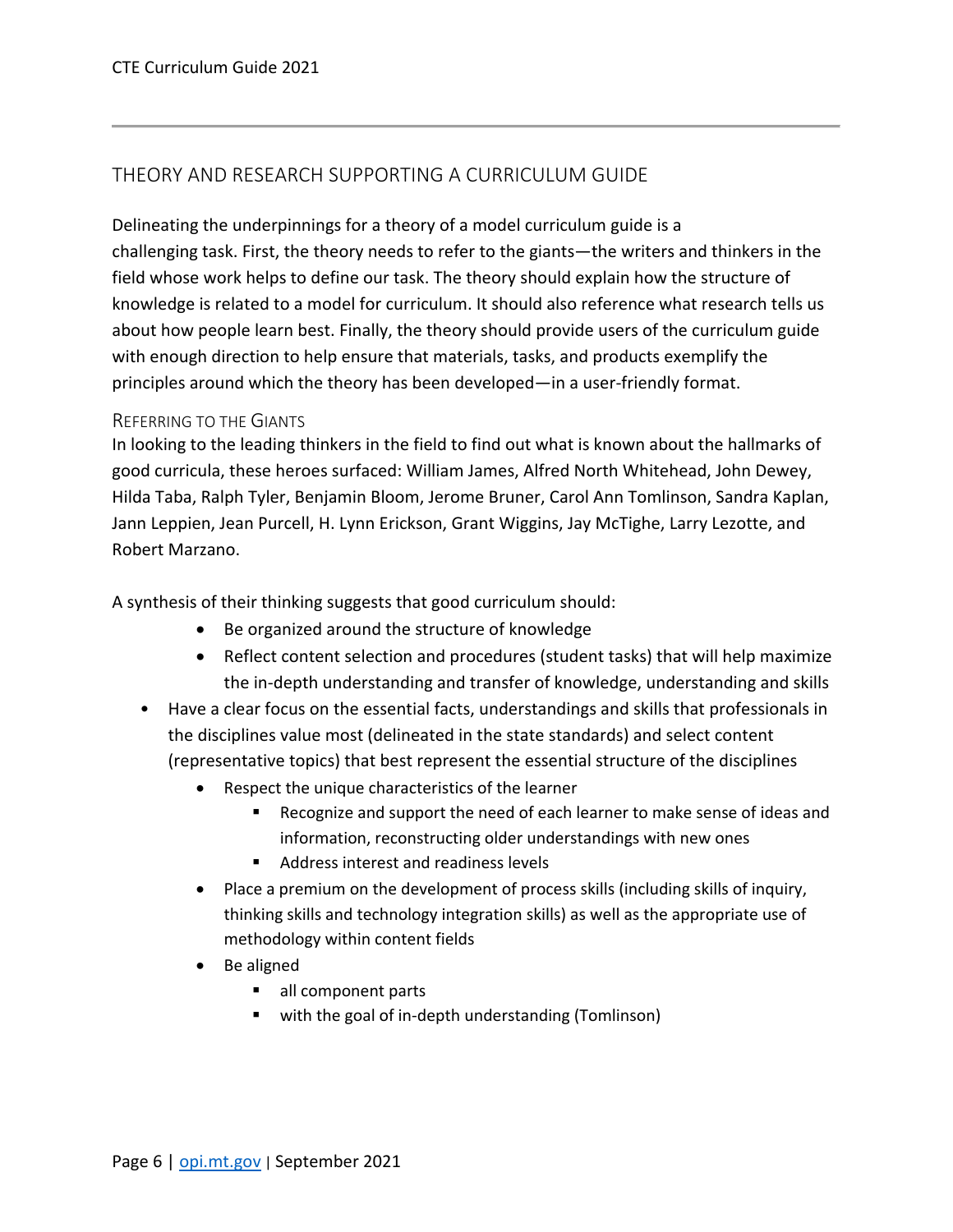## THEORY AND RESEARCH SUPPORTING A CURRICULUM GUIDE

Delineating the underpinnings for a theory of a model curriculum guide is a challenging task. First, the theory needs to refer to the giants—the writers and thinkers in the field whose work helps to define our task. The theory should explain how the structure of knowledge is related to a model for curriculum. It should also reference what research tells us about how people learn best. Finally, the theory should provide users of the curriculum guide with enough direction to help ensure that materials, tasks, and products exemplify the principles around which the theory has been developed—in a user-friendly format.

### Referring to the Giants

In looking to the leading thinkers in the field to find out what is known about the hallmarks of good curricula, these heroes surfaced: William James, Alfred North Whitehead, John Dewey, Hilda Taba, Ralph Tyler, Benjamin Bloom, Jerome Bruner, Carol Ann Tomlinson, Sandra Kaplan, Jann Leppien, Jean Purcell, H. Lynn Erickson, Grant Wiggins, Jay McTighe, Larry Lezotte, and Robert Marzano.

A synthesis of their thinking suggests that good curriculum should:

- Be organized around the structure of knowledge
- Reflect content selection and procedures (student tasks) that will help maximize the in-depth understanding and transfer of knowledge, understanding and skills
- Have a clear focus on the essential facts, understandings and skills that professionals in the disciplines value most (delineated in the state standards) and select content (representative topics) that best represent the essential structure of the disciplines
- Respect the unique characteristics of the learner
  - Recognize and support the need of each learner to make sense of ideas and information, reconstructing older understandings with new ones
  - Address interest and readiness levels
- Place a premium on the development of process skills (including skills of inquiry, thinking skills and technology integration skills) as well as the appropriate use of methodology within content fields
- Be aligned
  - all component parts
  - with the goal of in-depth understanding (Tomlinson)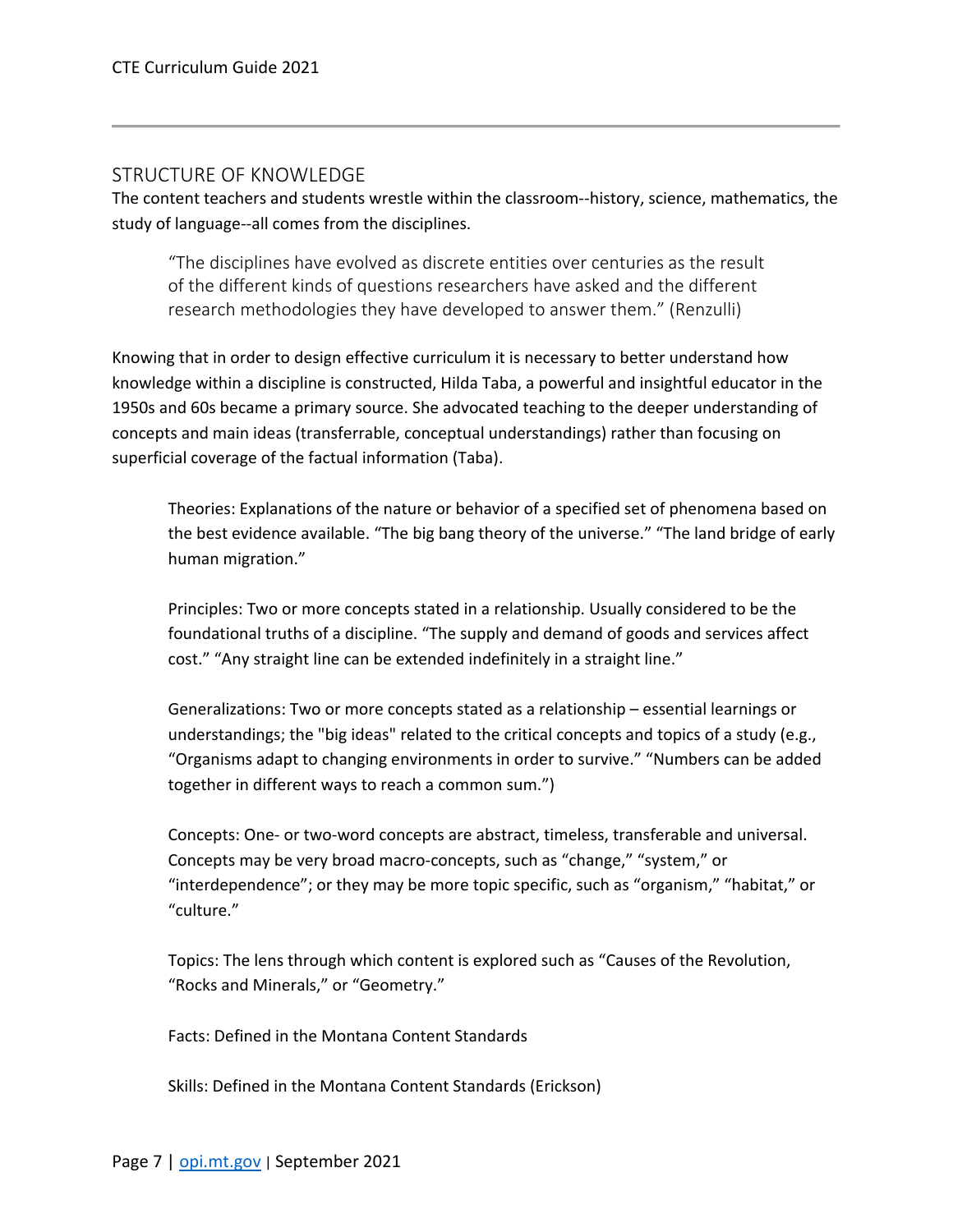## STRUCTURE OF KNOWLEDGE

The content teachers and students wrestle within the classroom--history, science, mathematics, the study of language--all comes from the disciplines.

> "The disciplines have evolved as discrete entities over centuries as the result of the different kinds of questions researchers have asked and the different research methodologies they have developed to answer them." (Renzulli)

Knowing that in order to design effective curriculum it is necessary to better understand how knowledge within a discipline is constructed, Hilda Taba, a powerful and insightful educator in the 1950s and 60s became a primary source. She advocated teaching to the deeper understanding of concepts and main ideas (transferrable, conceptual understandings) rather than focusing on superficial coverage of the factual information (Taba).

> Theories: Explanations of the nature or behavior of a specified set of phenomena based on the best evidence available. "The big bang theory of the universe." "The land bridge of early human migration."
>
> Principles: Two or more concepts stated in a relationship. Usually considered to be the foundational truths of a discipline. "The supply and demand of goods and services affect cost." "Any straight line can be extended indefinitely in a straight line."
>
> Generalizations: Two or more concepts stated as a relationship – essential learnings or understandings; the "big ideas" related to the critical concepts and topics of a study (e.g., "Organisms adapt to changing environments in order to survive." "Numbers can be added together in different ways to reach a common sum.")
>
> Concepts: One- or two-word concepts are abstract, timeless, transferable and universal. Concepts may be very broad macro-concepts, such as "change," "system," or "interdependence"; or they may be more topic specific, such as "organism," "habitat," or "culture."
>
> Topics: The lens through which content is explored such as "Causes of the Revolution, "Rocks and Minerals," or "Geometry."
>
> Facts: Defined in the Montana Content Standards
>
> Skills: Defined in the Montana Content Standards (Erickson)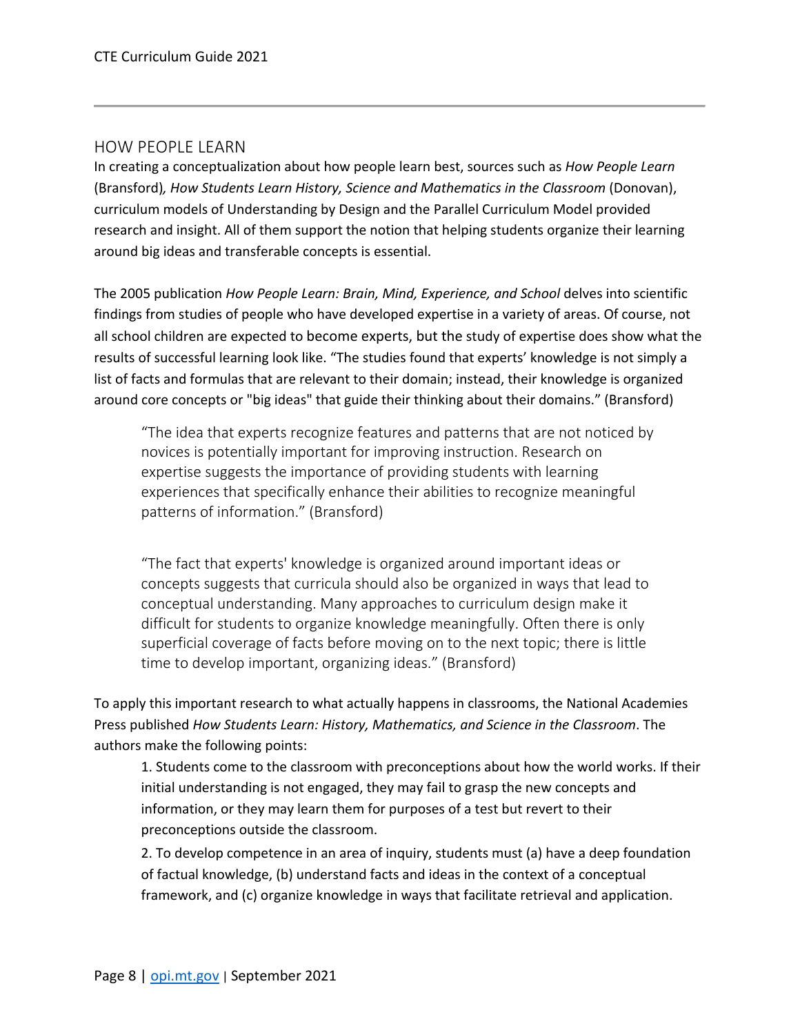## HOW PEOPLE LEARN

In creating a conceptualization about how people learn best, sources such as *How People Learn* (Bransford)*, How Students Learn History, Science and Mathematics in the Classroom* (Donovan), curriculum models of Understanding by Design and the Parallel Curriculum Model provided research and insight. All of them support the notion that helping students organize their learning around big ideas and transferable concepts is essential.

The 2005 publication *How People Learn: Brain, Mind, Experience, and School* delves into scientific findings from studies of people who have developed expertise in a variety of areas. Of course, not all school children are expected to become experts, but the study of expertise does show what the results of successful learning look like. "The studies found that experts' knowledge is not simply a list of facts and formulas that are relevant to their domain; instead, their knowledge is organized around core concepts or "big ideas" that guide their thinking about their domains." (Bransford)

> "The idea that experts recognize features and patterns that are not noticed by novices is potentially important for improving instruction. Research on expertise suggests the importance of providing students with learning experiences that specifically enhance their abilities to recognize meaningful patterns of information." (Bransford)

> "The fact that experts' knowledge is organized around important ideas or concepts suggests that curricula should also be organized in ways that lead to conceptual understanding. Many approaches to curriculum design make it difficult for students to organize knowledge meaningfully. Often there is only superficial coverage of facts before moving on to the next topic; there is little time to develop important, organizing ideas." (Bransford)

To apply this important research to what actually happens in classrooms, the National Academies Press published *How Students Learn: History, Mathematics, and Science in the Classroom*. The authors make the following points:

1. Students come to the classroom with preconceptions about how the world works. If their initial understanding is not engaged, they may fail to grasp the new concepts and information, or they may learn them for purposes of a test but revert to their preconceptions outside the classroom.
2. To develop competence in an area of inquiry, students must (a) have a deep foundation of factual knowledge, (b) understand facts and ideas in the context of a conceptual framework, and (c) organize knowledge in ways that facilitate retrieval and application.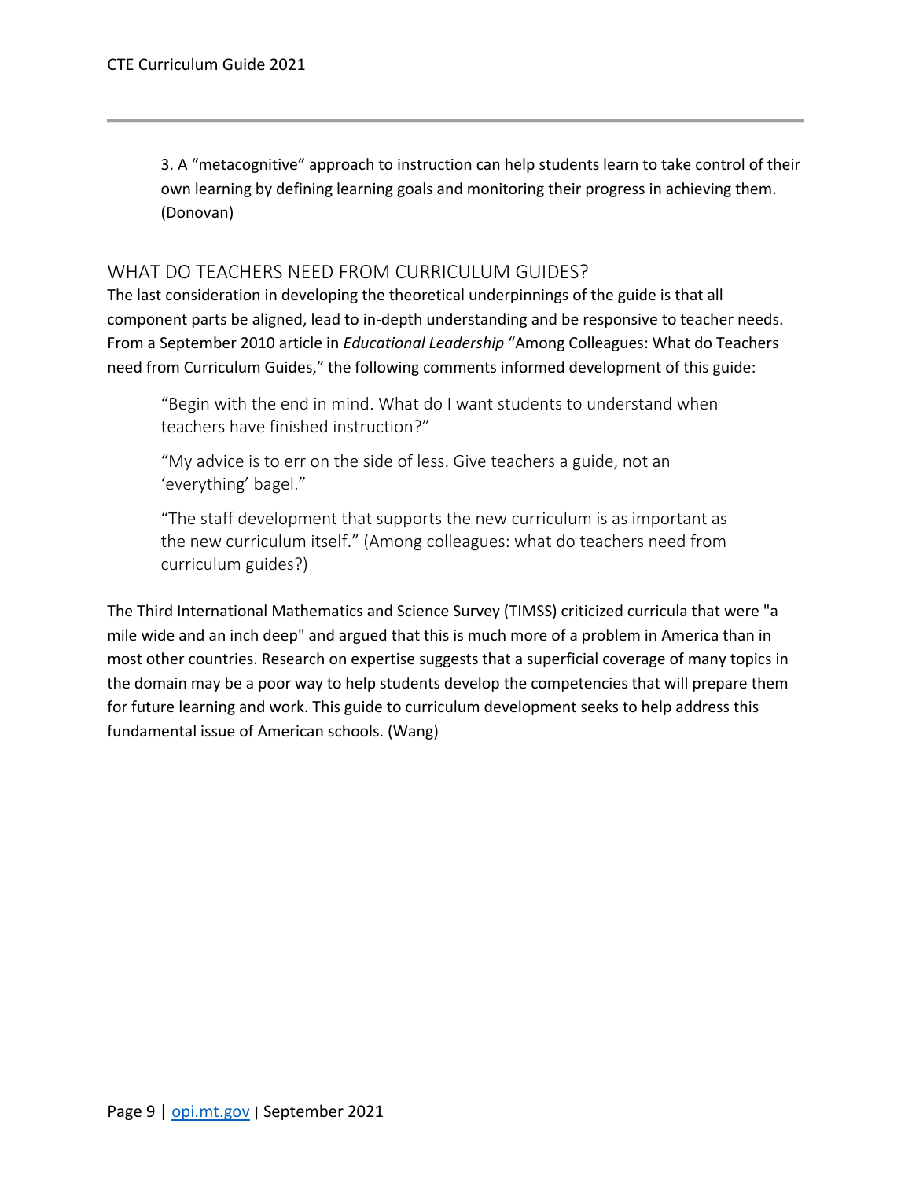3. A "metacognitive" approach to instruction can help students learn to take control of their own learning by defining learning goals and monitoring their progress in achieving them. (Donovan)

## WHAT DO TEACHERS NEED FROM CURRICULUM GUIDES?

The last consideration in developing the theoretical underpinnings of the guide is that all component parts be aligned, lead to in-depth understanding and be responsive to teacher needs. From a September 2010 article in *Educational Leadership* "Among Colleagues: What do Teachers need from Curriculum Guides," the following comments informed development of this guide:

> "Begin with the end in mind. What do I want students to understand when teachers have finished instruction?"
>
> "My advice is to err on the side of less. Give teachers a guide, not an 'everything' bagel."
>
> "The staff development that supports the new curriculum is as important as the new curriculum itself." (Among colleagues: what do teachers need from curriculum guides?)

The Third International Mathematics and Science Survey (TIMSS) criticized curricula that were "a mile wide and an inch deep" and argued that this is much more of a problem in America than in most other countries. Research on expertise suggests that a superficial coverage of many topics in the domain may be a poor way to help students develop the competencies that will prepare them for future learning and work. This guide to curriculum development seeks to help address this fundamental issue of American schools. (Wang)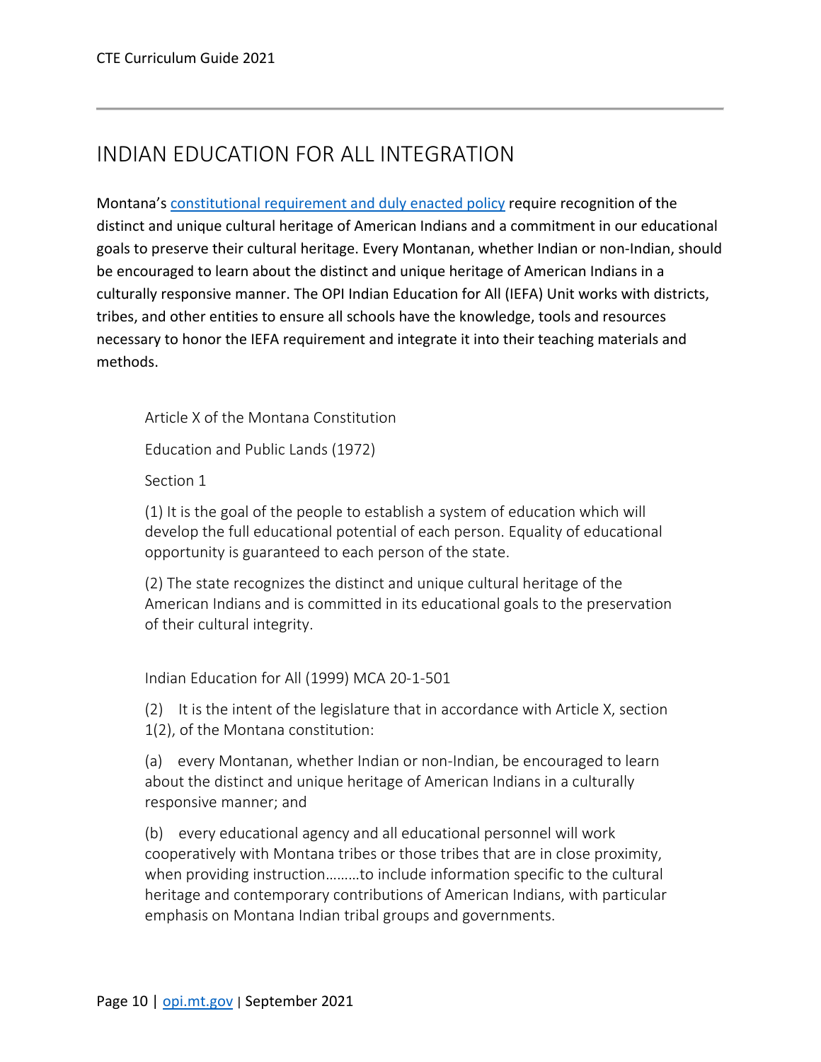# INDIAN EDUCATION FOR ALL INTEGRATION

Montana's [constitutional requirement and duly enacted policy](#) require recognition of the distinct and unique cultural heritage of American Indians and a commitment in our educational goals to preserve their cultural heritage. Every Montanan, whether Indian or non-Indian, should be encouraged to learn about the distinct and unique heritage of American Indians in a culturally responsive manner. The OPI Indian Education for All (IEFA) Unit works with districts, tribes, and other entities to ensure all schools have the knowledge, tools and resources necessary to honor the IEFA requirement and integrate it into their teaching materials and methods.

> Article X of the Montana Constitution
>
> Education and Public Lands (1972)
>
> Section 1
>
> (1) It is the goal of the people to establish a system of education which will develop the full educational potential of each person. Equality of educational opportunity is guaranteed to each person of the state.
>
> (2) The state recognizes the distinct and unique cultural heritage of the American Indians and is committed in its educational goals to the preservation of their cultural integrity.
>
> Indian Education for All (1999) MCA 20-1-501
>
> (2) It is the intent of the legislature that in accordance with Article X, section 1(2), of the Montana constitution:
>
> (a) every Montanan, whether Indian or non-Indian, be encouraged to learn about the distinct and unique heritage of American Indians in a culturally responsive manner; and
>
> (b) every educational agency and all educational personnel will work cooperatively with Montana tribes or those tribes that are in close proximity, when providing instruction………to include information specific to the cultural heritage and contemporary contributions of American Indians, with particular emphasis on Montana Indian tribal groups and governments.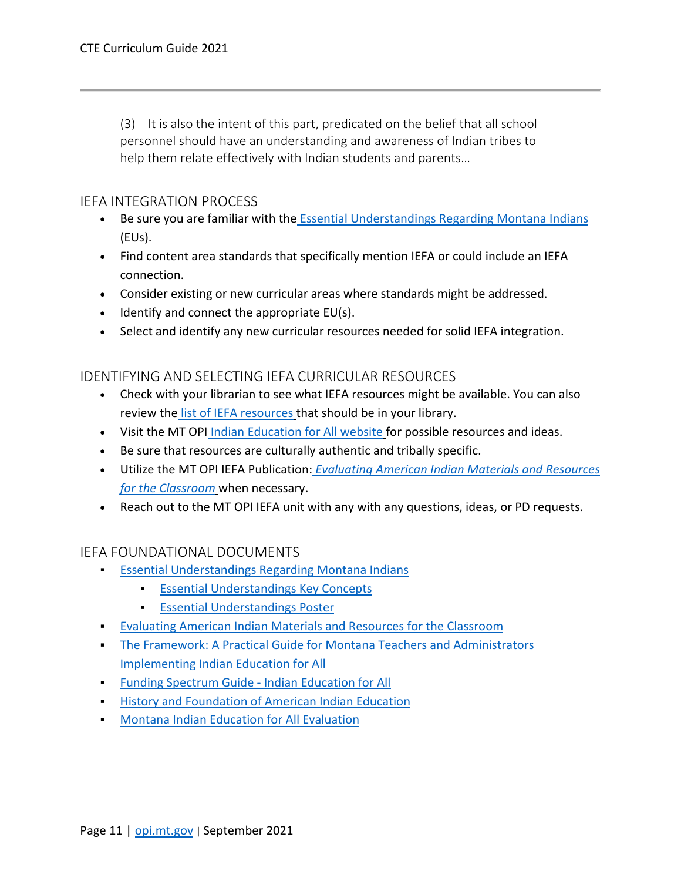> (3) It is also the intent of this part, predicated on the belief that all school personnel should have an understanding and awareness of Indian tribes to help them relate effectively with Indian students and parents…

## IEFA INTEGRATION PROCESS

- Be sure you are familiar with the Essential Understandings Regarding Montana Indians (EUs).
- Find content area standards that specifically mention IEFA or could include an IEFA connection.
- Consider existing or new curricular areas where standards might be addressed.
- Identify and connect the appropriate EU(s).
- Select and identify any new curricular resources needed for solid IEFA integration.

## IDENTIFYING AND SELECTING IEFA CURRICULAR RESOURCES

- Check with your librarian to see what IEFA resources might be available. You can also review the list of IEFA resources that should be in your library.
- Visit the MT OPI Indian Education for All website for possible resources and ideas.
- Be sure that resources are culturally authentic and tribally specific.
- Utilize the MT OPI IEFA Publication: *Evaluating American Indian Materials and Resources for the Classroom* when necessary.
- Reach out to the MT OPI IEFA unit with any with any questions, ideas, or PD requests.

## IEFA FOUNDATIONAL DOCUMENTS

- Essential Understandings Regarding Montana Indians
  - Essential Understandings Key Concepts
  - Essential Understandings Poster
- Evaluating American Indian Materials and Resources for the Classroom
- The Framework: A Practical Guide for Montana Teachers and Administrators Implementing Indian Education for All
- Funding Spectrum Guide - Indian Education for All
- History and Foundation of American Indian Education
- Montana Indian Education for All Evaluation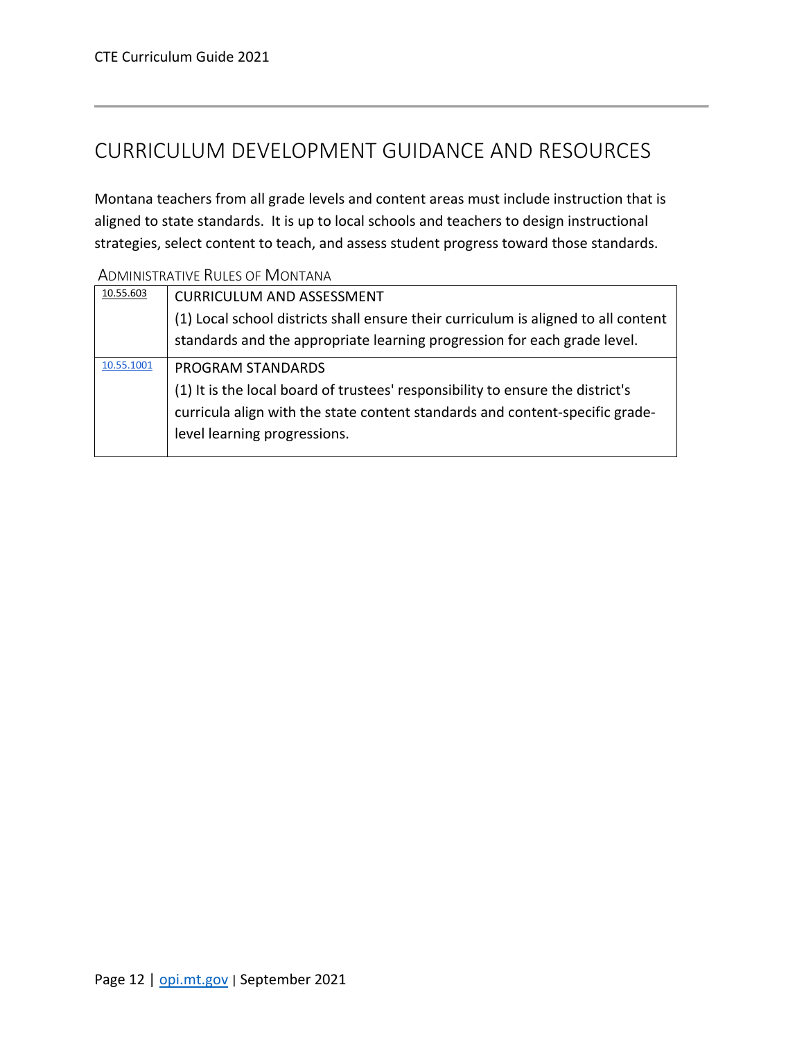# CURRICULUM DEVELOPMENT GUIDANCE AND RESOURCES

Montana teachers from all grade levels and content areas must include instruction that is aligned to state standards. It is up to local schools and teachers to design instructional strategies, select content to teach, and assess student progress toward those standards.

ADMINISTRATIVE RULES OF MONTANA

| | |
|---|---|
| 10.55.603 | CURRICULUM AND ASSESSMENT<br>(1) Local school districts shall ensure their curriculum is aligned to all content standards and the appropriate learning progression for each grade level. |
| 10.55.1001 | PROGRAM STANDARDS<br>(1) It is the local board of trustees' responsibility to ensure the district's curricula align with the state content standards and content-specific grade-level learning progressions. |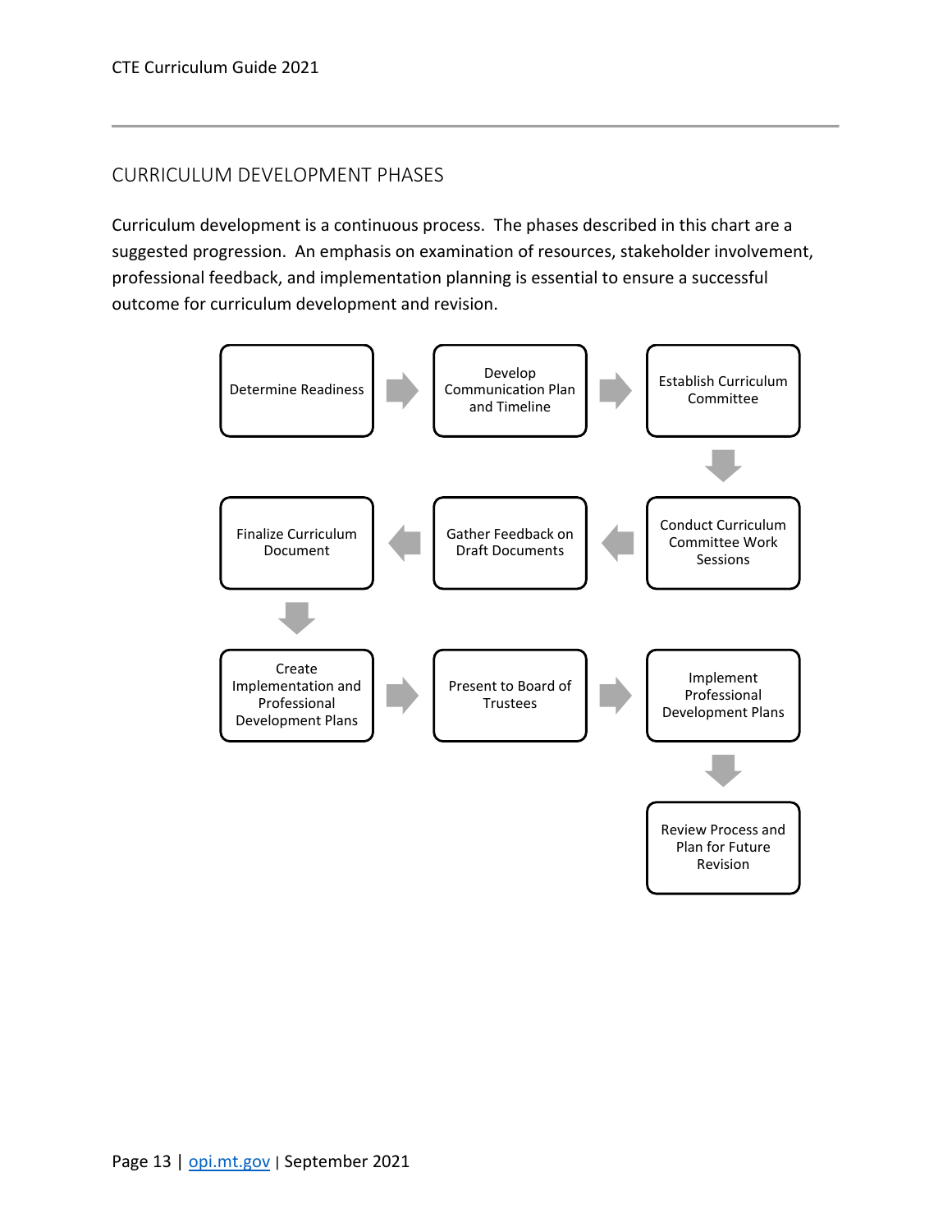## CURRICULUM DEVELOPMENT PHASES

Curriculum development is a continuous process. The phases described in this chart are a suggested progression. An emphasis on examination of resources, stakeholder involvement, professional feedback, and implementation planning is essential to ensure a successful outcome for curriculum development and revision.

1. Determine Readiness
2. Develop Communication Plan and Timeline
3. Establish Curriculum Committee
4. Conduct Curriculum Committee Work Sessions
5. Gather Feedback on Draft Documents
6. Finalize Curriculum Document
7. Create Implementation and Professional Development Plans
8. Present to Board of Trustees
9. Implement Professional Development Plans
10. Review Process and Plan for Future Revision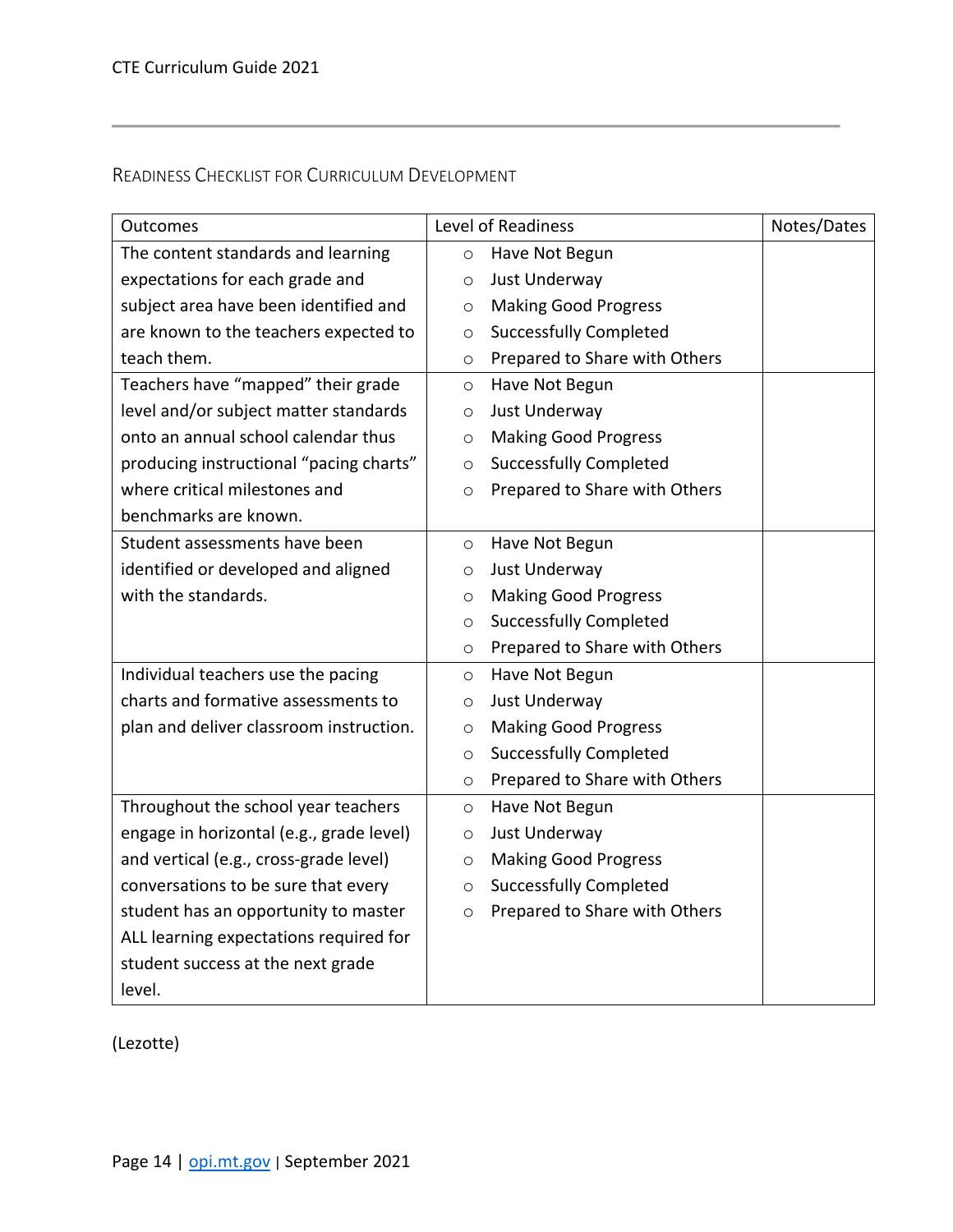## Readiness Checklist for Curriculum Development

| Outcomes | Level of Readiness | Notes/Dates |
|---|---|---|
| The content standards and learning expectations for each grade and subject area have been identified and are known to the teachers expected to teach them. | ○ Have Not Begun<br>○ Just Underway<br>○ Making Good Progress<br>○ Successfully Completed<br>○ Prepared to Share with Others | |
| Teachers have "mapped" their grade level and/or subject matter standards onto an annual school calendar thus producing instructional "pacing charts" where critical milestones and benchmarks are known. | ○ Have Not Begun<br>○ Just Underway<br>○ Making Good Progress<br>○ Successfully Completed<br>○ Prepared to Share with Others | |
| Student assessments have been identified or developed and aligned with the standards. | ○ Have Not Begun<br>○ Just Underway<br>○ Making Good Progress<br>○ Successfully Completed<br>○ Prepared to Share with Others | |
| Individual teachers use the pacing charts and formative assessments to plan and deliver classroom instruction. | ○ Have Not Begun<br>○ Just Underway<br>○ Making Good Progress<br>○ Successfully Completed<br>○ Prepared to Share with Others | |
| Throughout the school year teachers engage in horizontal (e.g., grade level) and vertical (e.g., cross-grade level) conversations to be sure that every student has an opportunity to master ALL learning expectations required for student success at the next grade level. | ○ Have Not Begun<br>○ Just Underway<br>○ Making Good Progress<br>○ Successfully Completed<br>○ Prepared to Share with Others | |

(Lezotte)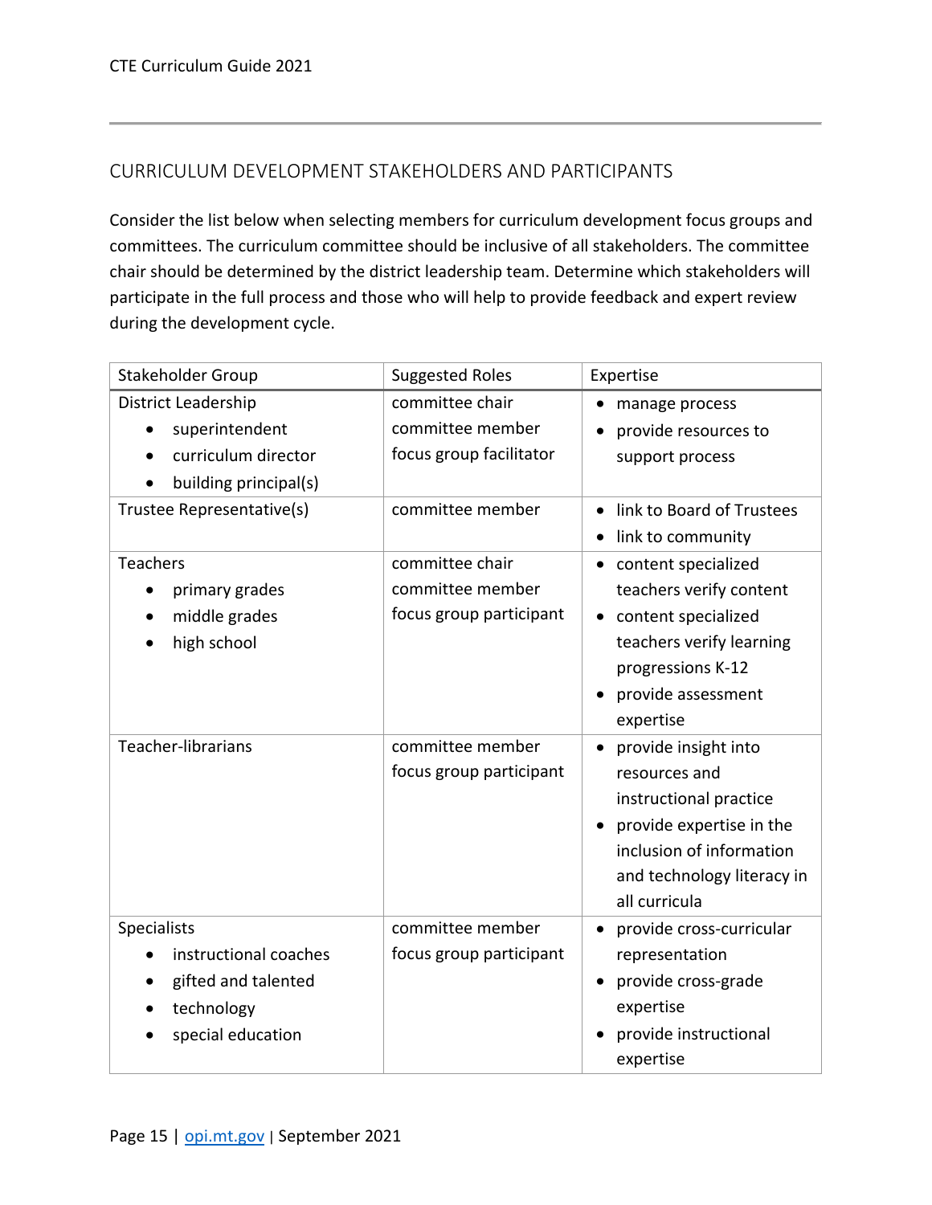## CURRICULUM DEVELOPMENT STAKEHOLDERS AND PARTICIPANTS

Consider the list below when selecting members for curriculum development focus groups and committees. The curriculum committee should be inclusive of all stakeholders. The committee chair should be determined by the district leadership team. Determine which stakeholders will participate in the full process and those who will help to provide feedback and expert review during the development cycle.

| Stakeholder Group | Suggested Roles | Expertise |
|---|---|---|
| District Leadership<br>• superintendent<br>• curriculum director<br>• building principal(s) | committee chair<br>committee member<br>focus group facilitator | • manage process<br>• provide resources to support process |
| Trustee Representative(s) | committee member | • link to Board of Trustees<br>• link to community |
| Teachers<br>• primary grades<br>• middle grades<br>• high school | committee chair<br>committee member<br>focus group participant | • content specialized teachers verify content<br>• content specialized teachers verify learning progressions K-12<br>• provide assessment expertise |
| Teacher-librarians | committee member<br>focus group participant | • provide insight into resources and instructional practice<br>• provide expertise in the inclusion of information and technology literacy in all curricula |
| Specialists<br>• instructional coaches<br>• gifted and talented<br>• technology<br>• special education | committee member<br>focus group participant | • provide cross-curricular representation<br>• provide cross-grade expertise<br>• provide instructional expertise |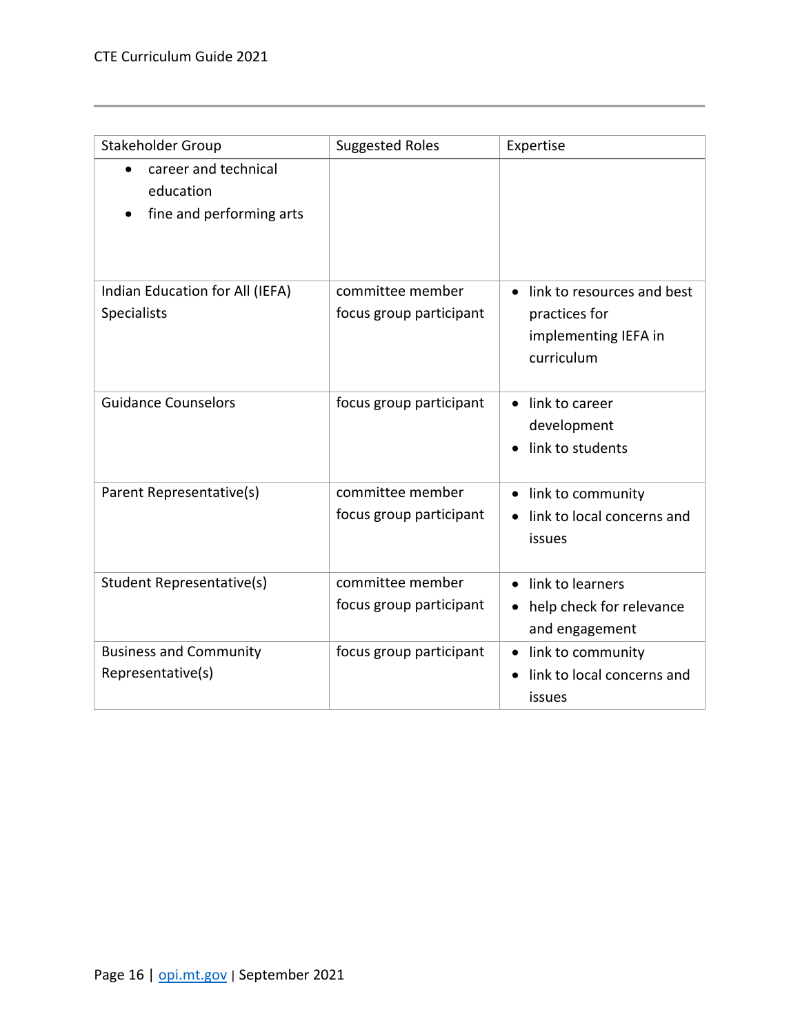| Stakeholder Group | Suggested Roles | Expertise |
|---|---|---|
| • career and technical education<br>• fine and performing arts | | |
| Indian Education for All (IEFA) Specialists | committee member<br>focus group participant | • link to resources and best practices for implementing IEFA in curriculum |
| Guidance Counselors | focus group participant | • link to career development<br>• link to students |
| Parent Representative(s) | committee member<br>focus group participant | • link to community<br>• link to local concerns and issues |
| Student Representative(s) | committee member<br>focus group participant | • link to learners<br>• help check for relevance and engagement |
| Business and Community Representative(s) | focus group participant | • link to community<br>• link to local concerns and issues |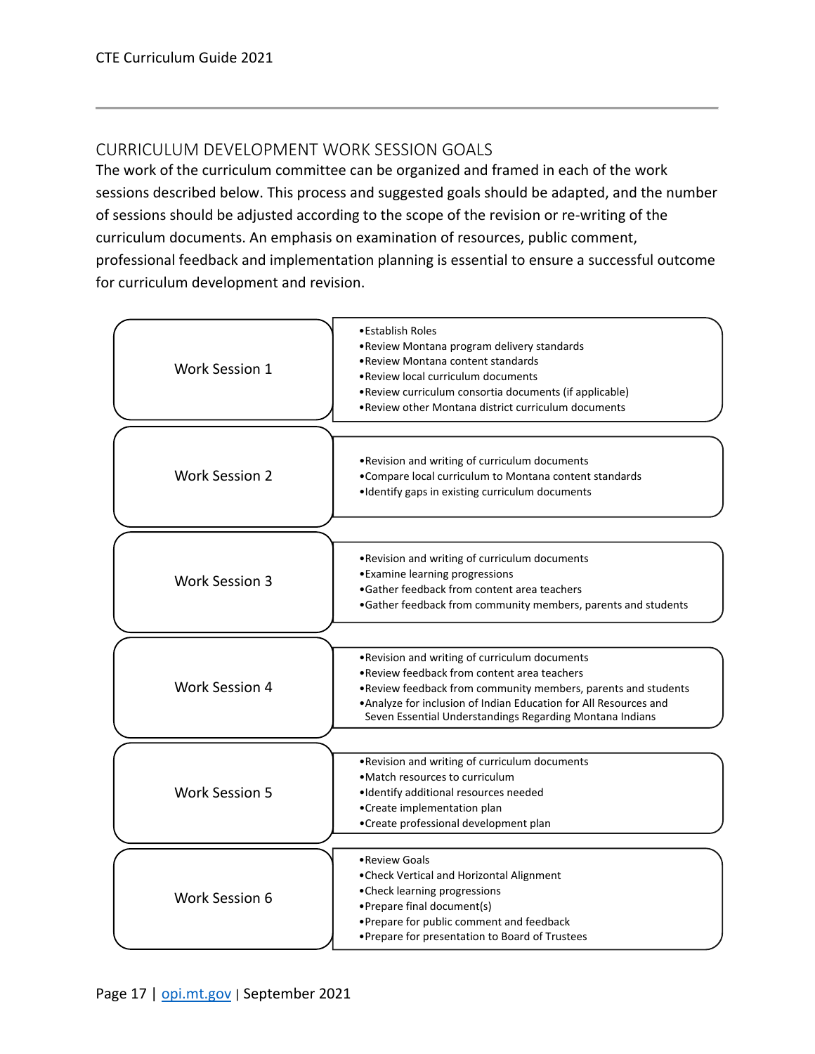## CURRICULUM DEVELOPMENT WORK SESSION GOALS

The work of the curriculum committee can be organized and framed in each of the work sessions described below. This process and suggested goals should be adapted, and the number of sessions should be adjusted according to the scope of the revision or re-writing of the curriculum documents. An emphasis on examination of resources, public comment, professional feedback and implementation planning is essential to ensure a successful outcome for curriculum development and revision.

| Session | Goals |
| --- | --- |
| Work Session 1 | • Establish Roles<br>• Review Montana program delivery standards<br>• Review Montana content standards<br>• Review local curriculum documents<br>• Review curriculum consortia documents (if applicable)<br>• Review other Montana district curriculum documents |
| Work Session 2 | • Revision and writing of curriculum documents<br>• Compare local curriculum to Montana content standards<br>• Identify gaps in existing curriculum documents |
| Work Session 3 | • Revision and writing of curriculum documents<br>• Examine learning progressions<br>• Gather feedback from content area teachers<br>• Gather feedback from community members, parents and students |
| Work Session 4 | • Revision and writing of curriculum documents<br>• Review feedback from content area teachers<br>• Review feedback from community members, parents and students<br>• Analyze for inclusion of Indian Education for All Resources and Seven Essential Understandings Regarding Montana Indians |
| Work Session 5 | • Revision and writing of curriculum documents<br>• Match resources to curriculum<br>• Identify additional resources needed<br>• Create implementation plan<br>• Create professional development plan |
| Work Session 6 | • Review Goals<br>• Check Vertical and Horizontal Alignment<br>• Check learning progressions<br>• Prepare final document(s)<br>• Prepare for public comment and feedback<br>• Prepare for presentation to Board of Trustees |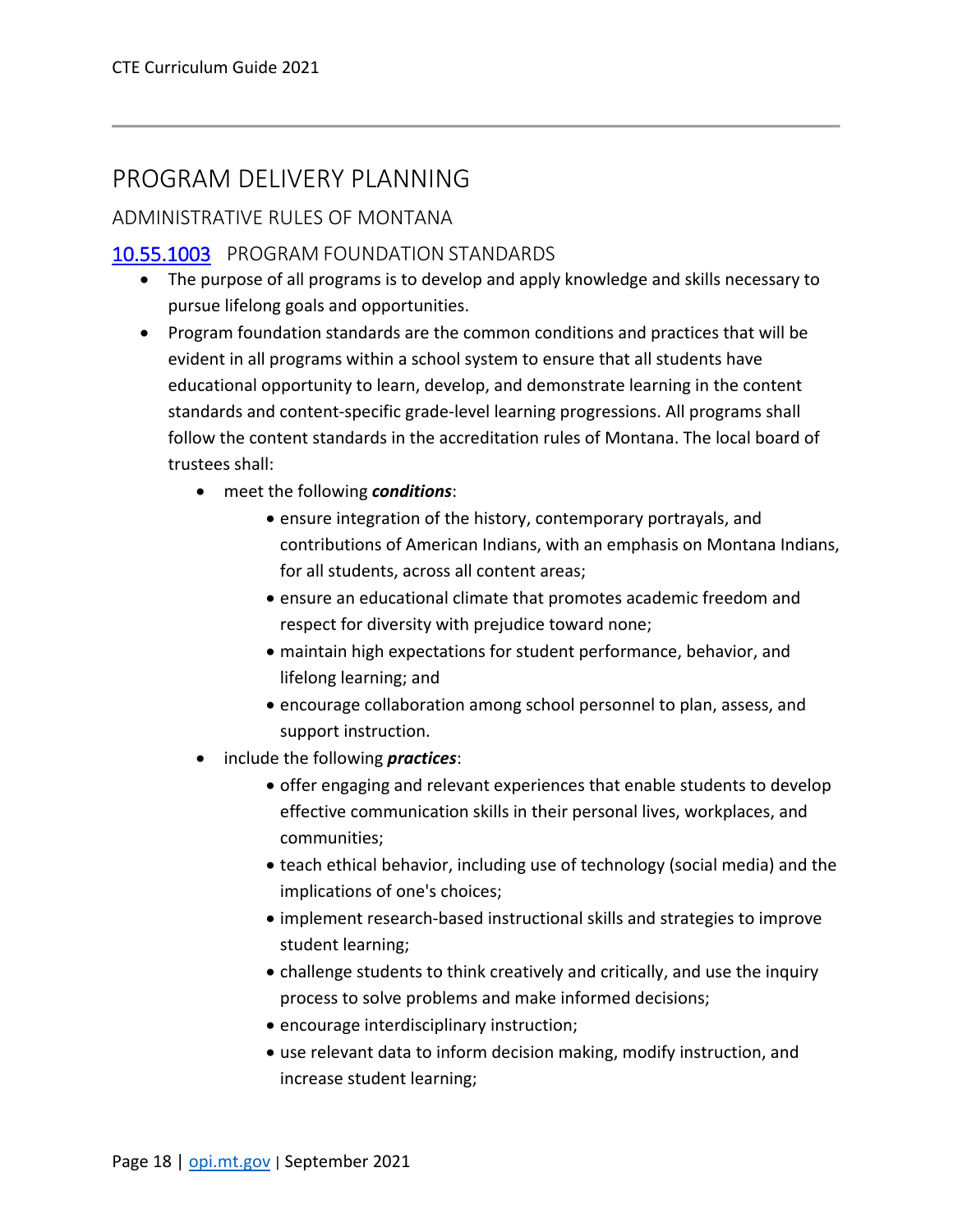# PROGRAM DELIVERY PLANNING

## ADMINISTRATIVE RULES OF MONTANA

### 10.55.1003 PROGRAM FOUNDATION STANDARDS

- The purpose of all programs is to develop and apply knowledge and skills necessary to pursue lifelong goals and opportunities.
- Program foundation standards are the common conditions and practices that will be evident in all programs within a school system to ensure that all students have educational opportunity to learn, develop, and demonstrate learning in the content standards and content-specific grade-level learning progressions. All programs shall follow the content standards in the accreditation rules of Montana. The local board of trustees shall:
  - meet the following ***conditions***:
    - ensure integration of the history, contemporary portrayals, and contributions of American Indians, with an emphasis on Montana Indians, for all students, across all content areas;
    - ensure an educational climate that promotes academic freedom and respect for diversity with prejudice toward none;
    - maintain high expectations for student performance, behavior, and lifelong learning; and
    - encourage collaboration among school personnel to plan, assess, and support instruction.
  - include the following ***practices***:
    - offer engaging and relevant experiences that enable students to develop effective communication skills in their personal lives, workplaces, and communities;
    - teach ethical behavior, including use of technology (social media) and the implications of one's choices;
    - implement research-based instructional skills and strategies to improve student learning;
    - challenge students to think creatively and critically, and use the inquiry process to solve problems and make informed decisions;
    - encourage interdisciplinary instruction;
    - use relevant data to inform decision making, modify instruction, and increase student learning;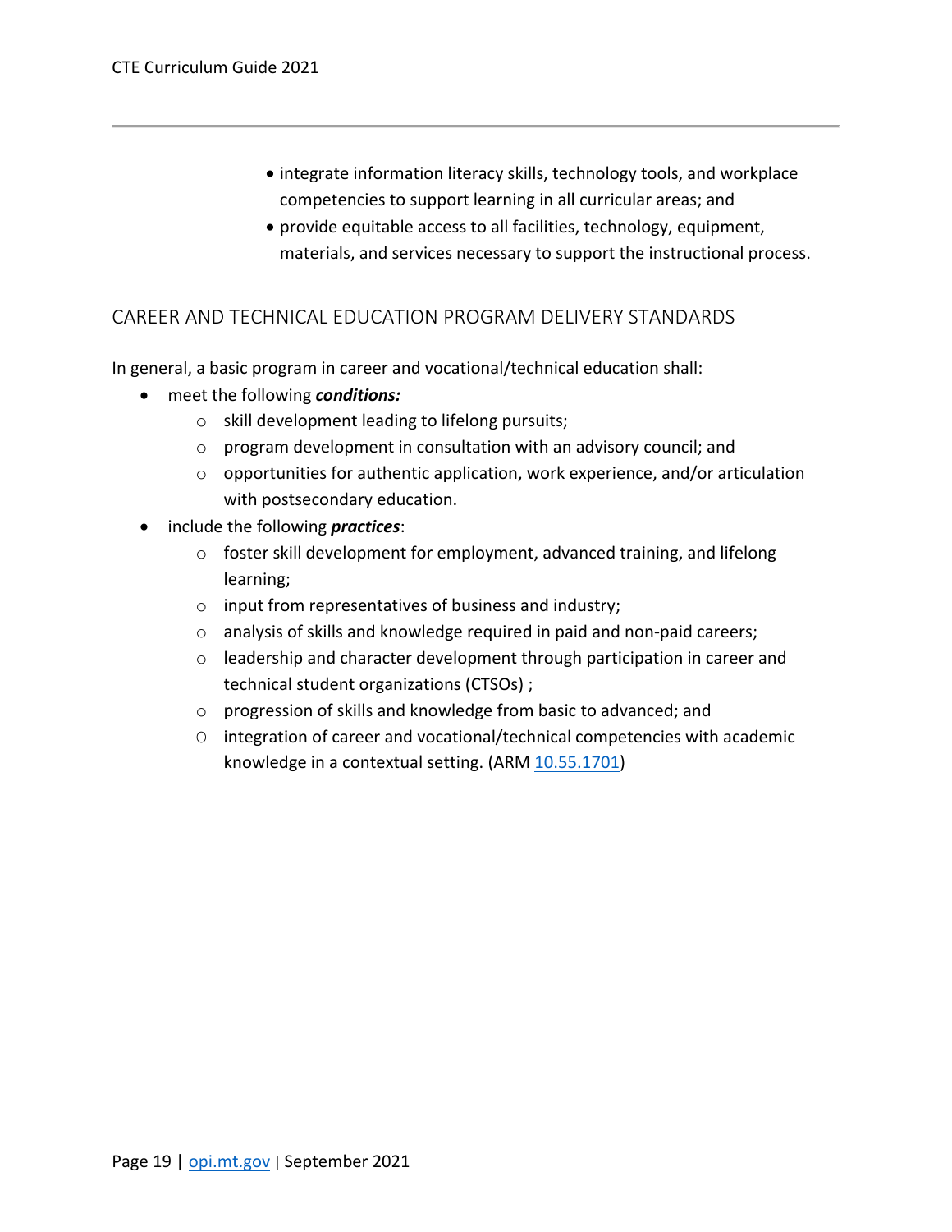- integrate information literacy skills, technology tools, and workplace competencies to support learning in all curricular areas; and
- provide equitable access to all facilities, technology, equipment, materials, and services necessary to support the instructional process.

## CAREER AND TECHNICAL EDUCATION PROGRAM DELIVERY STANDARDS

In general, a basic program in career and vocational/technical education shall:

- meet the following ***conditions:***
  - skill development leading to lifelong pursuits;
  - program development in consultation with an advisory council; and
  - opportunities for authentic application, work experience, and/or articulation with postsecondary education.
- include the following ***practices***:
  - foster skill development for employment, advanced training, and lifelong learning;
  - input from representatives of business and industry;
  - analysis of skills and knowledge required in paid and non-paid careers;
  - leadership and character development through participation in career and technical student organizations (CTSOs) ;
  - progression of skills and knowledge from basic to advanced; and
  - integration of career and vocational/technical competencies with academic knowledge in a contextual setting. (ARM 10.55.1701)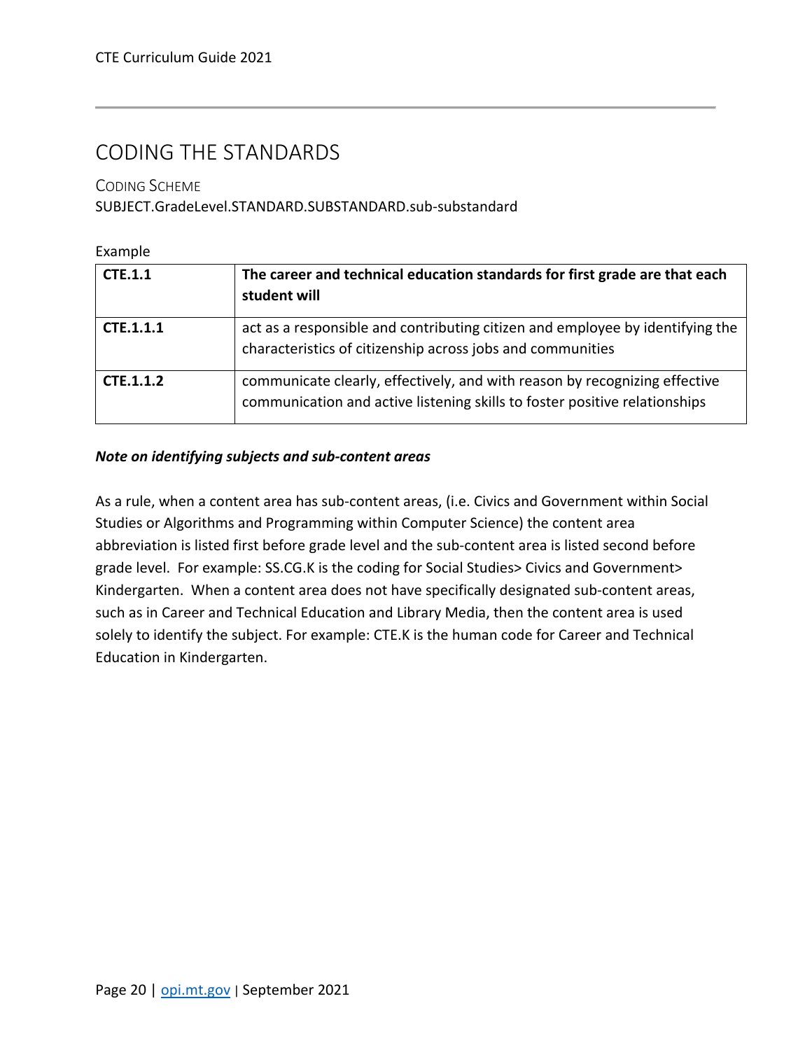## CODING THE STANDARDS

### Coding Scheme

SUBJECT.GradeLevel.STANDARD.SUBSTANDARD.sub-substandard

Example

| **CTE.1.1** | **The career and technical education standards for first grade are that each student will** |
|---|---|
| **CTE.1.1.1** | act as a responsible and contributing citizen and employee by identifying the characteristics of citizenship across jobs and communities |
| **CTE.1.1.2** | communicate clearly, effectively, and with reason by recognizing effective communication and active listening skills to foster positive relationships |

***Note on identifying subjects and sub-content areas***

As a rule, when a content area has sub-content areas, (i.e. Civics and Government within Social Studies or Algorithms and Programming within Computer Science) the content area abbreviation is listed first before grade level and the sub-content area is listed second before grade level. For example: SS.CG.K is the coding for Social Studies> Civics and Government> Kindergarten. When a content area does not have specifically designated sub-content areas, such as in Career and Technical Education and Library Media, then the content area is used solely to identify the subject. For example: CTE.K is the human code for Career and Technical Education in Kindergarten.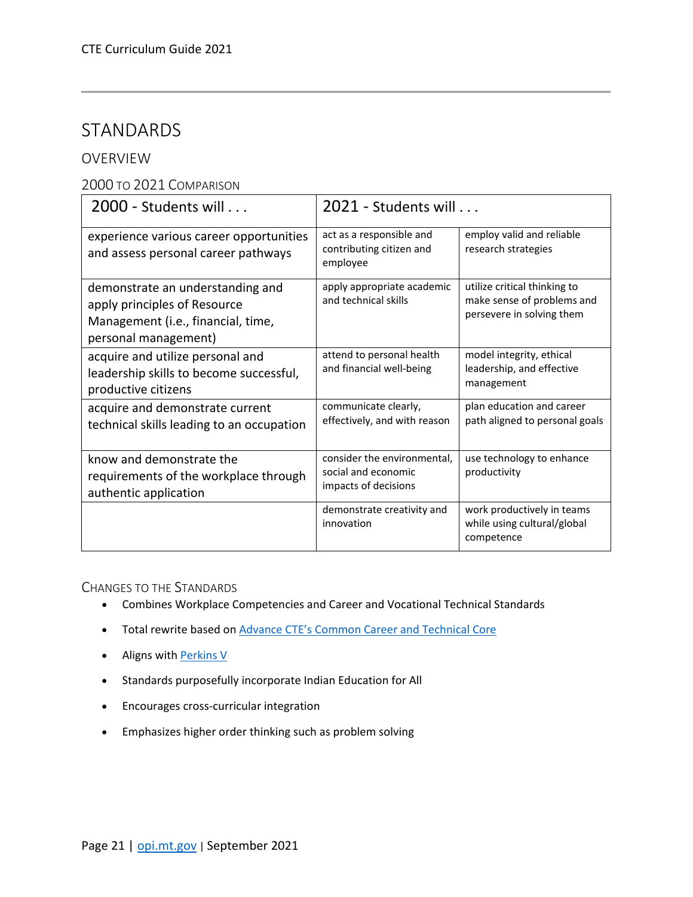# STANDARDS

## OVERVIEW

### 2000 TO 2021 COMPARISON

| 2000 - Students will . . . | 2021 - Students will . . . | |
|---|---|---|
| experience various career opportunities and assess personal career pathways | act as a responsible and contributing citizen and employee | employ valid and reliable research strategies |
| demonstrate an understanding and apply principles of Resource Management (i.e., financial, time, personal management) | apply appropriate academic and technical skills | utilize critical thinking to make sense of problems and persevere in solving them |
| acquire and utilize personal and leadership skills to become successful, productive citizens | attend to personal health and financial well-being | model integrity, ethical leadership, and effective management |
| acquire and demonstrate current technical skills leading to an occupation | communicate clearly, effectively, and with reason | plan education and career path aligned to personal goals |
| know and demonstrate the requirements of the workplace through authentic application | consider the environmental, social and economic impacts of decisions | use technology to enhance productivity |
| | demonstrate creativity and innovation | work productively in teams while using cultural/global competence |

### CHANGES TO THE STANDARDS

- Combines Workplace Competencies and Career and Vocational Technical Standards
- Total rewrite based on [Advance CTE's Common Career and Technical Core]
- Aligns with [Perkins V]
- Standards purposefully incorporate Indian Education for All
- Encourages cross-curricular integration
- Emphasizes higher order thinking such as problem solving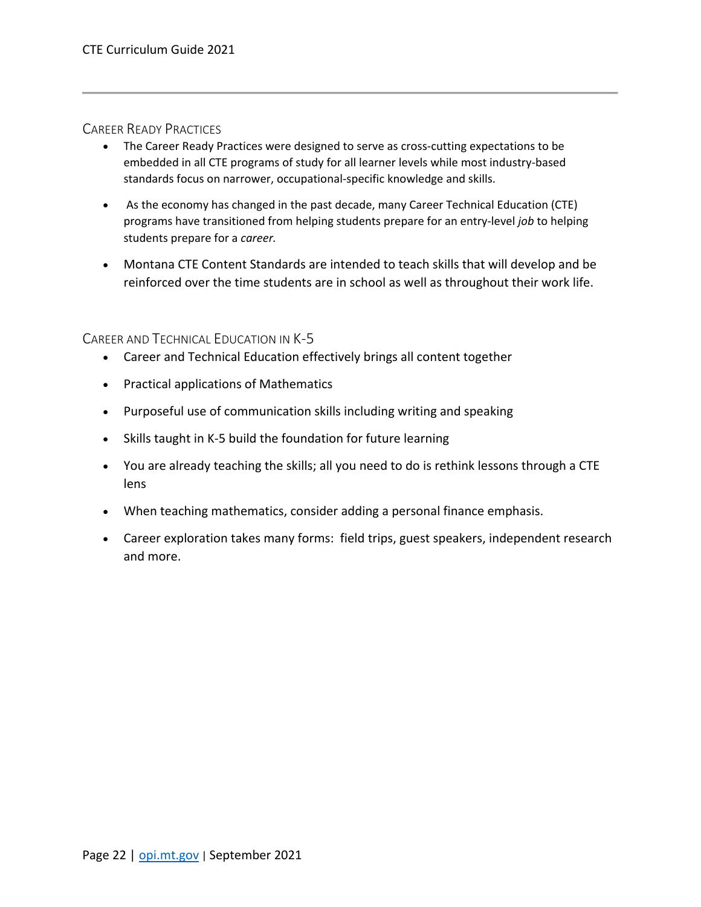## Career Ready Practices

- The Career Ready Practices were designed to serve as cross-cutting expectations to be embedded in all CTE programs of study for all learner levels while most industry-based standards focus on narrower, occupational-specific knowledge and skills.
- As the economy has changed in the past decade, many Career Technical Education (CTE) programs have transitioned from helping students prepare for an entry-level *job* to helping students prepare for a *career.*
- Montana CTE Content Standards are intended to teach skills that will develop and be reinforced over the time students are in school as well as throughout their work life.

## Career and Technical Education in K-5

- Career and Technical Education effectively brings all content together
- Practical applications of Mathematics
- Purposeful use of communication skills including writing and speaking
- Skills taught in K-5 build the foundation for future learning
- You are already teaching the skills; all you need to do is rethink lessons through a CTE lens
- When teaching mathematics, consider adding a personal finance emphasis.
- Career exploration takes many forms: field trips, guest speakers, independent research and more.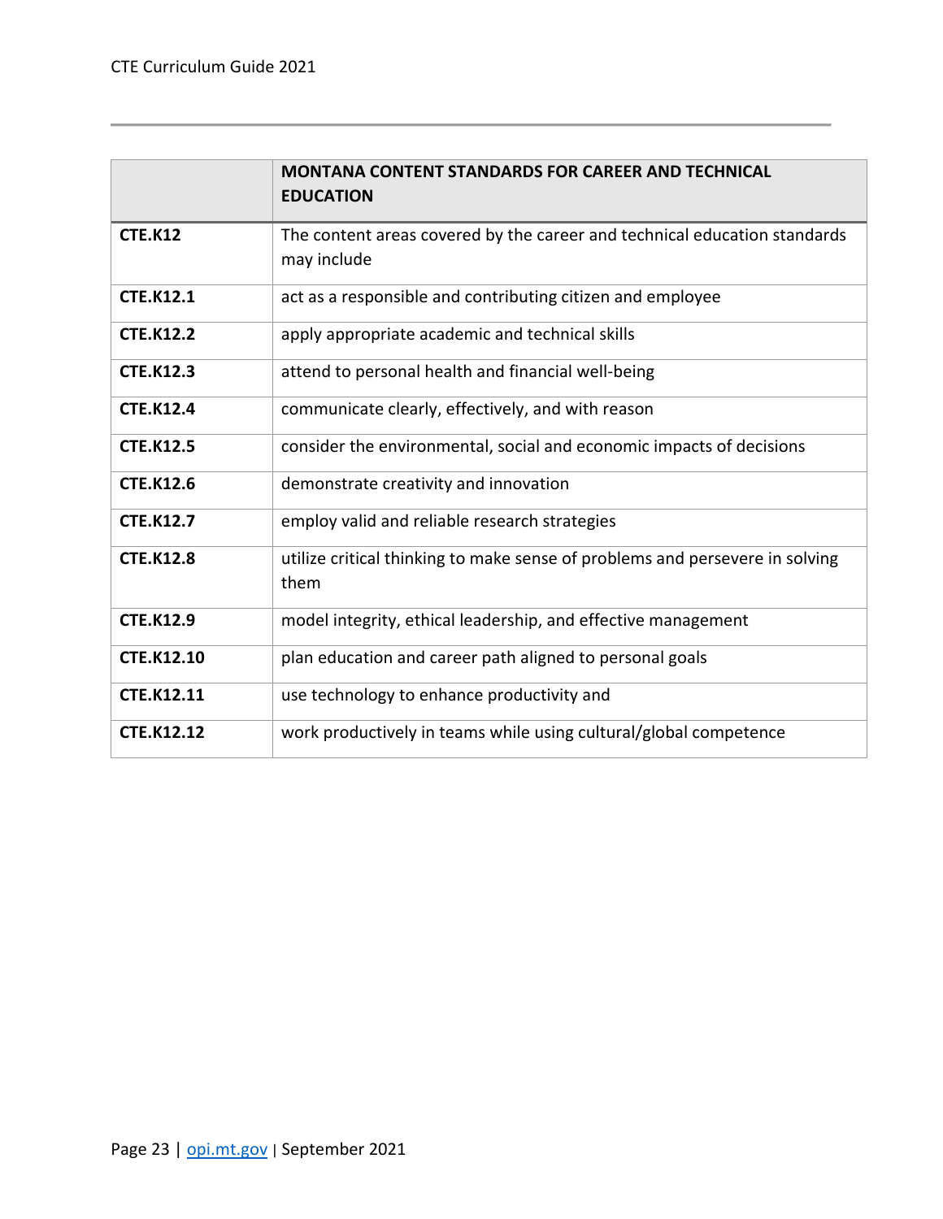| | MONTANA CONTENT STANDARDS FOR CAREER AND TECHNICAL EDUCATION |
|---|---|
| **CTE.K12** | The content areas covered by the career and technical education standards may include |
| **CTE.K12.1** | act as a responsible and contributing citizen and employee |
| **CTE.K12.2** | apply appropriate academic and technical skills |
| **CTE.K12.3** | attend to personal health and financial well-being |
| **CTE.K12.4** | communicate clearly, effectively, and with reason |
| **CTE.K12.5** | consider the environmental, social and economic impacts of decisions |
| **CTE.K12.6** | demonstrate creativity and innovation |
| **CTE.K12.7** | employ valid and reliable research strategies |
| **CTE.K12.8** | utilize critical thinking to make sense of problems and persevere in solving them |
| **CTE.K12.9** | model integrity, ethical leadership, and effective management |
| **CTE.K12.10** | plan education and career path aligned to personal goals |
| **CTE.K12.11** | use technology to enhance productivity and |
| **CTE.K12.12** | work productively in teams while using cultural/global competence |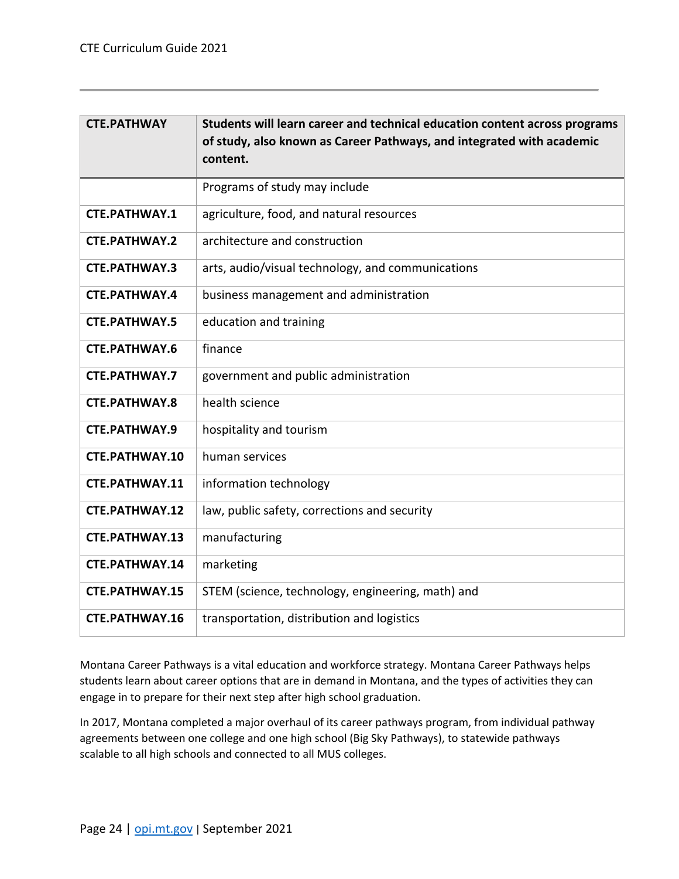| CTE.PATHWAY | Students will learn career and technical education content across programs of study, also known as Career Pathways, and integrated with academic content. |
|---|---|
| | Programs of study may include |
| **CTE.PATHWAY.1** | agriculture, food, and natural resources |
| **CTE.PATHWAY.2** | architecture and construction |
| **CTE.PATHWAY.3** | arts, audio/visual technology, and communications |
| **CTE.PATHWAY.4** | business management and administration |
| **CTE.PATHWAY.5** | education and training |
| **CTE.PATHWAY.6** | finance |
| **CTE.PATHWAY.7** | government and public administration |
| **CTE.PATHWAY.8** | health science |
| **CTE.PATHWAY.9** | hospitality and tourism |
| **CTE.PATHWAY.10** | human services |
| **CTE.PATHWAY.11** | information technology |
| **CTE.PATHWAY.12** | law, public safety, corrections and security |
| **CTE.PATHWAY.13** | manufacturing |
| **CTE.PATHWAY.14** | marketing |
| **CTE.PATHWAY.15** | STEM (science, technology, engineering, math) and |
| **CTE.PATHWAY.16** | transportation, distribution and logistics |

Montana Career Pathways is a vital education and workforce strategy. Montana Career Pathways helps students learn about career options that are in demand in Montana, and the types of activities they can engage in to prepare for their next step after high school graduation.

In 2017, Montana completed a major overhaul of its career pathways program, from individual pathway agreements between one college and one high school (Big Sky Pathways), to statewide pathways scalable to all high schools and connected to all MUS colleges.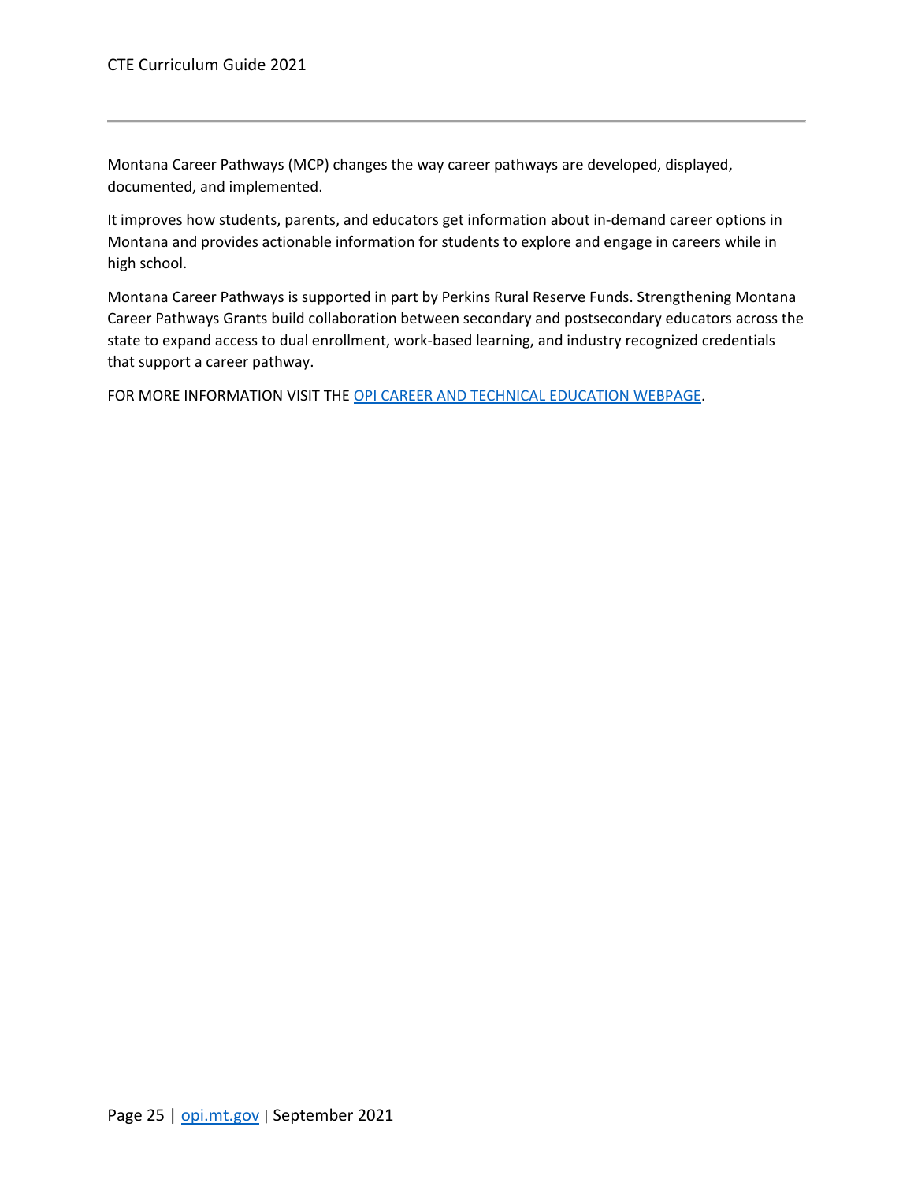Montana Career Pathways (MCP) changes the way career pathways are developed, displayed, documented, and implemented.

It improves how students, parents, and educators get information about in-demand career options in Montana and provides actionable information for students to explore and engage in careers while in high school.

Montana Career Pathways is supported in part by Perkins Rural Reserve Funds. Strengthening Montana Career Pathways Grants build collaboration between secondary and postsecondary educators across the state to expand access to dual enrollment, work-based learning, and industry recognized credentials that support a career pathway.

FOR MORE INFORMATION VISIT THE OPI CAREER AND TECHNICAL EDUCATION WEBPAGE.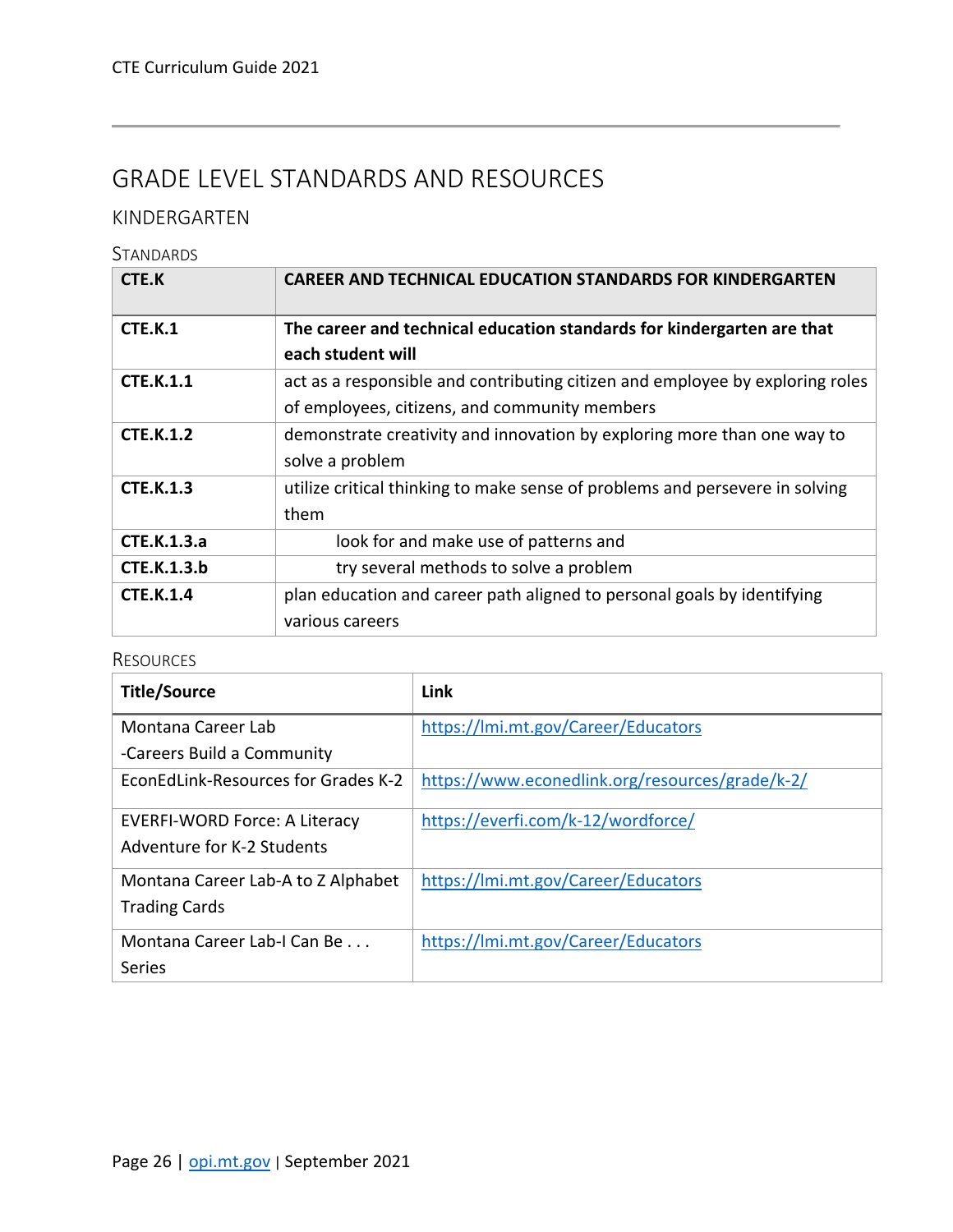# GRADE LEVEL STANDARDS AND RESOURCES

## KINDERGARTEN

### STANDARDS

| CTE.K | CAREER AND TECHNICAL EDUCATION STANDARDS FOR KINDERGARTEN |
|---|---|
| **CTE.K.1** | **The career and technical education standards for kindergarten are that each student will** |
| **CTE.K.1.1** | act as a responsible and contributing citizen and employee by exploring roles of employees, citizens, and community members |
| **CTE.K.1.2** | demonstrate creativity and innovation by exploring more than one way to solve a problem |
| **CTE.K.1.3** | utilize critical thinking to make sense of problems and persevere in solving them |
| **CTE.K.1.3.a** | look for and make use of patterns and |
| **CTE.K.1.3.b** | try several methods to solve a problem |
| **CTE.K.1.4** | plan education and career path aligned to personal goals by identifying various careers |

### RESOURCES

| Title/Source | Link |
|---|---|
| Montana Career Lab -Careers Build a Community | https://lmi.mt.gov/Career/Educators |
| EconEdLink-Resources for Grades K-2 | https://www.econedlink.org/resources/grade/k-2/ |
| EVERFI-WORD Force: A Literacy Adventure for K-2 Students | https://everfi.com/k-12/wordforce/ |
| Montana Career Lab-A to Z Alphabet Trading Cards | https://lmi.mt.gov/Career/Educators |
| Montana Career Lab-I Can Be . . . Series | https://lmi.mt.gov/Career/Educators |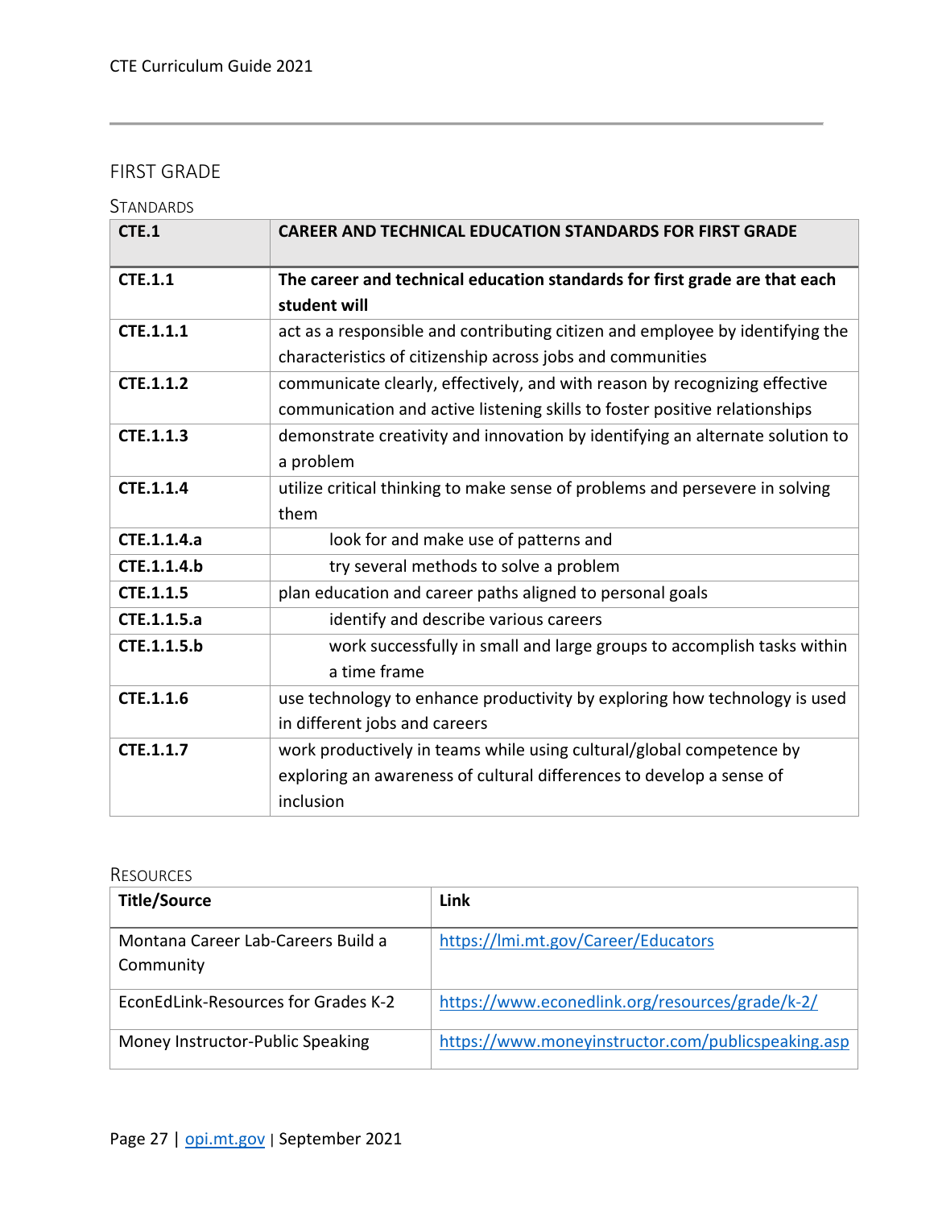## FIRST GRADE

### STANDARDS

| CTE.1 | CAREER AND TECHNICAL EDUCATION STANDARDS FOR FIRST GRADE |
|---|---|
| **CTE.1.1** | **The career and technical education standards for first grade are that each student will** |
| **CTE.1.1.1** | act as a responsible and contributing citizen and employee by identifying the characteristics of citizenship across jobs and communities |
| **CTE.1.1.2** | communicate clearly, effectively, and with reason by recognizing effective communication and active listening skills to foster positive relationships |
| **CTE.1.1.3** | demonstrate creativity and innovation by identifying an alternate solution to a problem |
| **CTE.1.1.4** | utilize critical thinking to make sense of problems and persevere in solving them |
| **CTE.1.1.4.a** | look for and make use of patterns and |
| **CTE.1.1.4.b** | try several methods to solve a problem |
| **CTE.1.1.5** | plan education and career paths aligned to personal goals |
| **CTE.1.1.5.a** | identify and describe various careers |
| **CTE.1.1.5.b** | work successfully in small and large groups to accomplish tasks within a time frame |
| **CTE.1.1.6** | use technology to enhance productivity by exploring how technology is used in different jobs and careers |
| **CTE.1.1.7** | work productively in teams while using cultural/global competence by exploring an awareness of cultural differences to develop a sense of inclusion |

### RESOURCES

| Title/Source | Link |
|---|---|
| Montana Career Lab-Careers Build a Community | https://lmi.mt.gov/Career/Educators |
| EconEdLink-Resources for Grades K-2 | https://www.econedlink.org/resources/grade/k-2/ |
| Money Instructor-Public Speaking | https://www.moneyinstructor.com/publicspeaking.asp |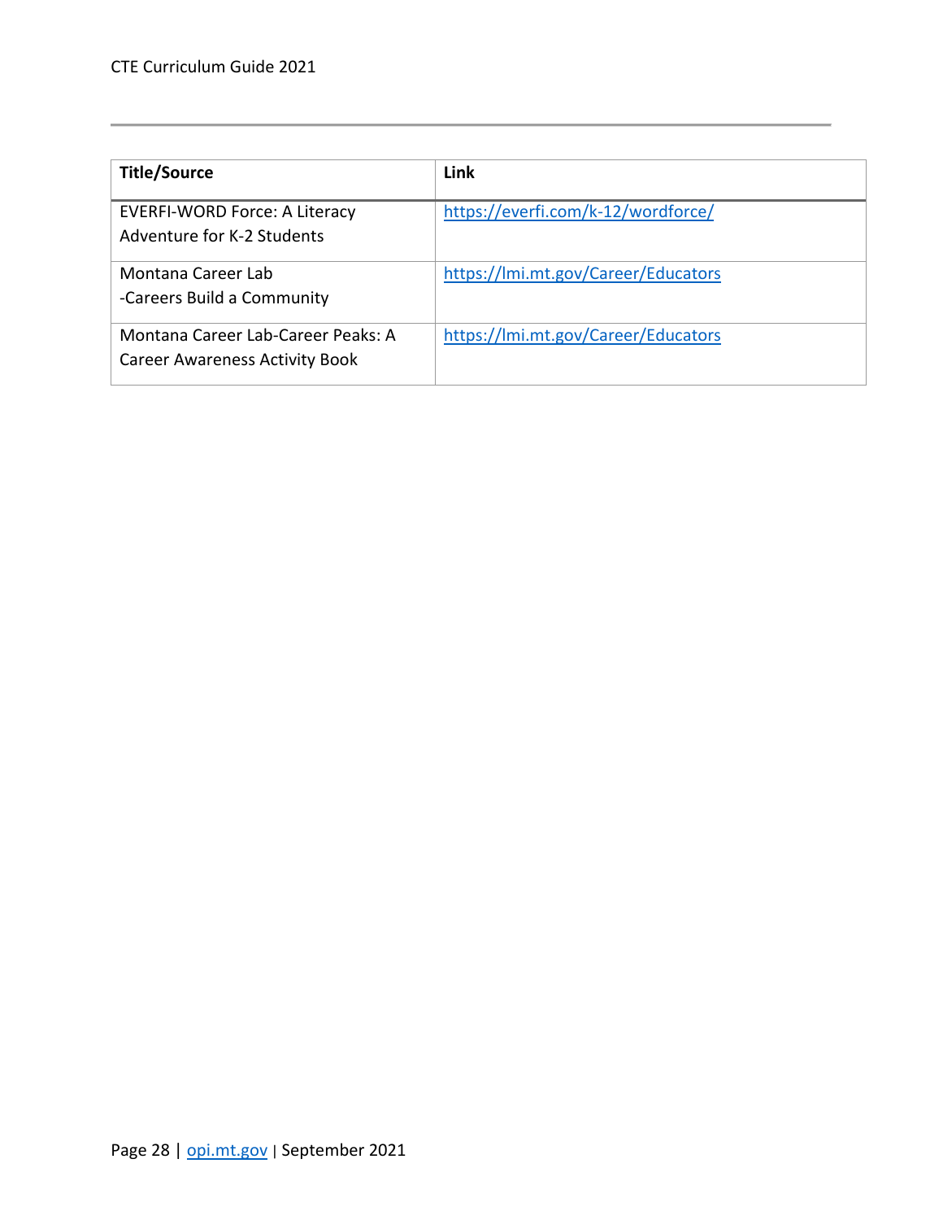| Title/Source | Link |
|---|---|
| EVERFI-WORD Force: A Literacy Adventure for K-2 Students | https://everfi.com/k-12/wordforce/ |
| Montana Career Lab -Careers Build a Community | https://lmi.mt.gov/Career/Educators |
| Montana Career Lab-Career Peaks: A Career Awareness Activity Book | https://lmi.mt.gov/Career/Educators |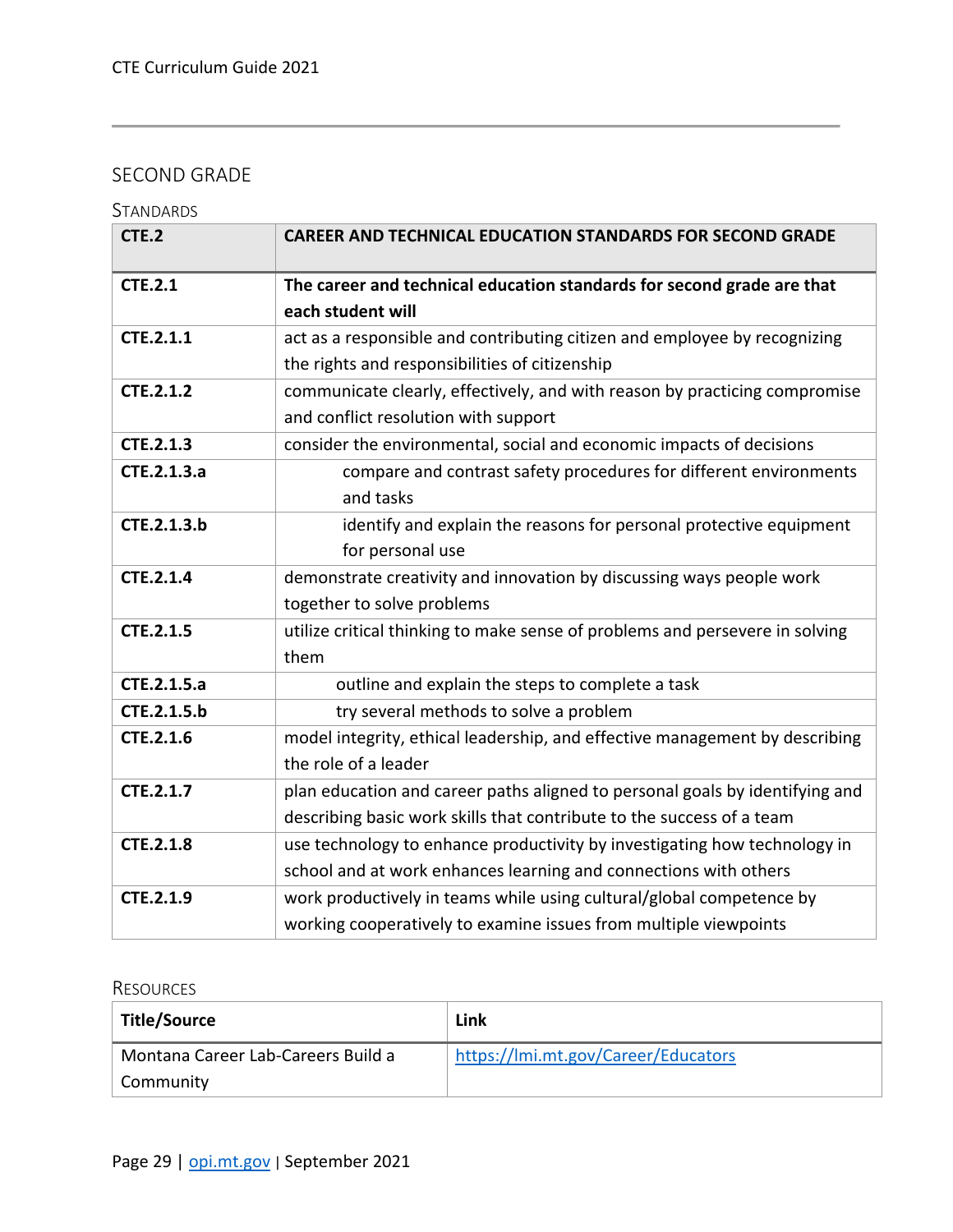## SECOND GRADE

### Standards

| CTE.2 | CAREER AND TECHNICAL EDUCATION STANDARDS FOR SECOND GRADE |
|---|---|
| **CTE.2.1** | **The career and technical education standards for second grade are that each student will** |
| **CTE.2.1.1** | act as a responsible and contributing citizen and employee by recognizing the rights and responsibilities of citizenship |
| **CTE.2.1.2** | communicate clearly, effectively, and with reason by practicing compromise and conflict resolution with support |
| **CTE.2.1.3** | consider the environmental, social and economic impacts of decisions |
| **CTE.2.1.3.a** | compare and contrast safety procedures for different environments and tasks |
| **CTE.2.1.3.b** | identify and explain the reasons for personal protective equipment for personal use |
| **CTE.2.1.4** | demonstrate creativity and innovation by discussing ways people work together to solve problems |
| **CTE.2.1.5** | utilize critical thinking to make sense of problems and persevere in solving them |
| **CTE.2.1.5.a** | outline and explain the steps to complete a task |
| **CTE.2.1.5.b** | try several methods to solve a problem |
| **CTE.2.1.6** | model integrity, ethical leadership, and effective management by describing the role of a leader |
| **CTE.2.1.7** | plan education and career paths aligned to personal goals by identifying and describing basic work skills that contribute to the success of a team |
| **CTE.2.1.8** | use technology to enhance productivity by investigating how technology in school and at work enhances learning and connections with others |
| **CTE.2.1.9** | work productively in teams while using cultural/global competence by working cooperatively to examine issues from multiple viewpoints |

### Resources

| Title/Source | Link |
|---|---|
| Montana Career Lab-Careers Build a Community | https://lmi.mt.gov/Career/Educators |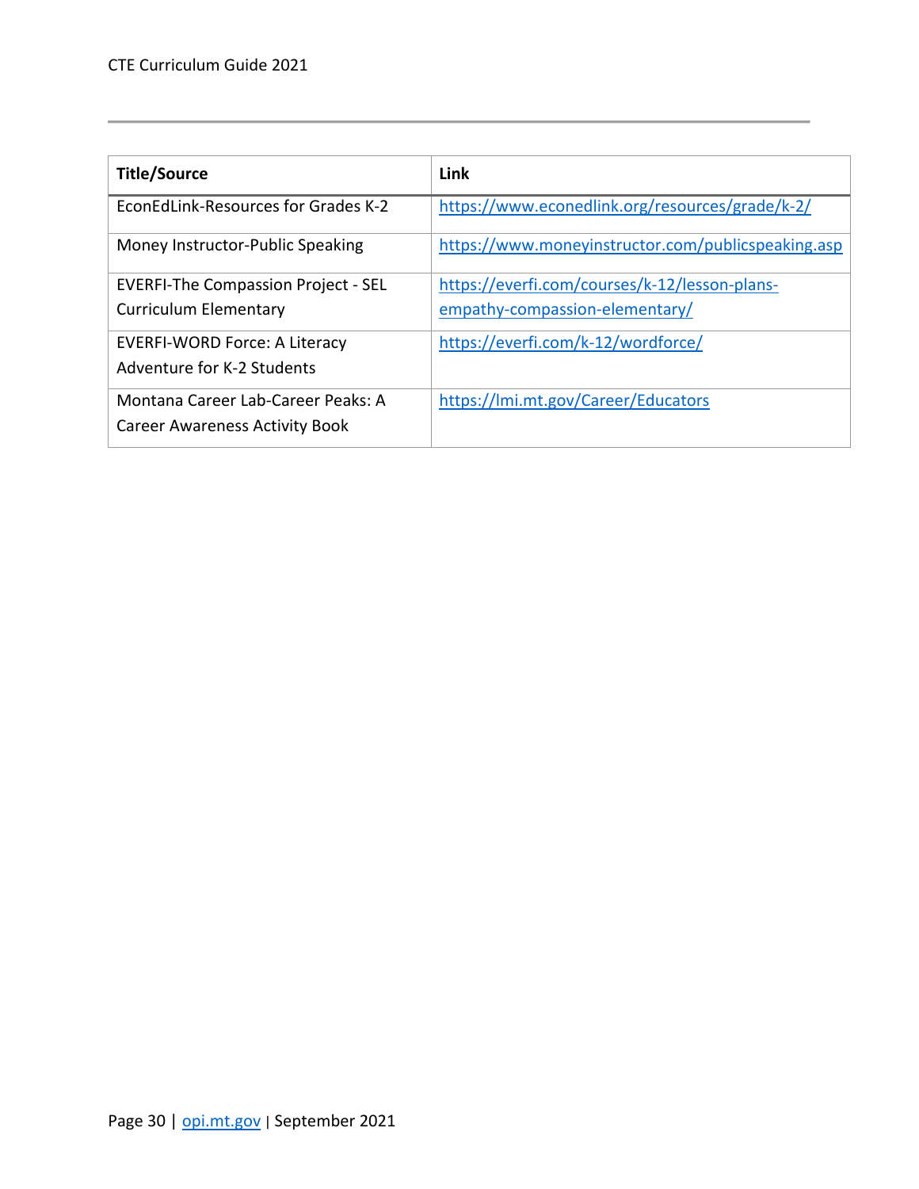| Title/Source | Link |
|---|---|
| EconEdLink-Resources for Grades K-2 | https://www.econedlink.org/resources/grade/k-2/ |
| Money Instructor-Public Speaking | https://www.moneyinstructor.com/publicspeaking.asp |
| EVERFI-The Compassion Project - SEL Curriculum Elementary | https://everfi.com/courses/k-12/lesson-plans-empathy-compassion-elementary/ |
| EVERFI-WORD Force: A Literacy Adventure for K-2 Students | https://everfi.com/k-12/wordforce/ |
| Montana Career Lab-Career Peaks: A Career Awareness Activity Book | https://lmi.mt.gov/Career/Educators |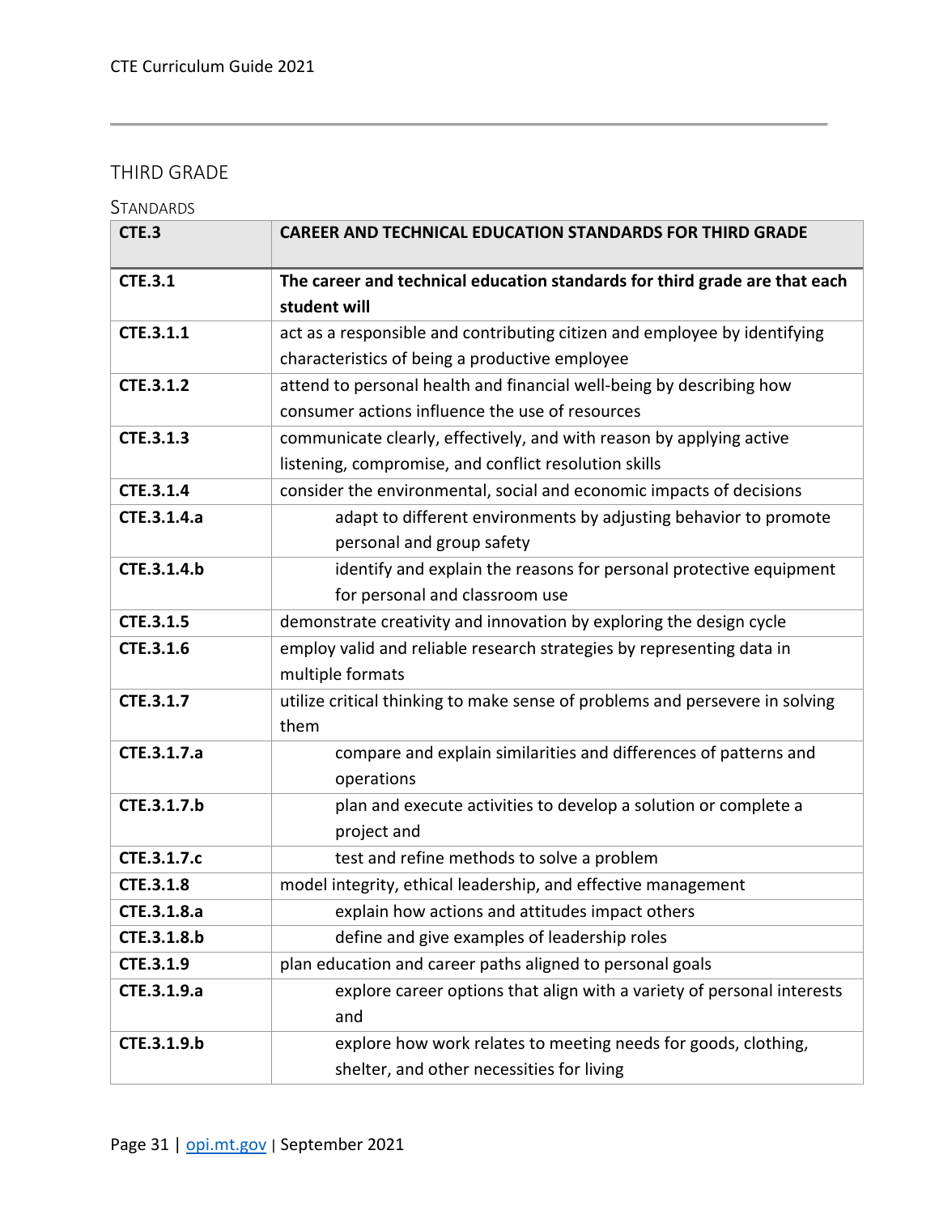## THIRD GRADE

### Standards

| CTE.3 | CAREER AND TECHNICAL EDUCATION STANDARDS FOR THIRD GRADE |
|---|---|
| **CTE.3.1** | **The career and technical education standards for third grade are that each student will** |
| **CTE.3.1.1** | act as a responsible and contributing citizen and employee by identifying characteristics of being a productive employee |
| **CTE.3.1.2** | attend to personal health and financial well-being by describing how consumer actions influence the use of resources |
| **CTE.3.1.3** | communicate clearly, effectively, and with reason by applying active listening, compromise, and conflict resolution skills |
| **CTE.3.1.4** | consider the environmental, social and economic impacts of decisions |
| **CTE.3.1.4.a** | adapt to different environments by adjusting behavior to promote personal and group safety |
| **CTE.3.1.4.b** | identify and explain the reasons for personal protective equipment for personal and classroom use |
| **CTE.3.1.5** | demonstrate creativity and innovation by exploring the design cycle |
| **CTE.3.1.6** | employ valid and reliable research strategies by representing data in multiple formats |
| **CTE.3.1.7** | utilize critical thinking to make sense of problems and persevere in solving them |
| **CTE.3.1.7.a** | compare and explain similarities and differences of patterns and operations |
| **CTE.3.1.7.b** | plan and execute activities to develop a solution or complete a project and |
| **CTE.3.1.7.c** | test and refine methods to solve a problem |
| **CTE.3.1.8** | model integrity, ethical leadership, and effective management |
| **CTE.3.1.8.a** | explain how actions and attitudes impact others |
| **CTE.3.1.8.b** | define and give examples of leadership roles |
| **CTE.3.1.9** | plan education and career paths aligned to personal goals |
| **CTE.3.1.9.a** | explore career options that align with a variety of personal interests and |
| **CTE.3.1.9.b** | explore how work relates to meeting needs for goods, clothing, shelter, and other necessities for living |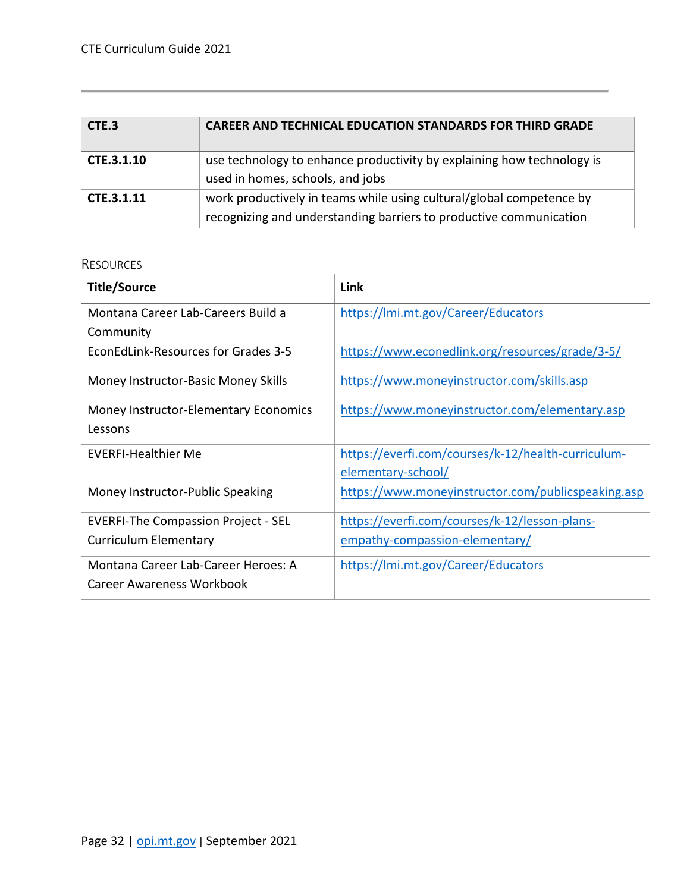| CTE.3 | CAREER AND TECHNICAL EDUCATION STANDARDS FOR THIRD GRADE |
|---|---|
| **CTE.3.1.10** | use technology to enhance productivity by explaining how technology is used in homes, schools, and jobs |
| **CTE.3.1.11** | work productively in teams while using cultural/global competence by recognizing and understanding barriers to productive communication |

### Resources

| Title/Source | Link |
|---|---|
| Montana Career Lab-Careers Build a Community | https://lmi.mt.gov/Career/Educators |
| EconEdLink-Resources for Grades 3-5 | https://www.econedlink.org/resources/grade/3-5/ |
| Money Instructor-Basic Money Skills | https://www.moneyinstructor.com/skills.asp |
| Money Instructor-Elementary Economics Lessons | https://www.moneyinstructor.com/elementary.asp |
| EVERFI-Healthier Me | https://everfi.com/courses/k-12/health-curriculum-elementary-school/ |
| Money Instructor-Public Speaking | https://www.moneyinstructor.com/publicspeaking.asp |
| EVERFI-The Compassion Project - SEL Curriculum Elementary | https://everfi.com/courses/k-12/lesson-plans-empathy-compassion-elementary/ |
| Montana Career Lab-Career Heroes: A Career Awareness Workbook | https://lmi.mt.gov/Career/Educators |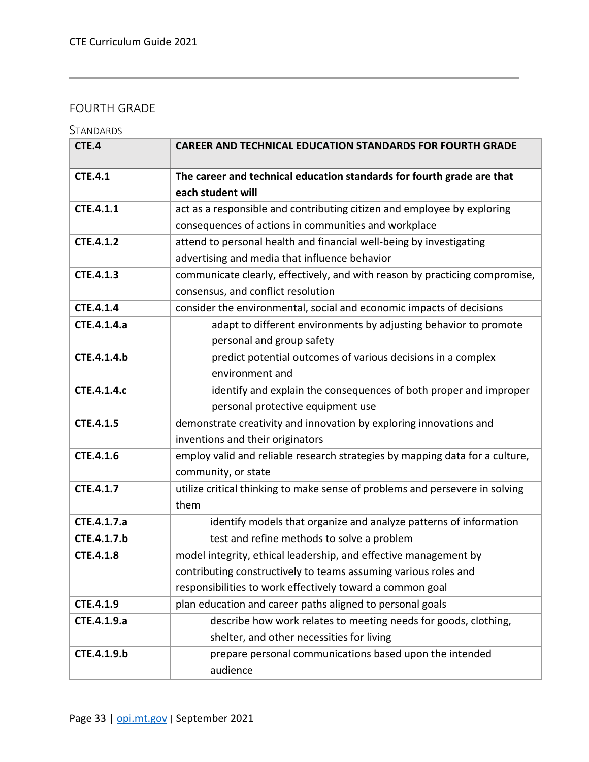## FOURTH GRADE

### Standards

| CTE.4 | CAREER AND TECHNICAL EDUCATION STANDARDS FOR FOURTH GRADE |
|---|---|
| **CTE.4.1** | **The career and technical education standards for fourth grade are that each student will** |
| **CTE.4.1.1** | act as a responsible and contributing citizen and employee by exploring consequences of actions in communities and workplace |
| **CTE.4.1.2** | attend to personal health and financial well-being by investigating advertising and media that influence behavior |
| **CTE.4.1.3** | communicate clearly, effectively, and with reason by practicing compromise, consensus, and conflict resolution |
| **CTE.4.1.4** | consider the environmental, social and economic impacts of decisions |
| **CTE.4.1.4.a** | adapt to different environments by adjusting behavior to promote personal and group safety |
| **CTE.4.1.4.b** | predict potential outcomes of various decisions in a complex environment and |
| **CTE.4.1.4.c** | identify and explain the consequences of both proper and improper personal protective equipment use |
| **CTE.4.1.5** | demonstrate creativity and innovation by exploring innovations and inventions and their originators |
| **CTE.4.1.6** | employ valid and reliable research strategies by mapping data for a culture, community, or state |
| **CTE.4.1.7** | utilize critical thinking to make sense of problems and persevere in solving them |
| **CTE.4.1.7.a** | identify models that organize and analyze patterns of information |
| **CTE.4.1.7.b** | test and refine methods to solve a problem |
| **CTE.4.1.8** | model integrity, ethical leadership, and effective management by contributing constructively to teams assuming various roles and responsibilities to work effectively toward a common goal |
| **CTE.4.1.9** | plan education and career paths aligned to personal goals |
| **CTE.4.1.9.a** | describe how work relates to meeting needs for goods, clothing, shelter, and other necessities for living |
| **CTE.4.1.9.b** | prepare personal communications based upon the intended audience |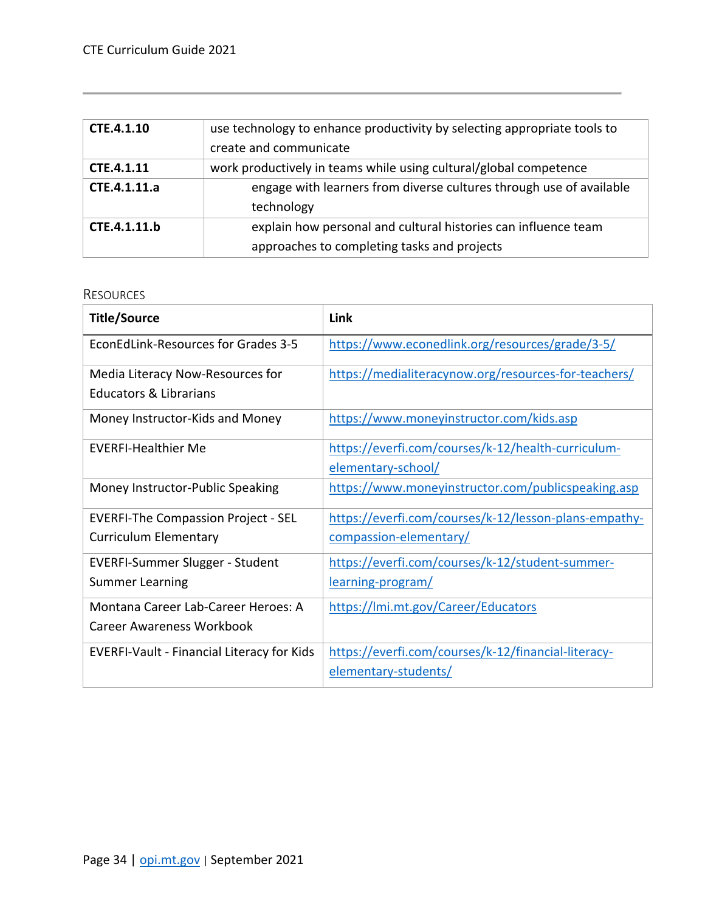| | |
|---|---|
| **CTE.4.1.10** | use technology to enhance productivity by selecting appropriate tools to create and communicate |
| **CTE.4.1.11** | work productively in teams while using cultural/global competence |
| **CTE.4.1.11.a** | engage with learners from diverse cultures through use of available technology |
| **CTE.4.1.11.b** | explain how personal and cultural histories can influence team approaches to completing tasks and projects |

### Resources

| **Title/Source** | **Link** |
|---|---|
| EconEdLink-Resources for Grades 3-5 | https://www.econedlink.org/resources/grade/3-5/ |
| Media Literacy Now-Resources for Educators & Librarians | https://medialiteracynow.org/resources-for-teachers/ |
| Money Instructor-Kids and Money | https://www.moneyinstructor.com/kids.asp |
| EVERFI-Healthier Me | https://everfi.com/courses/k-12/health-curriculum-elementary-school/ |
| Money Instructor-Public Speaking | https://www.moneyinstructor.com/publicspeaking.asp |
| EVERFI-The Compassion Project - SEL Curriculum Elementary | https://everfi.com/courses/k-12/lesson-plans-empathy-compassion-elementary/ |
| EVERFI-Summer Slugger - Student Summer Learning | https://everfi.com/courses/k-12/student-summer-learning-program/ |
| Montana Career Lab-Career Heroes: A Career Awareness Workbook | https://lmi.mt.gov/Career/Educators |
| EVERFI-Vault - Financial Literacy for Kids | https://everfi.com/courses/k-12/financial-literacy-elementary-students/ |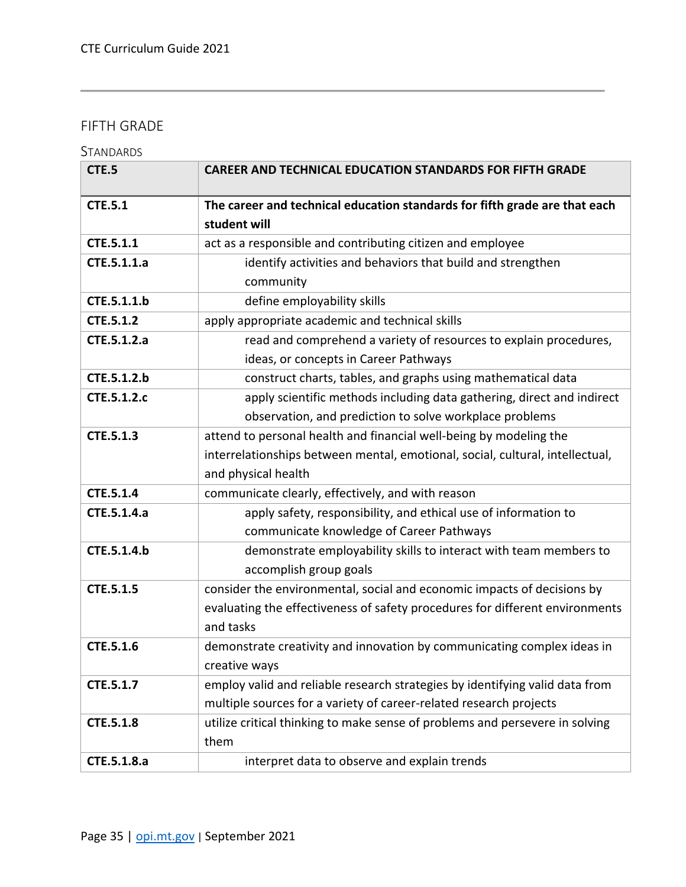## FIFTH GRADE

### STANDARDS

| CTE.5 | CAREER AND TECHNICAL EDUCATION STANDARDS FOR FIFTH GRADE |
|---|---|
| **CTE.5.1** | **The career and technical education standards for fifth grade are that each student will** |
| **CTE.5.1.1** | act as a responsible and contributing citizen and employee |
| **CTE.5.1.1.a** | identify activities and behaviors that build and strengthen community |
| **CTE.5.1.1.b** | define employability skills |
| **CTE.5.1.2** | apply appropriate academic and technical skills |
| **CTE.5.1.2.a** | read and comprehend a variety of resources to explain procedures, ideas, or concepts in Career Pathways |
| **CTE.5.1.2.b** | construct charts, tables, and graphs using mathematical data |
| **CTE.5.1.2.c** | apply scientific methods including data gathering, direct and indirect observation, and prediction to solve workplace problems |
| **CTE.5.1.3** | attend to personal health and financial well-being by modeling the interrelationships between mental, emotional, social, cultural, intellectual, and physical health |
| **CTE.5.1.4** | communicate clearly, effectively, and with reason |
| **CTE.5.1.4.a** | apply safety, responsibility, and ethical use of information to communicate knowledge of Career Pathways |
| **CTE.5.1.4.b** | demonstrate employability skills to interact with team members to accomplish group goals |
| **CTE.5.1.5** | consider the environmental, social and economic impacts of decisions by evaluating the effectiveness of safety procedures for different environments and tasks |
| **CTE.5.1.6** | demonstrate creativity and innovation by communicating complex ideas in creative ways |
| **CTE.5.1.7** | employ valid and reliable research strategies by identifying valid data from multiple sources for a variety of career-related research projects |
| **CTE.5.1.8** | utilize critical thinking to make sense of problems and persevere in solving them |
| **CTE.5.1.8.a** | interpret data to observe and explain trends |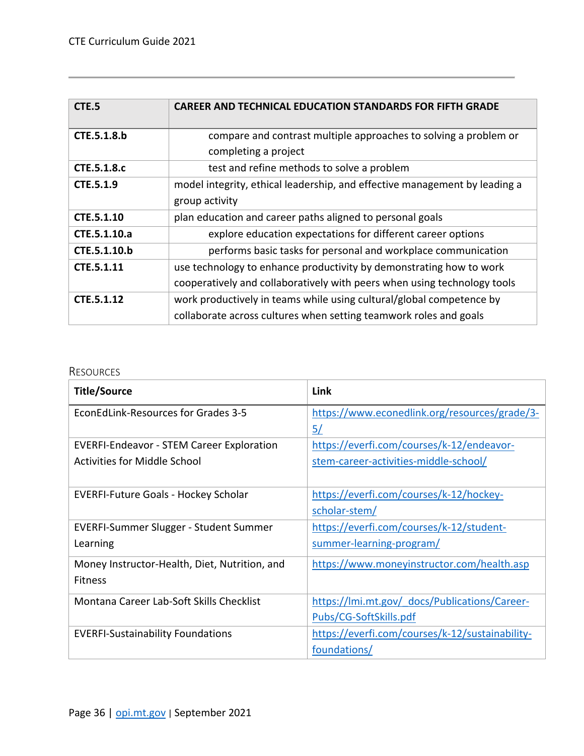| CTE.5 | CAREER AND TECHNICAL EDUCATION STANDARDS FOR FIFTH GRADE |
|---|---|
| **CTE.5.1.8.b** | compare and contrast multiple approaches to solving a problem or completing a project |
| **CTE.5.1.8.c** | test and refine methods to solve a problem |
| **CTE.5.1.9** | model integrity, ethical leadership, and effective management by leading a group activity |
| **CTE.5.1.10** | plan education and career paths aligned to personal goals |
| **CTE.5.1.10.a** | explore education expectations for different career options |
| **CTE.5.1.10.b** | performs basic tasks for personal and workplace communication |
| **CTE.5.1.11** | use technology to enhance productivity by demonstrating how to work cooperatively and collaboratively with peers when using technology tools |
| **CTE.5.1.12** | work productively in teams while using cultural/global competence by collaborate across cultures when setting teamwork roles and goals |

## Resources

| Title/Source | Link |
|---|---|
| EconEdLink-Resources for Grades 3-5 | https://www.econedlink.org/resources/grade/3-5/ |
| EVERFI-Endeavor - STEM Career Exploration Activities for Middle School | https://everfi.com/courses/k-12/endeavor-stem-career-activities-middle-school/ |
| EVERFI-Future Goals - Hockey Scholar | https://everfi.com/courses/k-12/hockey-scholar-stem/ |
| EVERFI-Summer Slugger - Student Summer Learning | https://everfi.com/courses/k-12/student-summer-learning-program/ |
| Money Instructor-Health, Diet, Nutrition, and Fitness | https://www.moneyinstructor.com/health.asp |
| Montana Career Lab-Soft Skills Checklist | https://lmi.mt.gov/_docs/Publications/Career-Pubs/CG-SoftSkills.pdf |
| EVERFI-Sustainability Foundations | https://everfi.com/courses/k-12/sustainability-foundations/ |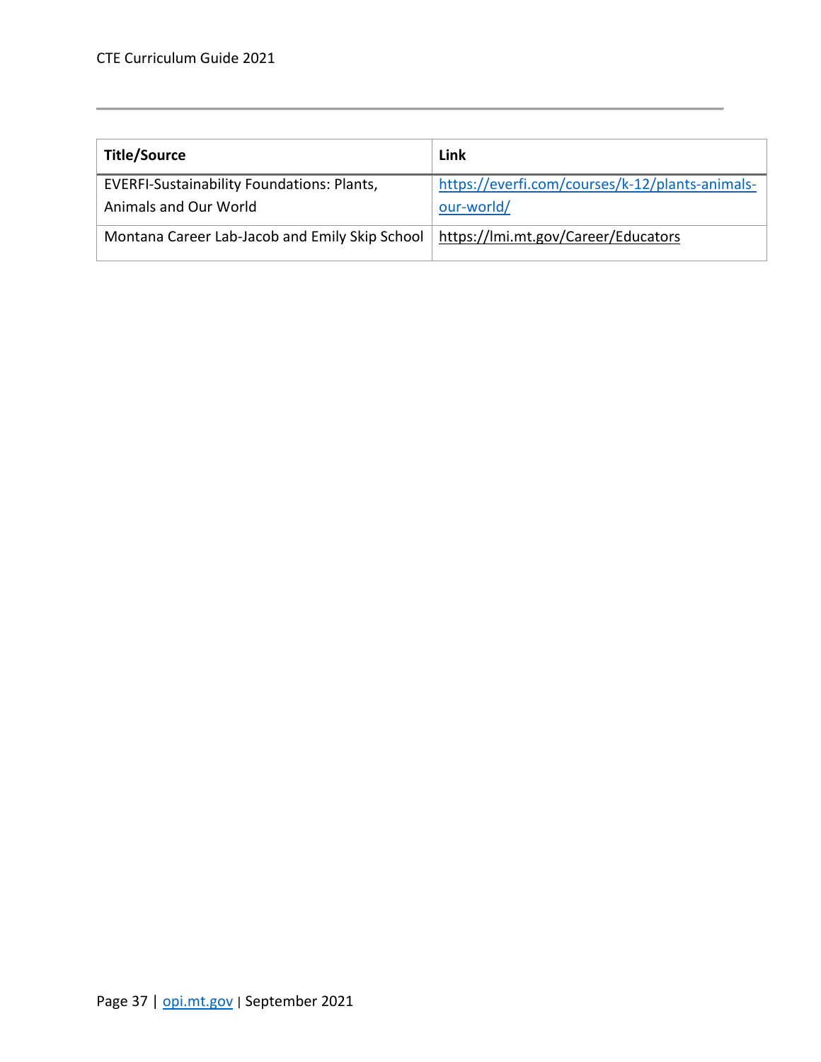| Title/Source | Link |
|---|---|
| EVERFI-Sustainability Foundations: Plants, Animals and Our World | https://everfi.com/courses/k-12/plants-animals-our-world/ |
| Montana Career Lab-Jacob and Emily Skip School | https://lmi.mt.gov/Career/Educators |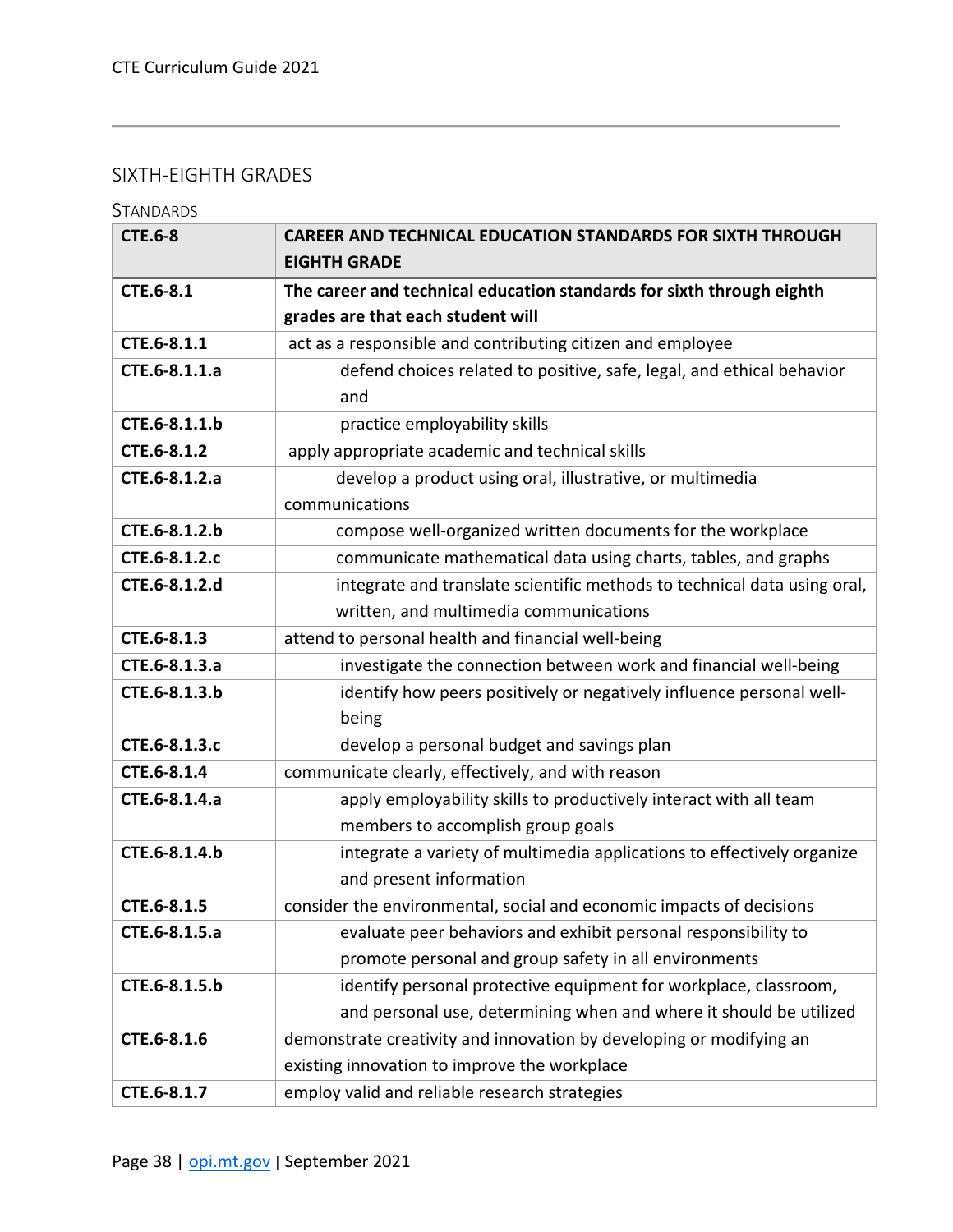## SIXTH-EIGHTH GRADES

### STANDARDS

| CTE.6-8 | CAREER AND TECHNICAL EDUCATION STANDARDS FOR SIXTH THROUGH EIGHTH GRADE |
|---|---|
| CTE.6-8.1 | **The career and technical education standards for sixth through eighth grades are that each student will** |
| CTE.6-8.1.1 | act as a responsible and contributing citizen and employee |
| CTE.6-8.1.1.a | defend choices related to positive, safe, legal, and ethical behavior and |
| CTE.6-8.1.1.b | practice employability skills |
| CTE.6-8.1.2 | apply appropriate academic and technical skills |
| CTE.6-8.1.2.a | develop a product using oral, illustrative, or multimedia communications |
| CTE.6-8.1.2.b | compose well-organized written documents for the workplace |
| CTE.6-8.1.2.c | communicate mathematical data using charts, tables, and graphs |
| CTE.6-8.1.2.d | integrate and translate scientific methods to technical data using oral, written, and multimedia communications |
| CTE.6-8.1.3 | attend to personal health and financial well-being |
| CTE.6-8.1.3.a | investigate the connection between work and financial well-being |
| CTE.6-8.1.3.b | identify how peers positively or negatively influence personal well-being |
| CTE.6-8.1.3.c | develop a personal budget and savings plan |
| CTE.6-8.1.4 | communicate clearly, effectively, and with reason |
| CTE.6-8.1.4.a | apply employability skills to productively interact with all team members to accomplish group goals |
| CTE.6-8.1.4.b | integrate a variety of multimedia applications to effectively organize and present information |
| CTE.6-8.1.5 | consider the environmental, social and economic impacts of decisions |
| CTE.6-8.1.5.a | evaluate peer behaviors and exhibit personal responsibility to promote personal and group safety in all environments |
| CTE.6-8.1.5.b | identify personal protective equipment for workplace, classroom, and personal use, determining when and where it should be utilized |
| CTE.6-8.1.6 | demonstrate creativity and innovation by developing or modifying an existing innovation to improve the workplace |
| CTE.6-8.1.7 | employ valid and reliable research strategies |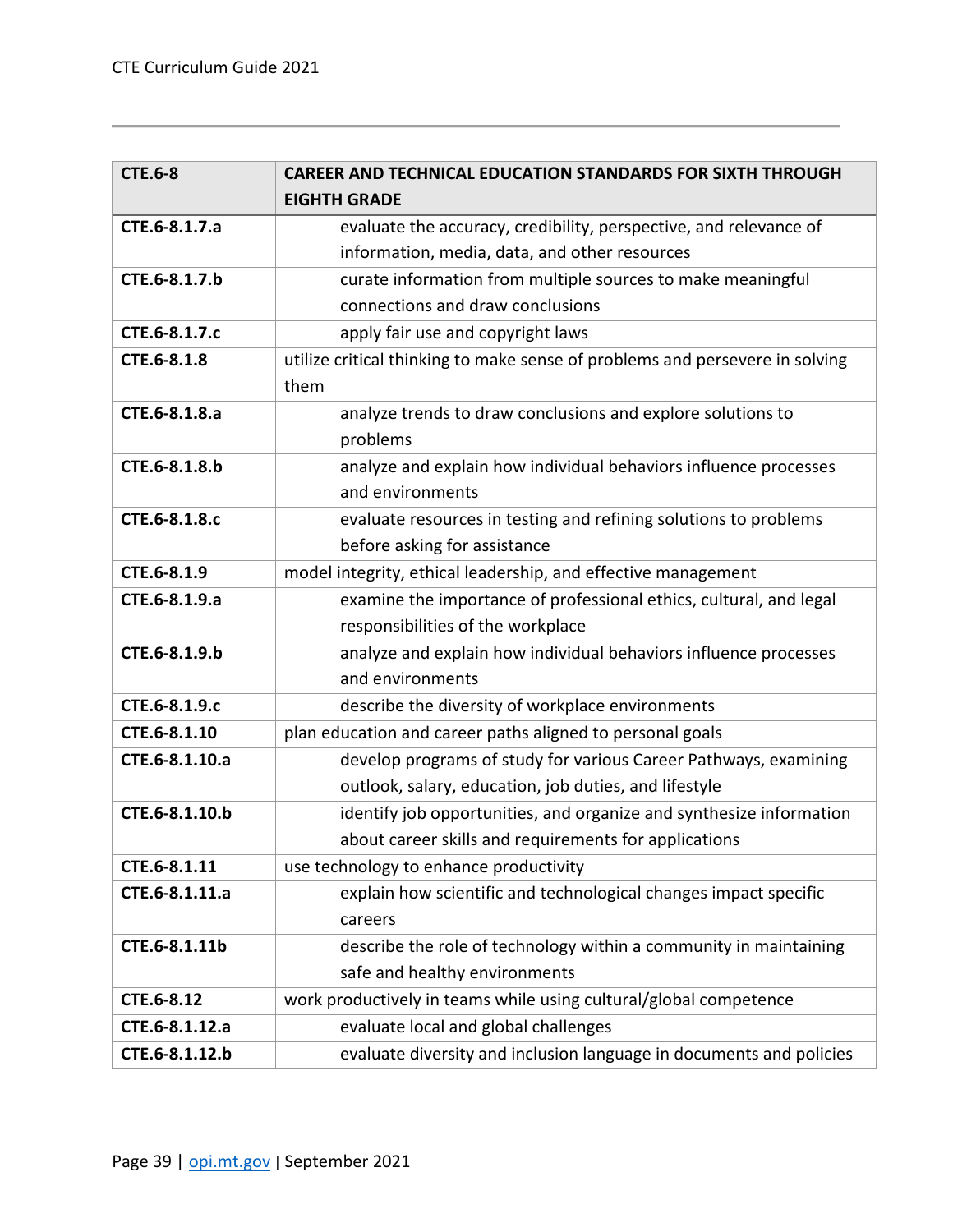| CTE.6-8 | CAREER AND TECHNICAL EDUCATION STANDARDS FOR SIXTH THROUGH EIGHTH GRADE |
|---|---|
| CTE.6-8.1.7.a | evaluate the accuracy, credibility, perspective, and relevance of information, media, data, and other resources |
| CTE.6-8.1.7.b | curate information from multiple sources to make meaningful connections and draw conclusions |
| CTE.6-8.1.7.c | apply fair use and copyright laws |
| CTE.6-8.1.8 | utilize critical thinking to make sense of problems and persevere in solving them |
| CTE.6-8.1.8.a | analyze trends to draw conclusions and explore solutions to problems |
| CTE.6-8.1.8.b | analyze and explain how individual behaviors influence processes and environments |
| CTE.6-8.1.8.c | evaluate resources in testing and refining solutions to problems before asking for assistance |
| CTE.6-8.1.9 | model integrity, ethical leadership, and effective management |
| CTE.6-8.1.9.a | examine the importance of professional ethics, cultural, and legal responsibilities of the workplace |
| CTE.6-8.1.9.b | analyze and explain how individual behaviors influence processes and environments |
| CTE.6-8.1.9.c | describe the diversity of workplace environments |
| CTE.6-8.1.10 | plan education and career paths aligned to personal goals |
| CTE.6-8.1.10.a | develop programs of study for various Career Pathways, examining outlook, salary, education, job duties, and lifestyle |
| CTE.6-8.1.10.b | identify job opportunities, and organize and synthesize information about career skills and requirements for applications |
| CTE.6-8.1.11 | use technology to enhance productivity |
| CTE.6-8.1.11.a | explain how scientific and technological changes impact specific careers |
| CTE.6-8.1.11b | describe the role of technology within a community in maintaining safe and healthy environments |
| CTE.6-8.12 | work productively in teams while using cultural/global competence |
| CTE.6-8.1.12.a | evaluate local and global challenges |
| CTE.6-8.1.12.b | evaluate diversity and inclusion language in documents and policies |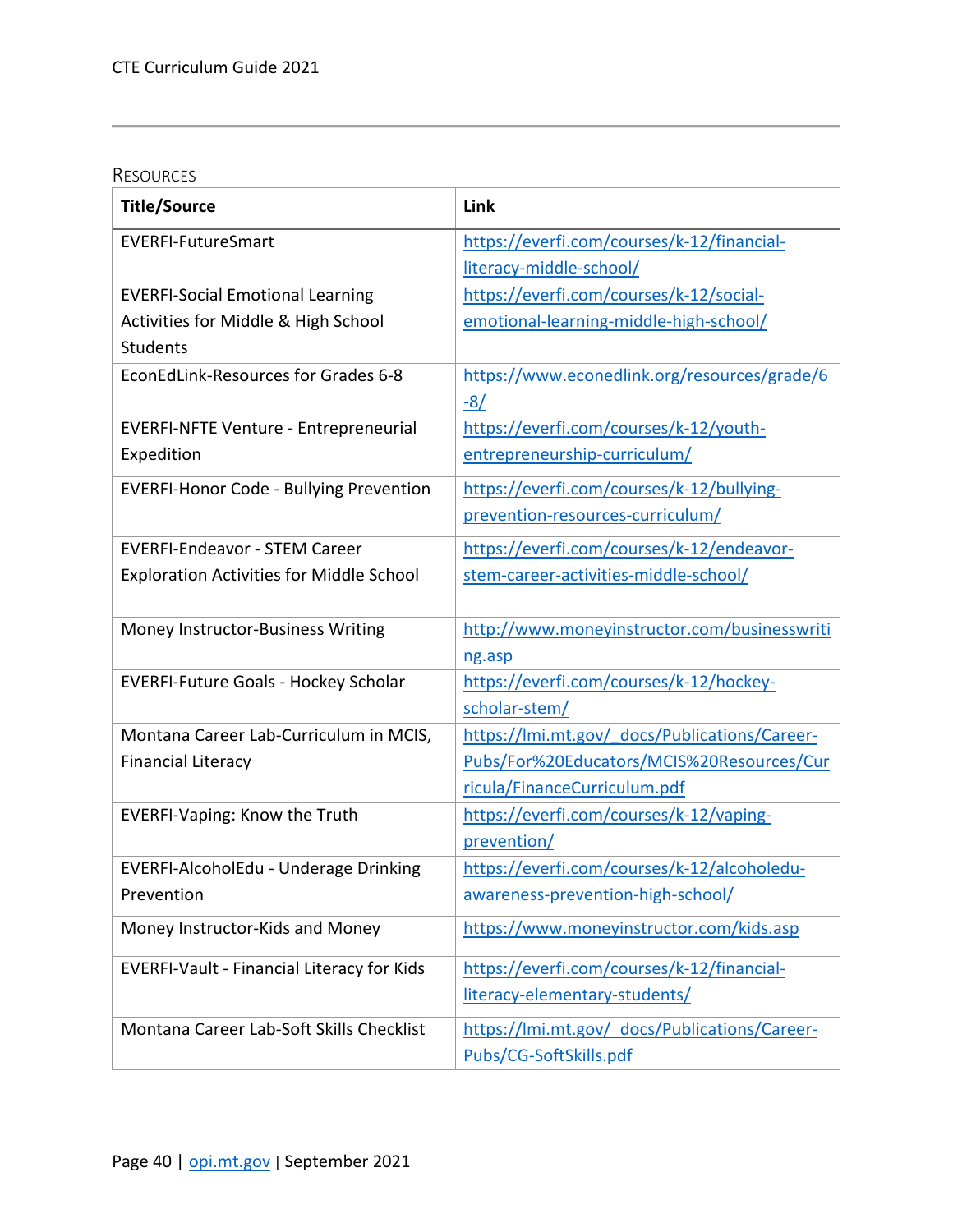### Resources

| Title/Source | Link |
|---|---|
| EVERFI-FutureSmart | https://everfi.com/courses/k-12/financial-literacy-middle-school/ |
| EVERFI-Social Emotional Learning Activities for Middle & High School Students | https://everfi.com/courses/k-12/social-emotional-learning-middle-high-school/ |
| EconEdLink-Resources for Grades 6-8 | https://www.econedlink.org/resources/grade/6-8/ |
| EVERFI-NFTE Venture - Entrepreneurial Expedition | https://everfi.com/courses/k-12/youth-entrepreneurship-curriculum/ |
| EVERFI-Honor Code - Bullying Prevention | https://everfi.com/courses/k-12/bullying-prevention-resources-curriculum/ |
| EVERFI-Endeavor - STEM Career Exploration Activities for Middle School | https://everfi.com/courses/k-12/endeavor-stem-career-activities-middle-school/ |
| Money Instructor-Business Writing | http://www.moneyinstructor.com/businesswriting.asp |
| EVERFI-Future Goals - Hockey Scholar | https://everfi.com/courses/k-12/hockey-scholar-stem/ |
| Montana Career Lab-Curriculum in MCIS, Financial Literacy | https://lmi.mt.gov/_docs/Publications/Career-Pubs/For%20Educators/MCIS%20Resources/Curricula/FinanceCurriculum.pdf |
| EVERFI-Vaping: Know the Truth | https://everfi.com/courses/k-12/vaping-prevention/ |
| EVERFI-AlcoholEdu - Underage Drinking Prevention | https://everfi.com/courses/k-12/alcoholedu-awareness-prevention-high-school/ |
| Money Instructor-Kids and Money | https://www.moneyinstructor.com/kids.asp |
| EVERFI-Vault - Financial Literacy for Kids | https://everfi.com/courses/k-12/financial-literacy-elementary-students/ |
| Montana Career Lab-Soft Skills Checklist | https://lmi.mt.gov/_docs/Publications/Career-Pubs/CG-SoftSkills.pdf |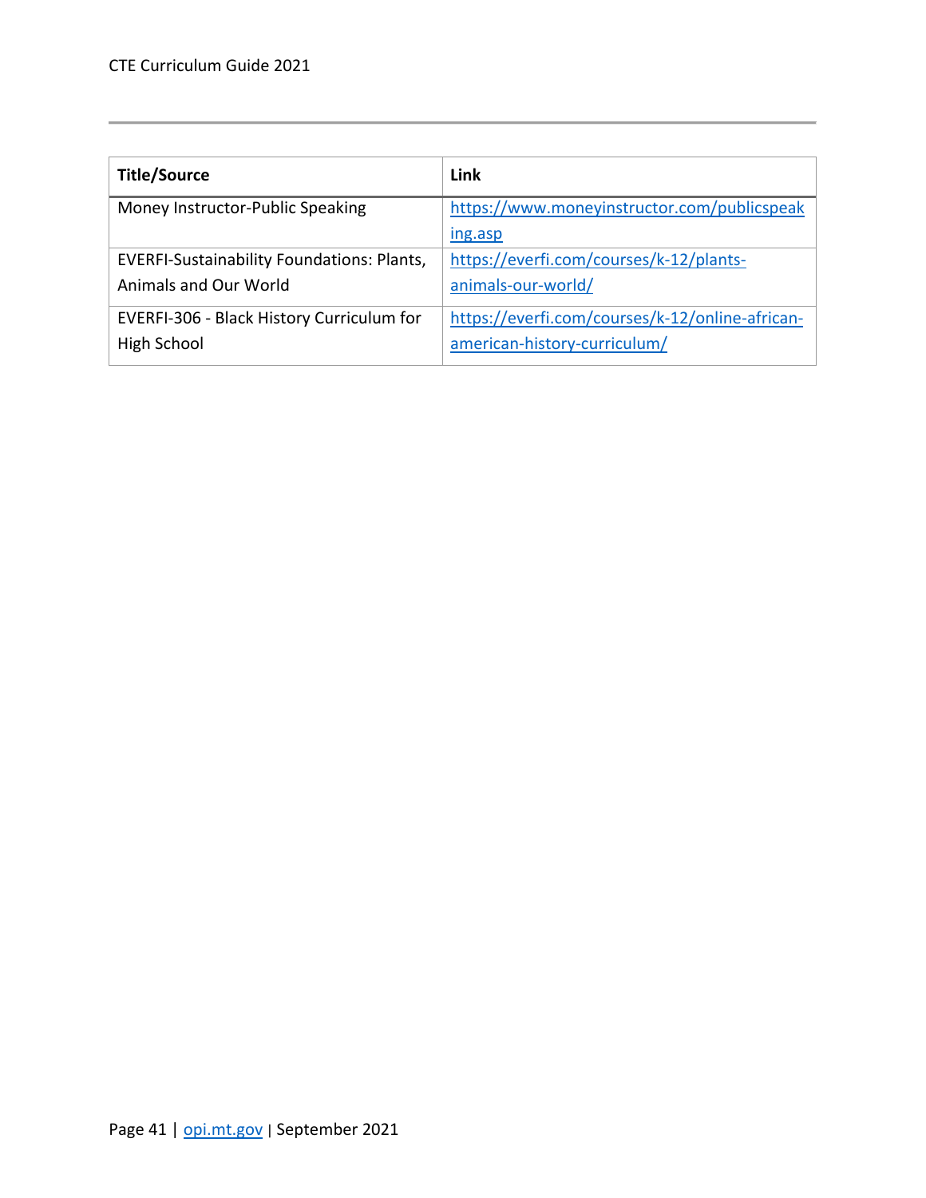| Title/Source | Link |
|---|---|
| Money Instructor-Public Speaking | https://www.moneyinstructor.com/publicspeaking.asp |
| EVERFI-Sustainability Foundations: Plants, Animals and Our World | https://everfi.com/courses/k-12/plants-animals-our-world/ |
| EVERFI-306 - Black History Curriculum for High School | https://everfi.com/courses/k-12/online-african-american-history-curriculum/ |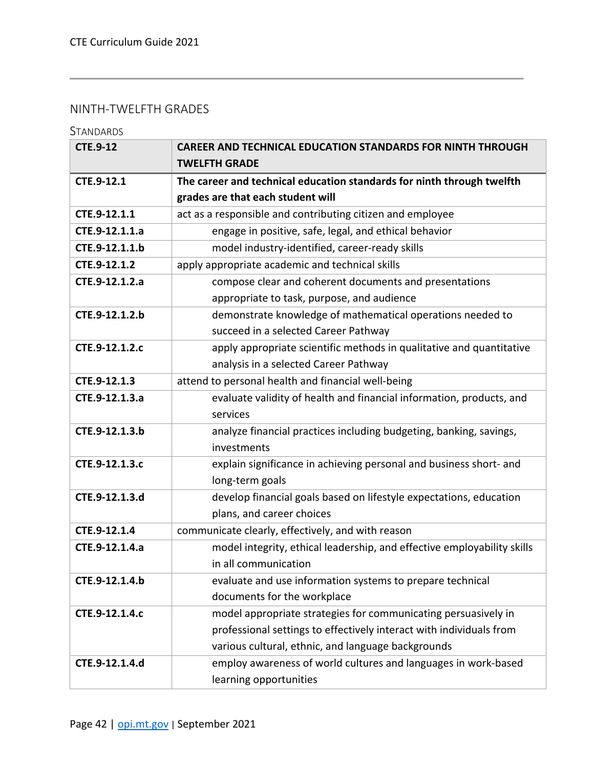## NINTH-TWELFTH GRADES

### STANDARDS

| CTE.9-12 | CAREER AND TECHNICAL EDUCATION STANDARDS FOR NINTH THROUGH TWELFTH GRADE |
|---|---|
| **CTE.9-12.1** | **The career and technical education standards for ninth through twelfth grades are that each student will** |
| **CTE.9-12.1.1** | act as a responsible and contributing citizen and employee |
| **CTE.9-12.1.1.a** | engage in positive, safe, legal, and ethical behavior |
| **CTE.9-12.1.1.b** | model industry-identified, career-ready skills |
| **CTE.9-12.1.2** | apply appropriate academic and technical skills |
| **CTE.9-12.1.2.a** | compose clear and coherent documents and presentations appropriate to task, purpose, and audience |
| **CTE.9-12.1.2.b** | demonstrate knowledge of mathematical operations needed to succeed in a selected Career Pathway |
| **CTE.9-12.1.2.c** | apply appropriate scientific methods in qualitative and quantitative analysis in a selected Career Pathway |
| **CTE.9-12.1.3** | attend to personal health and financial well-being |
| **CTE.9-12.1.3.a** | evaluate validity of health and financial information, products, and services |
| **CTE.9-12.1.3.b** | analyze financial practices including budgeting, banking, savings, investments |
| **CTE.9-12.1.3.c** | explain significance in achieving personal and business short- and long-term goals |
| **CTE.9-12.1.3.d** | develop financial goals based on lifestyle expectations, education plans, and career choices |
| **CTE.9-12.1.4** | communicate clearly, effectively, and with reason |
| **CTE.9-12.1.4.a** | model integrity, ethical leadership, and effective employability skills in all communication |
| **CTE.9-12.1.4.b** | evaluate and use information systems to prepare technical documents for the workplace |
| **CTE.9-12.1.4.c** | model appropriate strategies for communicating persuasively in professional settings to effectively interact with individuals from various cultural, ethnic, and language backgrounds |
| **CTE.9-12.1.4.d** | employ awareness of world cultures and languages in work-based learning opportunities |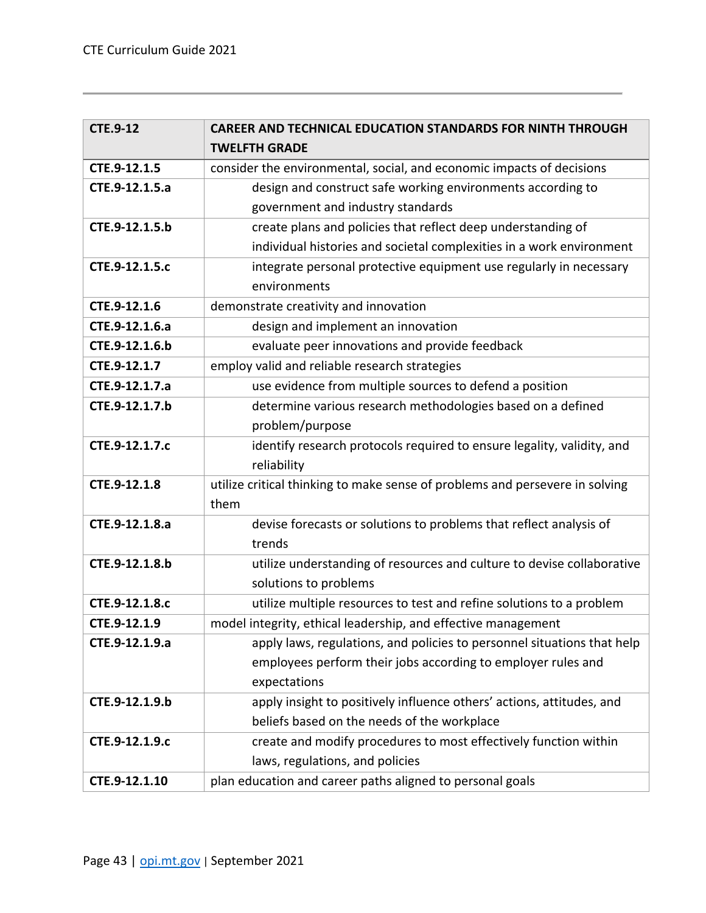| CTE.9-12 | CAREER AND TECHNICAL EDUCATION STANDARDS FOR NINTH THROUGH TWELFTH GRADE |
|---|---|
| CTE.9-12.1.5 | consider the environmental, social, and economic impacts of decisions |
| CTE.9-12.1.5.a | design and construct safe working environments according to government and industry standards |
| CTE.9-12.1.5.b | create plans and policies that reflect deep understanding of individual histories and societal complexities in a work environment |
| CTE.9-12.1.5.c | integrate personal protective equipment use regularly in necessary environments |
| CTE.9-12.1.6 | demonstrate creativity and innovation |
| CTE.9-12.1.6.a | design and implement an innovation |
| CTE.9-12.1.6.b | evaluate peer innovations and provide feedback |
| CTE.9-12.1.7 | employ valid and reliable research strategies |
| CTE.9-12.1.7.a | use evidence from multiple sources to defend a position |
| CTE.9-12.1.7.b | determine various research methodologies based on a defined problem/purpose |
| CTE.9-12.1.7.c | identify research protocols required to ensure legality, validity, and reliability |
| CTE.9-12.1.8 | utilize critical thinking to make sense of problems and persevere in solving them |
| CTE.9-12.1.8.a | devise forecasts or solutions to problems that reflect analysis of trends |
| CTE.9-12.1.8.b | utilize understanding of resources and culture to devise collaborative solutions to problems |
| CTE.9-12.1.8.c | utilize multiple resources to test and refine solutions to a problem |
| CTE.9-12.1.9 | model integrity, ethical leadership, and effective management |
| CTE.9-12.1.9.a | apply laws, regulations, and policies to personnel situations that help employees perform their jobs according to employer rules and expectations |
| CTE.9-12.1.9.b | apply insight to positively influence others' actions, attitudes, and beliefs based on the needs of the workplace |
| CTE.9-12.1.9.c | create and modify procedures to most effectively function within laws, regulations, and policies |
| CTE.9-12.1.10 | plan education and career paths aligned to personal goals |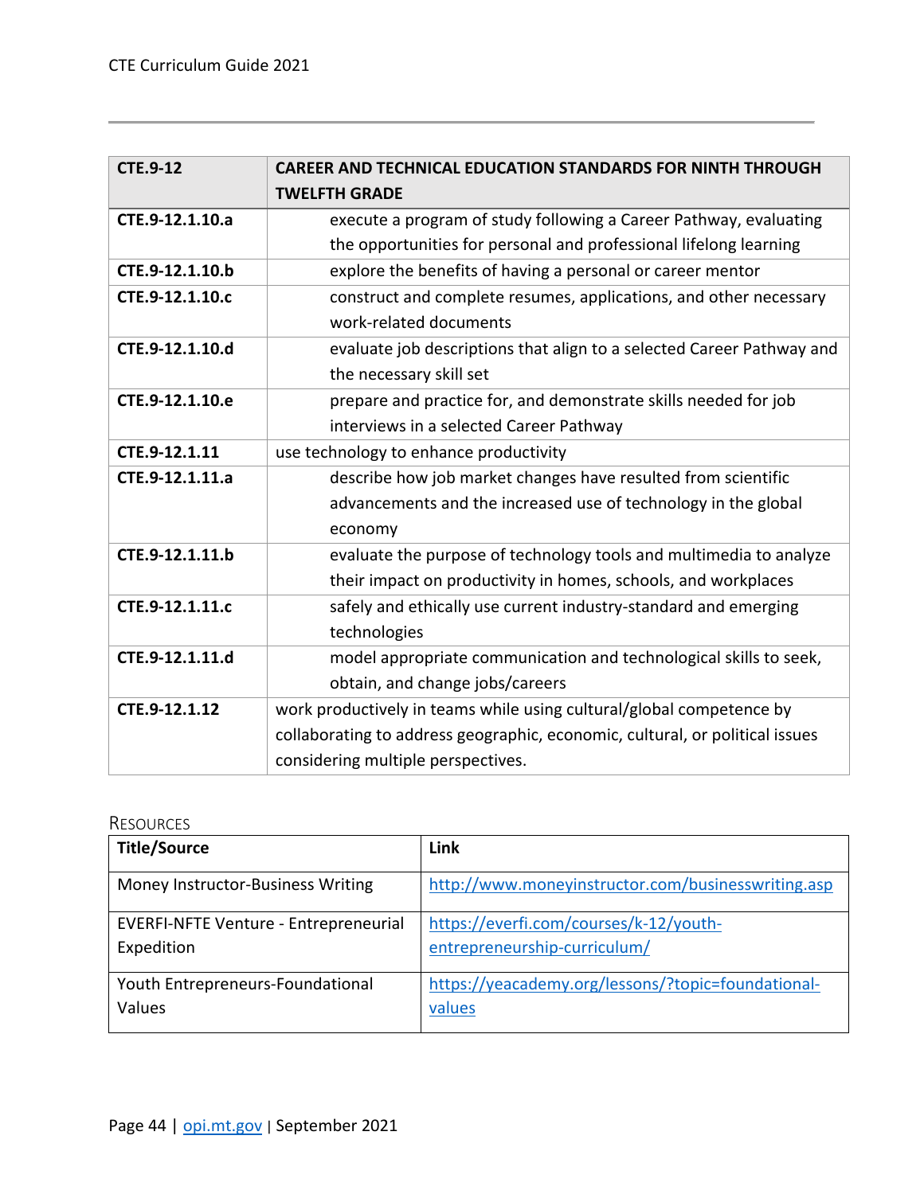| CTE.9-12 | CAREER AND TECHNICAL EDUCATION STANDARDS FOR NINTH THROUGH TWELFTH GRADE |
|---|---|
| CTE.9-12.1.10.a | execute a program of study following a Career Pathway, evaluating the opportunities for personal and professional lifelong learning |
| CTE.9-12.1.10.b | explore the benefits of having a personal or career mentor |
| CTE.9-12.1.10.c | construct and complete resumes, applications, and other necessary work-related documents |
| CTE.9-12.1.10.d | evaluate job descriptions that align to a selected Career Pathway and the necessary skill set |
| CTE.9-12.1.10.e | prepare and practice for, and demonstrate skills needed for job interviews in a selected Career Pathway |
| CTE.9-12.1.11 | use technology to enhance productivity |
| CTE.9-12.1.11.a | describe how job market changes have resulted from scientific advancements and the increased use of technology in the global economy |
| CTE.9-12.1.11.b | evaluate the purpose of technology tools and multimedia to analyze their impact on productivity in homes, schools, and workplaces |
| CTE.9-12.1.11.c | safely and ethically use current industry-standard and emerging technologies |
| CTE.9-12.1.11.d | model appropriate communication and technological skills to seek, obtain, and change jobs/careers |
| CTE.9-12.1.12 | work productively in teams while using cultural/global competence by collaborating to address geographic, economic, cultural, or political issues considering multiple perspectives. |

### Resources

| Title/Source | Link |
|---|---|
| Money Instructor-Business Writing | http://www.moneyinstructor.com/businesswriting.asp |
| EVERFI-NFTE Venture - Entrepreneurial Expedition | https://everfi.com/courses/k-12/youth-entrepreneurship-curriculum/ |
| Youth Entrepreneurs-Foundational Values | https://yeacademy.org/lessons/?topic=foundational-values |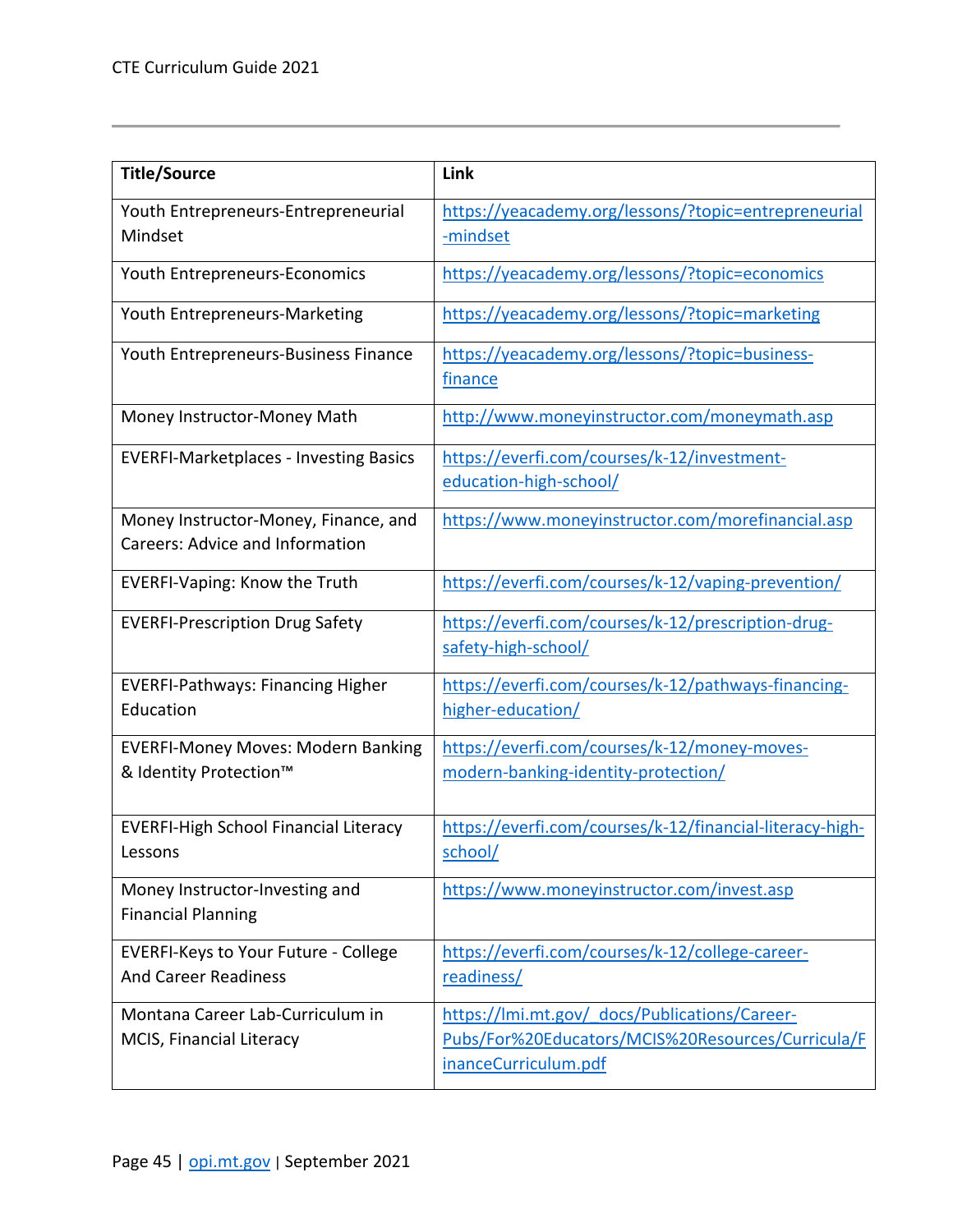| Title/Source | Link |
|---|---|
| Youth Entrepreneurs-Entrepreneurial Mindset | https://yeacademy.org/lessons/?topic=entrepreneurial-mindset |
| Youth Entrepreneurs-Economics | https://yeacademy.org/lessons/?topic=economics |
| Youth Entrepreneurs-Marketing | https://yeacademy.org/lessons/?topic=marketing |
| Youth Entrepreneurs-Business Finance | https://yeacademy.org/lessons/?topic=business-finance |
| Money Instructor-Money Math | http://www.moneyinstructor.com/moneymath.asp |
| EVERFI-Marketplaces - Investing Basics | https://everfi.com/courses/k-12/investment-education-high-school/ |
| Money Instructor-Money, Finance, and Careers: Advice and Information | https://www.moneyinstructor.com/morefinancial.asp |
| EVERFI-Vaping: Know the Truth | https://everfi.com/courses/k-12/vaping-prevention/ |
| EVERFI-Prescription Drug Safety | https://everfi.com/courses/k-12/prescription-drug-safety-high-school/ |
| EVERFI-Pathways: Financing Higher Education | https://everfi.com/courses/k-12/pathways-financing-higher-education/ |
| EVERFI-Money Moves: Modern Banking & Identity Protection™ | https://everfi.com/courses/k-12/money-moves-modern-banking-identity-protection/ |
| EVERFI-High School Financial Literacy Lessons | https://everfi.com/courses/k-12/financial-literacy-high-school/ |
| Money Instructor-Investing and Financial Planning | https://www.moneyinstructor.com/invest.asp |
| EVERFI-Keys to Your Future - College And Career Readiness | https://everfi.com/courses/k-12/college-career-readiness/ |
| Montana Career Lab-Curriculum in MCIS, Financial Literacy | https://lmi.mt.gov/_docs/Publications/Career-Pubs/For%20Educators/MCIS%20Resources/Curricula/FinanceCurriculum.pdf |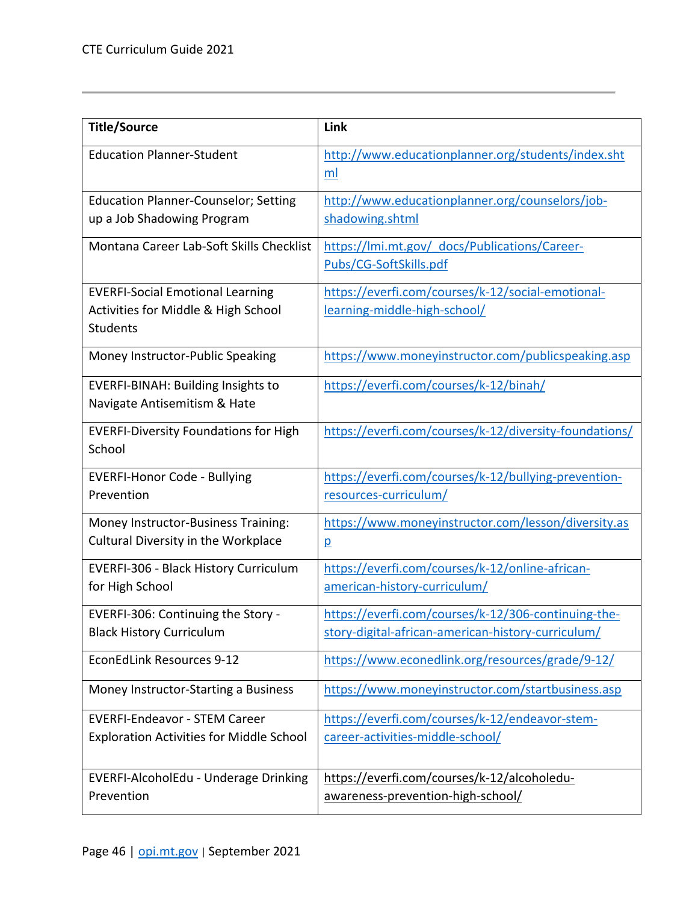| Title/Source | Link |
| --- | --- |
| Education Planner-Student | http://www.educationplanner.org/students/index.shtml |
| Education Planner-Counselor; Setting up a Job Shadowing Program | http://www.educationplanner.org/counselors/job-shadowing.shtml |
| Montana Career Lab-Soft Skills Checklist | https://lmi.mt.gov/_docs/Publications/Career-Pubs/CG-SoftSkills.pdf |
| EVERFI-Social Emotional Learning Activities for Middle & High School Students | https://everfi.com/courses/k-12/social-emotional-learning-middle-high-school/ |
| Money Instructor-Public Speaking | https://www.moneyinstructor.com/publicspeaking.asp |
| EVERFI-BINAH: Building Insights to Navigate Antisemitism & Hate | https://everfi.com/courses/k-12/binah/ |
| EVERFI-Diversity Foundations for High School | https://everfi.com/courses/k-12/diversity-foundations/ |
| EVERFI-Honor Code - Bullying Prevention | https://everfi.com/courses/k-12/bullying-prevention-resources-curriculum/ |
| Money Instructor-Business Training: Cultural Diversity in the Workplace | https://www.moneyinstructor.com/lesson/diversity.asp |
| EVERFI-306 - Black History Curriculum for High School | https://everfi.com/courses/k-12/online-african-american-history-curriculum/ |
| EVERFI-306: Continuing the Story - Black History Curriculum | https://everfi.com/courses/k-12/306-continuing-the-story-digital-african-american-history-curriculum/ |
| EconEdLink Resources 9-12 | https://www.econedlink.org/resources/grade/9-12/ |
| Money Instructor-Starting a Business | https://www.moneyinstructor.com/startbusiness.asp |
| EVERFI-Endeavor - STEM Career Exploration Activities for Middle School | https://everfi.com/courses/k-12/endeavor-stem-career-activities-middle-school/ |
| EVERFI-AlcoholEdu - Underage Drinking Prevention | https://everfi.com/courses/k-12/alcoholedu-awareness-prevention-high-school/ |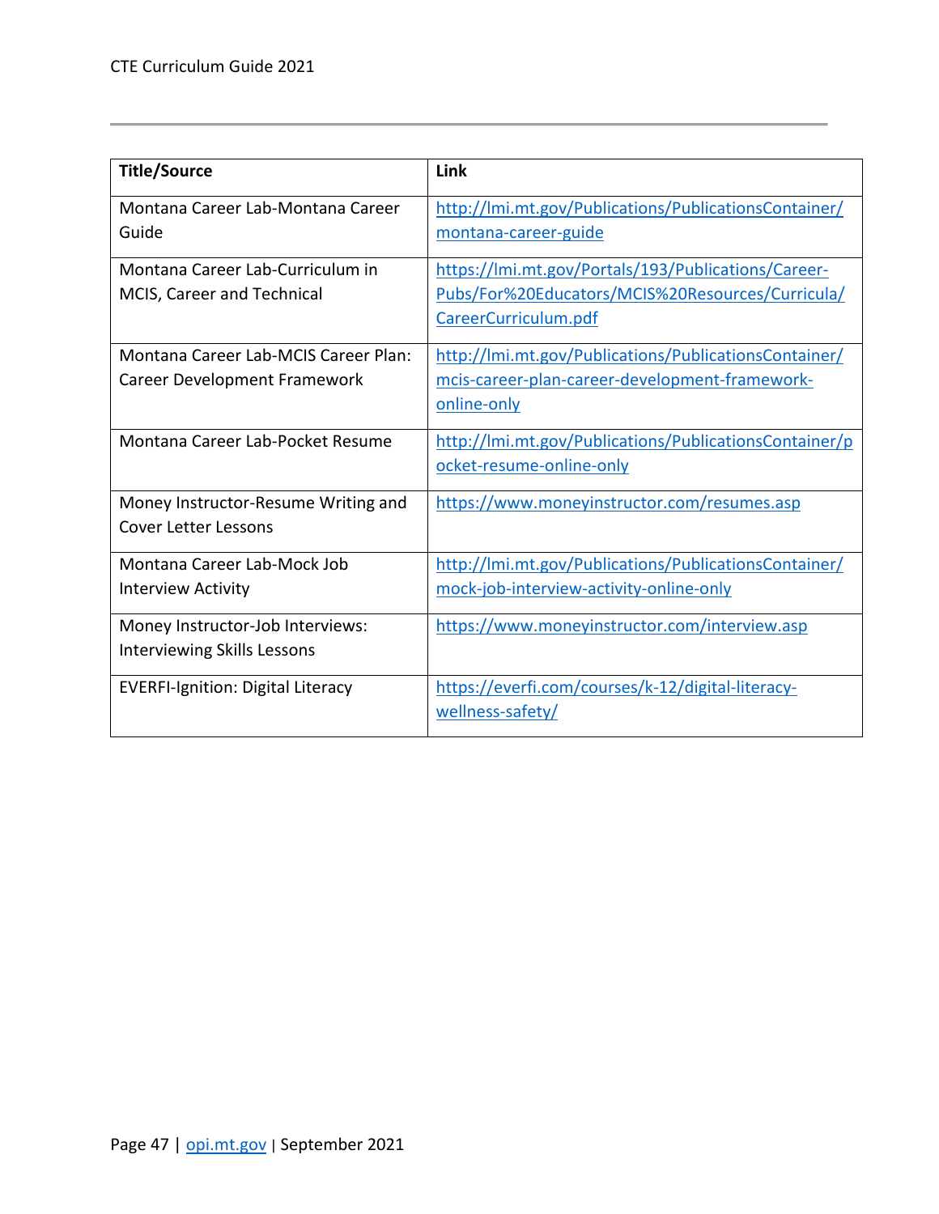| Title/Source | Link |
| --- | --- |
| Montana Career Lab-Montana Career Guide | http://lmi.mt.gov/Publications/PublicationsContainer/montana-career-guide |
| Montana Career Lab-Curriculum in MCIS, Career and Technical | https://lmi.mt.gov/Portals/193/Publications/Career-Pubs/For%20Educators/MCIS%20Resources/Curricula/CareerCurriculum.pdf |
| Montana Career Lab-MCIS Career Plan: Career Development Framework | http://lmi.mt.gov/Publications/PublicationsContainer/mcis-career-plan-career-development-framework-online-only |
| Montana Career Lab-Pocket Resume | http://lmi.mt.gov/Publications/PublicationsContainer/pocket-resume-online-only |
| Money Instructor-Resume Writing and Cover Letter Lessons | https://www.moneyinstructor.com/resumes.asp |
| Montana Career Lab-Mock Job Interview Activity | http://lmi.mt.gov/Publications/PublicationsContainer/mock-job-interview-activity-online-only |
| Money Instructor-Job Interviews: Interviewing Skills Lessons | https://www.moneyinstructor.com/interview.asp |
| EVERFI-Ignition: Digital Literacy | https://everfi.com/courses/k-12/digital-literacy-wellness-safety/ |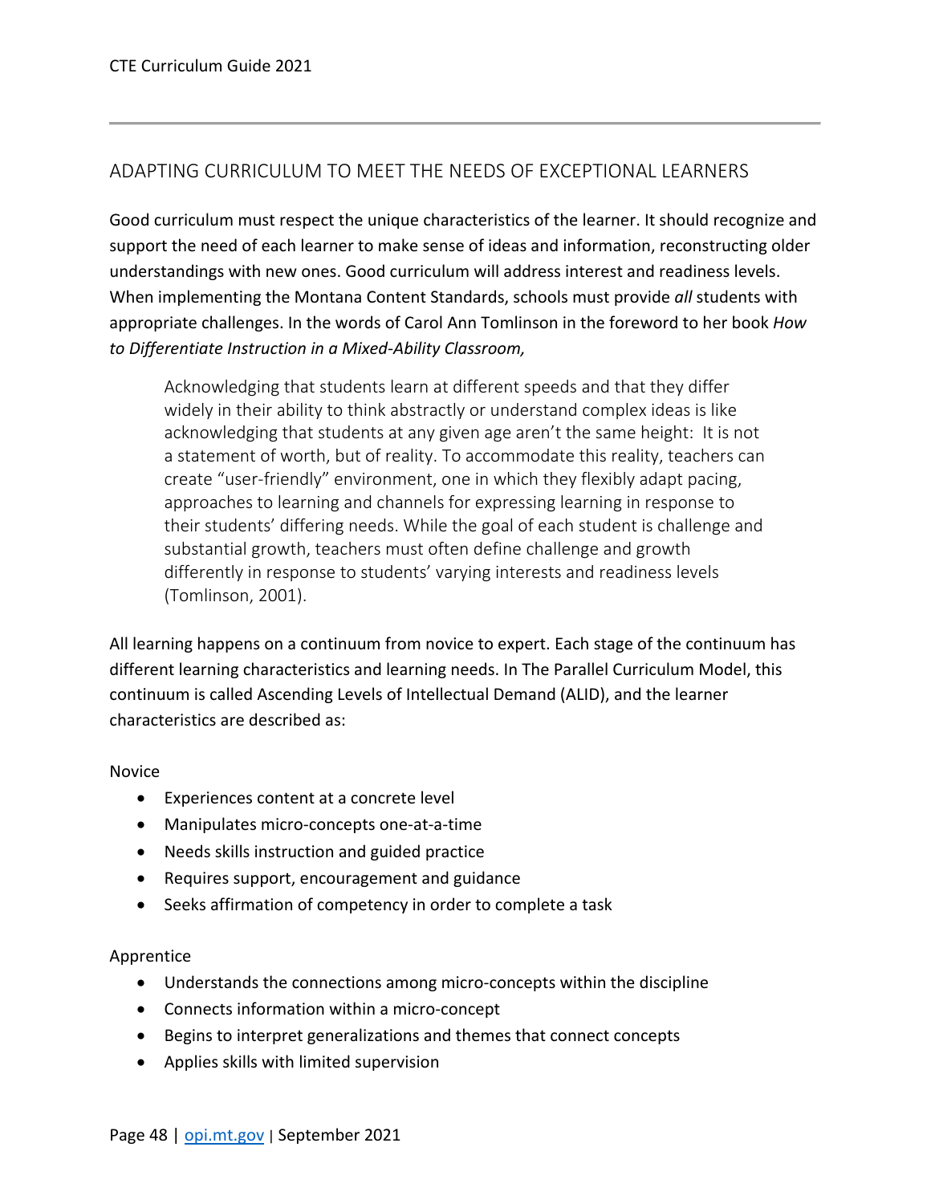## ADAPTING CURRICULUM TO MEET THE NEEDS OF EXCEPTIONAL LEARNERS

Good curriculum must respect the unique characteristics of the learner. It should recognize and support the need of each learner to make sense of ideas and information, reconstructing older understandings with new ones. Good curriculum will address interest and readiness levels. When implementing the Montana Content Standards, schools must provide *all* students with appropriate challenges. In the words of Carol Ann Tomlinson in the foreword to her book *How to Differentiate Instruction in a Mixed-Ability Classroom,*

> Acknowledging that students learn at different speeds and that they differ widely in their ability to think abstractly or understand complex ideas is like acknowledging that students at any given age aren't the same height: It is not a statement of worth, but of reality. To accommodate this reality, teachers can create "user-friendly" environment, one in which they flexibly adapt pacing, approaches to learning and channels for expressing learning in response to their students' differing needs. While the goal of each student is challenge and substantial growth, teachers must often define challenge and growth differently in response to students' varying interests and readiness levels (Tomlinson, 2001).

All learning happens on a continuum from novice to expert. Each stage of the continuum has different learning characteristics and learning needs. In The Parallel Curriculum Model, this continuum is called Ascending Levels of Intellectual Demand (ALID), and the learner characteristics are described as:

Novice

- Experiences content at a concrete level
- Manipulates micro-concepts one-at-a-time
- Needs skills instruction and guided practice
- Requires support, encouragement and guidance
- Seeks affirmation of competency in order to complete a task

Apprentice

- Understands the connections among micro-concepts within the discipline
- Connects information within a micro-concept
- Begins to interpret generalizations and themes that connect concepts
- Applies skills with limited supervision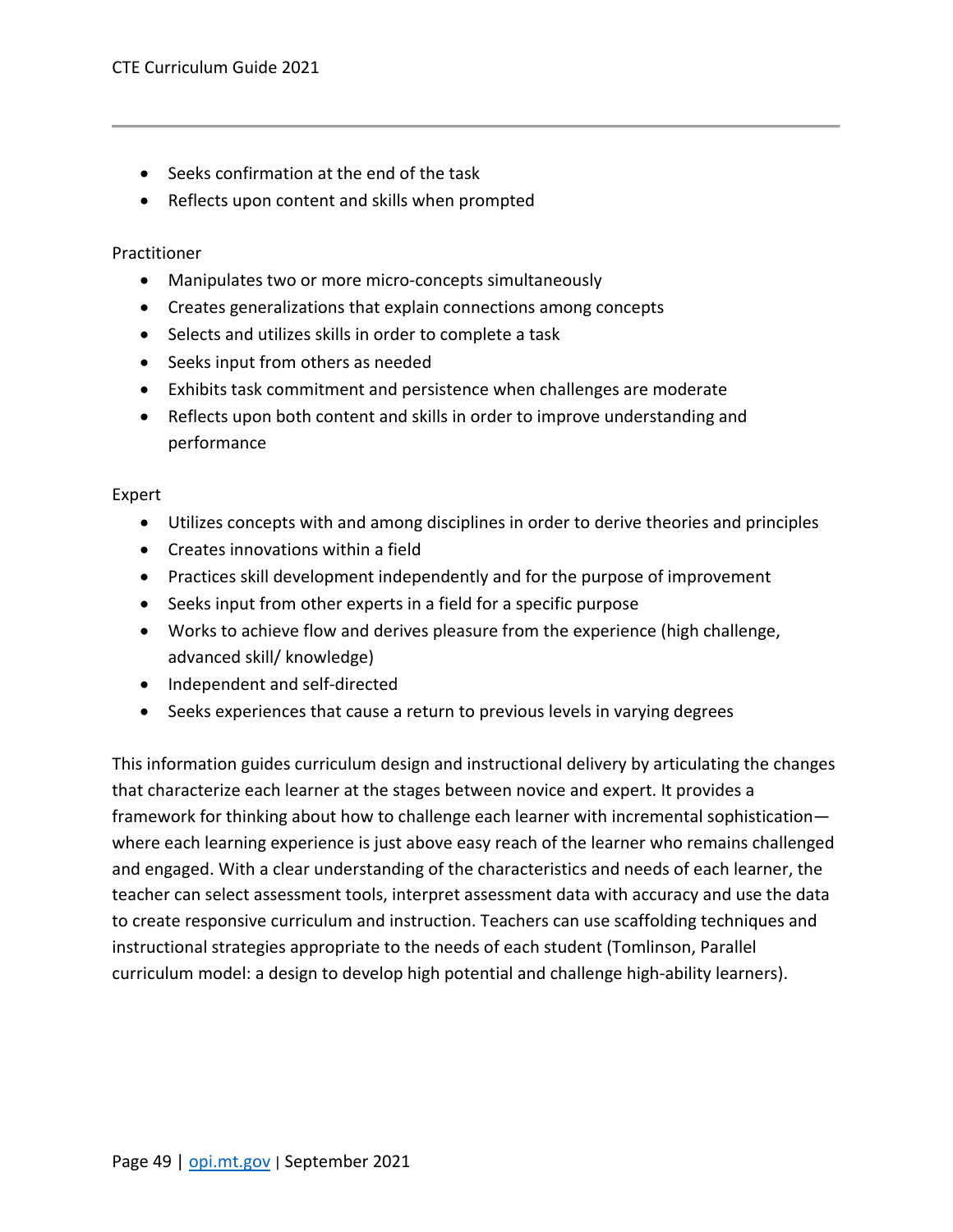- Seeks confirmation at the end of the task
- Reflects upon content and skills when prompted

Practitioner

- Manipulates two or more micro-concepts simultaneously
- Creates generalizations that explain connections among concepts
- Selects and utilizes skills in order to complete a task
- Seeks input from others as needed
- Exhibits task commitment and persistence when challenges are moderate
- Reflects upon both content and skills in order to improve understanding and performance

Expert

- Utilizes concepts with and among disciplines in order to derive theories and principles
- Creates innovations within a field
- Practices skill development independently and for the purpose of improvement
- Seeks input from other experts in a field for a specific purpose
- Works to achieve flow and derives pleasure from the experience (high challenge, advanced skill/ knowledge)
- Independent and self-directed
- Seeks experiences that cause a return to previous levels in varying degrees

This information guides curriculum design and instructional delivery by articulating the changes that characterize each learner at the stages between novice and expert. It provides a framework for thinking about how to challenge each learner with incremental sophistication—where each learning experience is just above easy reach of the learner who remains challenged and engaged. With a clear understanding of the characteristics and needs of each learner, the teacher can select assessment tools, interpret assessment data with accuracy and use the data to create responsive curriculum and instruction. Teachers can use scaffolding techniques and instructional strategies appropriate to the needs of each student (Tomlinson, Parallel curriculum model: a design to develop high potential and challenge high-ability learners).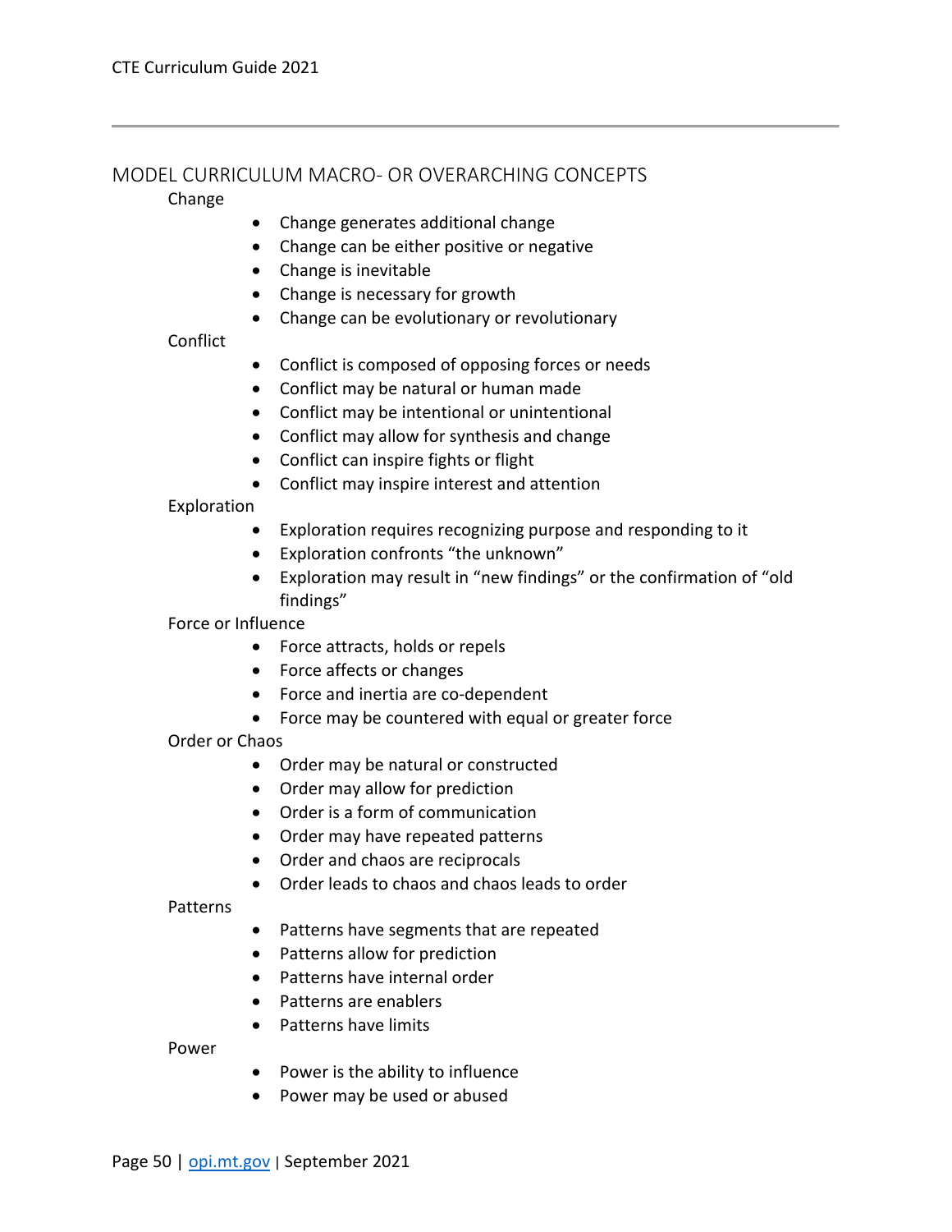## MODEL CURRICULUM MACRO- OR OVERARCHING CONCEPTS

### Change

- Change generates additional change
- Change can be either positive or negative
- Change is inevitable
- Change is necessary for growth
- Change can be evolutionary or revolutionary

### Conflict

- Conflict is composed of opposing forces or needs
- Conflict may be natural or human made
- Conflict may be intentional or unintentional
- Conflict may allow for synthesis and change
- Conflict can inspire fights or flight
- Conflict may inspire interest and attention

### Exploration

- Exploration requires recognizing purpose and responding to it
- Exploration confronts "the unknown"
- Exploration may result in "new findings" or the confirmation of "old findings"

### Force or Influence

- Force attracts, holds or repels
- Force affects or changes
- Force and inertia are co-dependent
- Force may be countered with equal or greater force

### Order or Chaos

- Order may be natural or constructed
- Order may allow for prediction
- Order is a form of communication
- Order may have repeated patterns
- Order and chaos are reciprocals
- Order leads to chaos and chaos leads to order

### Patterns

- Patterns have segments that are repeated
- Patterns allow for prediction
- Patterns have internal order
- Patterns are enablers
- Patterns have limits

### Power

- Power is the ability to influence
- Power may be used or abused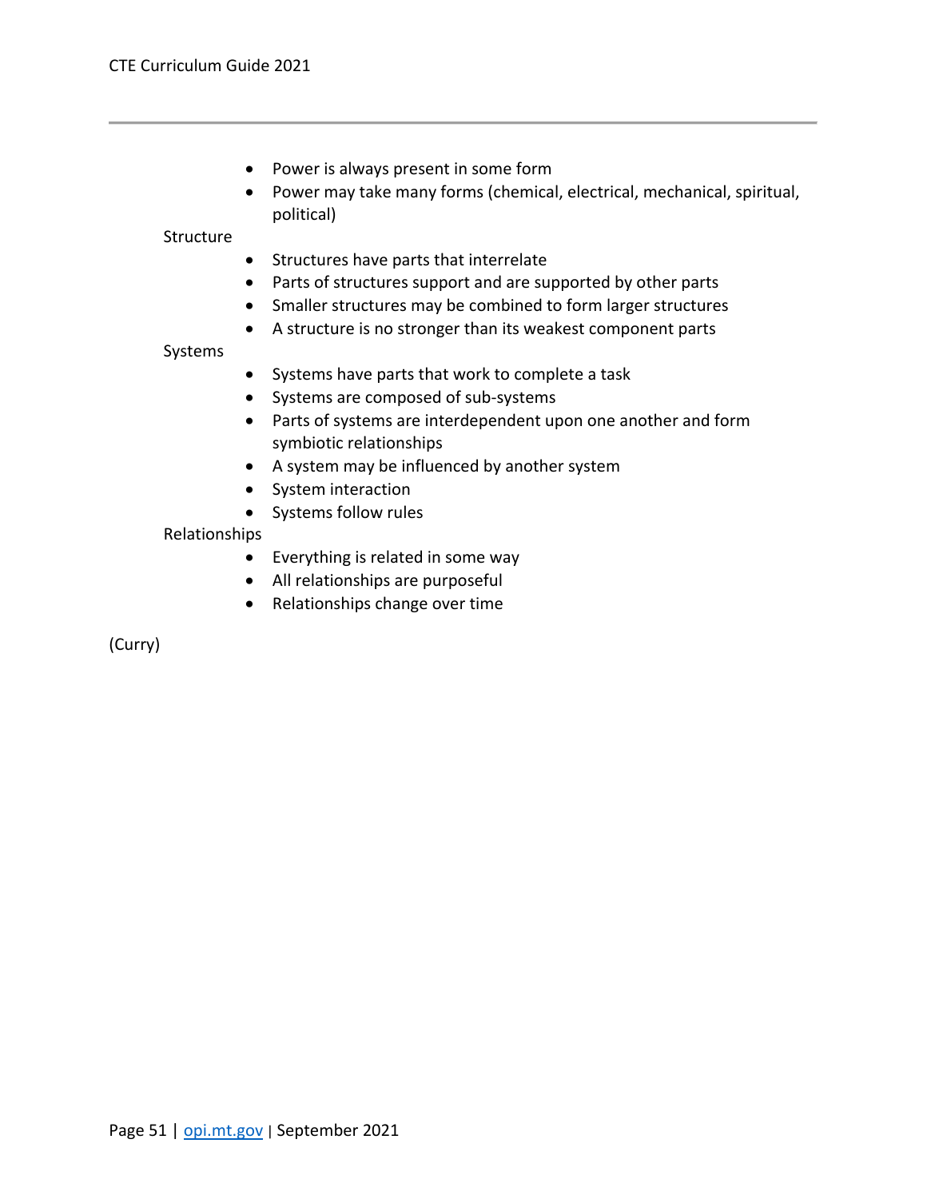- Power is always present in some form
- Power may take many forms (chemical, electrical, mechanical, spiritual, political)

Structure

- Structures have parts that interrelate
- Parts of structures support and are supported by other parts
- Smaller structures may be combined to form larger structures
- A structure is no stronger than its weakest component parts

Systems

- Systems have parts that work to complete a task
- Systems are composed of sub-systems
- Parts of systems are interdependent upon one another and form symbiotic relationships
- A system may be influenced by another system
- System interaction
- Systems follow rules

Relationships

- Everything is related in some way
- All relationships are purposeful
- Relationships change over time

(Curry)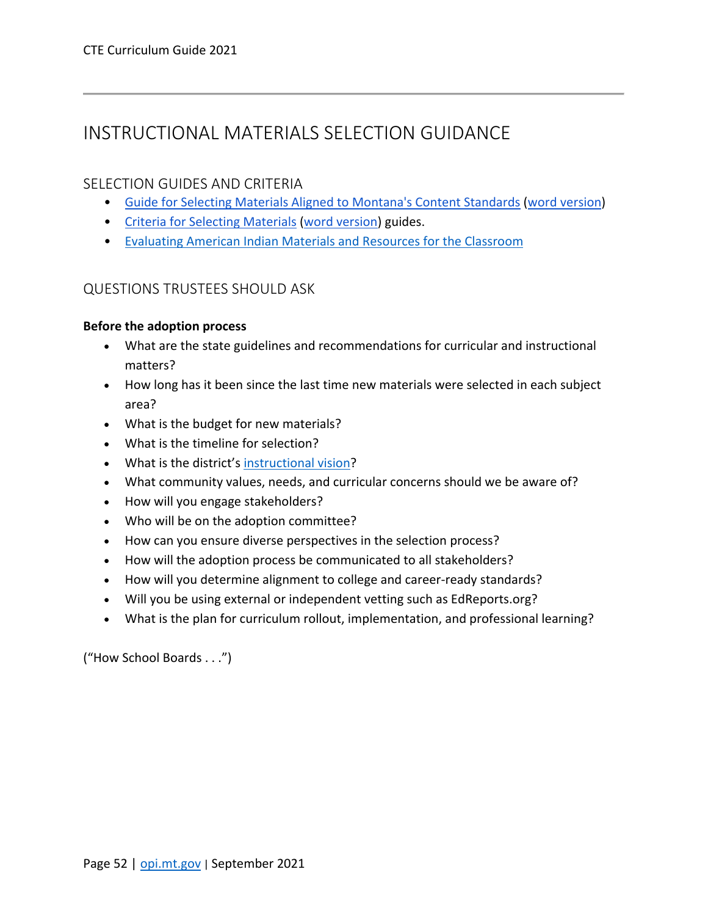# INSTRUCTIONAL MATERIALS SELECTION GUIDANCE

## SELECTION GUIDES AND CRITERIA

- Guide for Selecting Materials Aligned to Montana's Content Standards (word version)
- Criteria for Selecting Materials (word version) guides.
- Evaluating American Indian Materials and Resources for the Classroom

## QUESTIONS TRUSTEES SHOULD ASK

**Before the adoption process**

- What are the state guidelines and recommendations for curricular and instructional matters?
- How long has it been since the last time new materials were selected in each subject area?
- What is the budget for new materials?
- What is the timeline for selection?
- What is the district's instructional vision?
- What community values, needs, and curricular concerns should we be aware of?
- How will you engage stakeholders?
- Who will be on the adoption committee?
- How can you ensure diverse perspectives in the selection process?
- How will the adoption process be communicated to all stakeholders?
- How will you determine alignment to college and career-ready standards?
- Will you be using external or independent vetting such as EdReports.org?
- What is the plan for curriculum rollout, implementation, and professional learning?

("How School Boards . . .")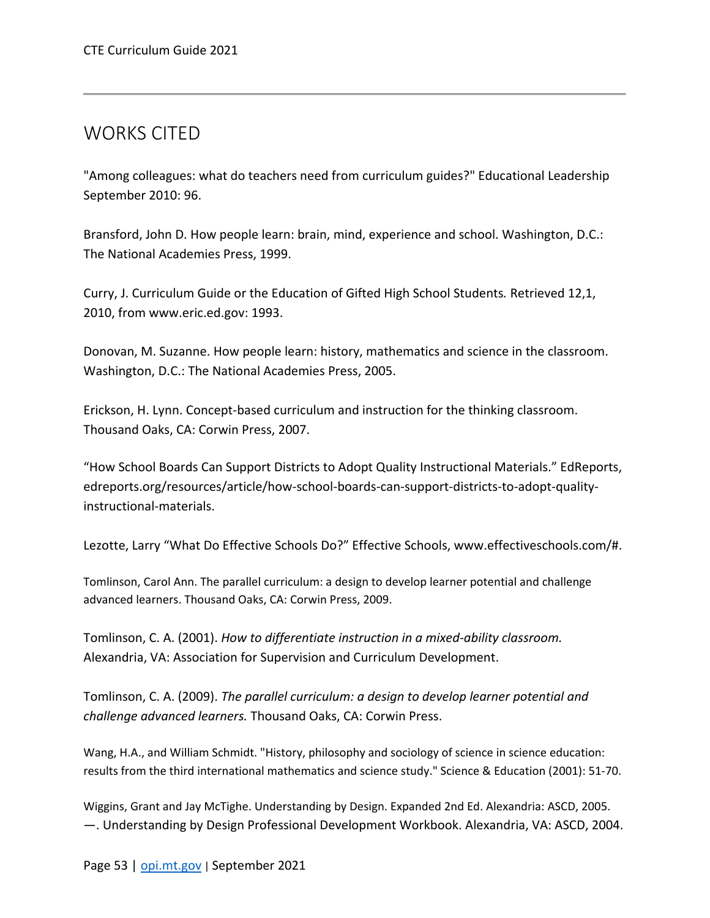# WORKS CITED

"Among colleagues: what do teachers need from curriculum guides?" Educational Leadership September 2010: 96.

Bransford, John D. How people learn: brain, mind, experience and school. Washington, D.C.: The National Academies Press, 1999.

Curry, J. Curriculum Guide or the Education of Gifted High School Students*.* Retrieved 12,1, 2010, from www.eric.ed.gov: 1993.

Donovan, M. Suzanne. How people learn: history, mathematics and science in the classroom. Washington, D.C.: The National Academies Press, 2005.

Erickson, H. Lynn. Concept-based curriculum and instruction for the thinking classroom. Thousand Oaks, CA: Corwin Press, 2007.

“How School Boards Can Support Districts to Adopt Quality Instructional Materials.” EdReports, edreports.org/resources/article/how-school-boards-can-support-districts-to-adopt-quality-instructional-materials.

Lezotte, Larry “What Do Effective Schools Do?” Effective Schools, www.effectiveschools.com/#.

Tomlinson, Carol Ann. The parallel curriculum: a design to develop learner potential and challenge advanced learners. Thousand Oaks, CA: Corwin Press, 2009.

Tomlinson, C. A. (2001). *How to differentiate instruction in a mixed-ability classroom.* Alexandria, VA: Association for Supervision and Curriculum Development.

Tomlinson, C. A. (2009). *The parallel curriculum: a design to develop learner potential and challenge advanced learners.* Thousand Oaks, CA: Corwin Press.

Wang, H.A., and William Schmidt. "History, philosophy and sociology of science in science education: results from the third international mathematics and science study." Science & Education (2001): 51-70.

Wiggins, Grant and Jay McTighe. Understanding by Design. Expanded 2nd Ed. Alexandria: ASCD, 2005.
—. Understanding by Design Professional Development Workbook. Alexandria, VA: ASCD, 2004.